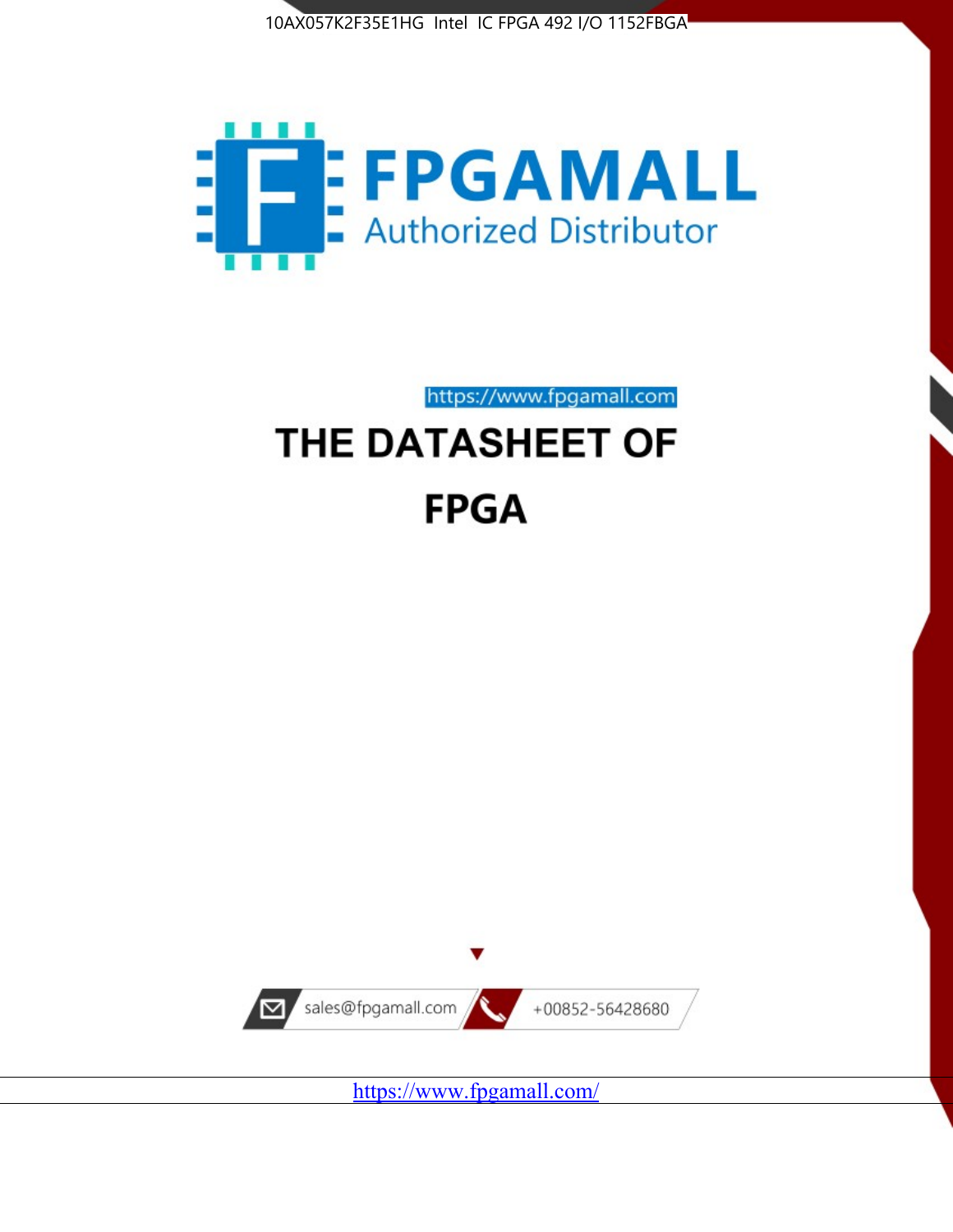10AX057K2F35E1HG Intel IC FPGA 492 I/O 1152FBGA

FPGAMALL

Authorized Distributor

https://www.fpgamall.com

# THE DATASHEET OF

# FPGA

sales@fpgamall.com

+00852-56428680

https://www.fpgamall.com/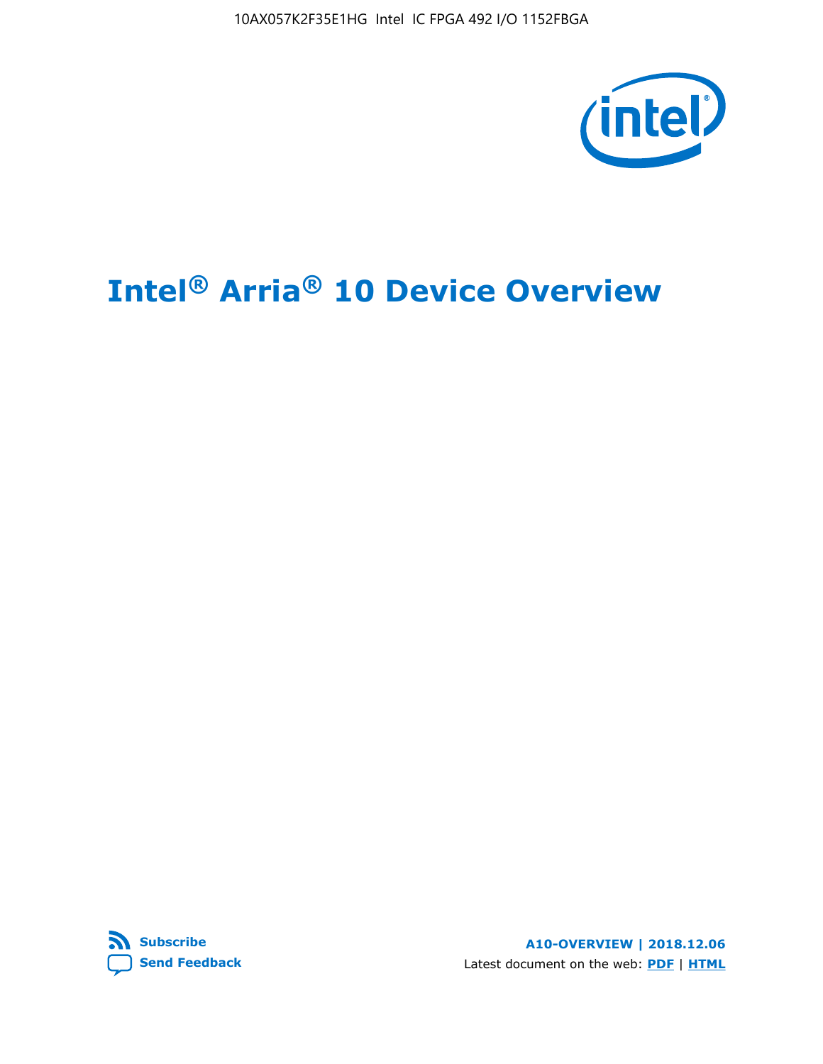# Intel® Arria® 10 Device Overview

Subscribe

Send Feedback

A10-OVERVIEW | 2018.12.06

Latest document on the web: PDF | HTML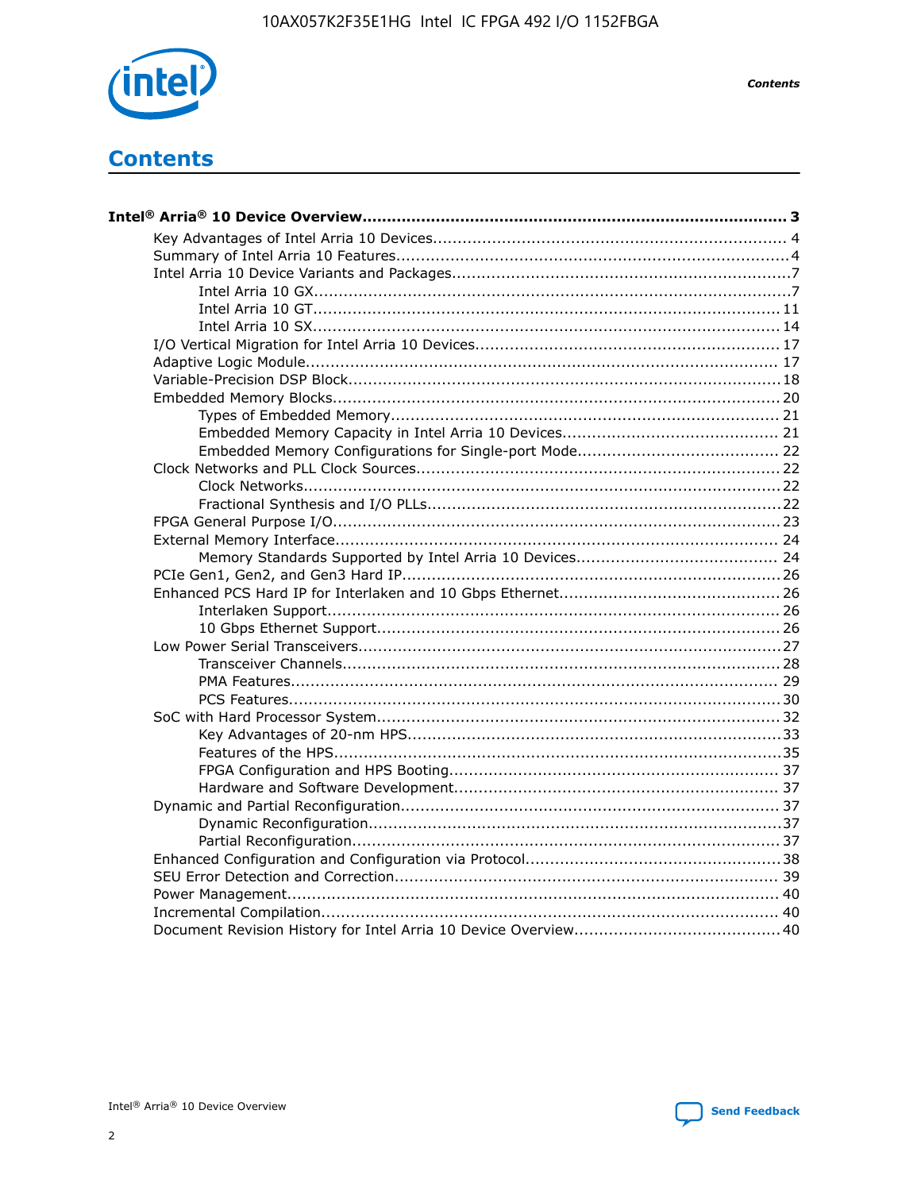# Contents

**Intel® Arria® 10 Device Overview....................................................................................... 3**

- Key Advantages of Intel Arria 10 Devices....................................................................... 4
- Summary of Intel Arria 10 Features................................................................................4
- Intel Arria 10 Device Variants and Packages.....................................................................7
  - Intel Arria 10 GX.................................................................................................7
  - Intel Arria 10 GT............................................................................................... 11
  - Intel Arria 10 SX............................................................................................... 14
- I/O Vertical Migration for Intel Arria 10 Devices.............................................................. 17
- Adaptive Logic Module................................................................................................ 17
- Variable-Precision DSP Block.........................................................................................18
- Embedded Memory Blocks........................................................................................... 20
  - Types of Embedded Memory............................................................................... 21
  - Embedded Memory Capacity in Intel Arria 10 Devices............................................ 21
  - Embedded Memory Configurations for Single-port Mode......................................... 22
- Clock Networks and PLL Clock Sources..........................................................................22
  - Clock Networks.................................................................................................22
  - Fractional Synthesis and I/O PLLs........................................................................22
- FPGA General Purpose I/O...........................................................................................23
- External Memory Interface.......................................................................................... 24
  - Memory Standards Supported by Intel Arria 10 Devices......................................... 24
- PCIe Gen1, Gen2, and Gen3 Hard IP.............................................................................26
- Enhanced PCS Hard IP for Interlaken and 10 Gbps Ethernet.............................................26
  - Interlaken Support............................................................................................ 26
  - 10 Gbps Ethernet Support.................................................................................. 26
- Low Power Serial Transceivers......................................................................................27
  - Transceiver Channels.........................................................................................28
  - PMA Features................................................................................................... 29
  - PCS Features....................................................................................................30
- SoC with Hard Processor System.................................................................................. 32
  - Key Advantages of 20-nm HPS............................................................................33
  - Features of the HPS...........................................................................................35
  - FPGA Configuration and HPS Booting................................................................... 37
  - Hardware and Software Development.................................................................. 37
- Dynamic and Partial Reconfiguration.............................................................................37
  - Dynamic Reconfiguration....................................................................................37
  - Partial Reconfiguration.......................................................................................37
- Enhanced Configuration and Configuration via Protocol....................................................38
- SEU Error Detection and Correction.............................................................................. 39
- Power Management.................................................................................................... 40
- Incremental Compilation............................................................................................. 40
- Document Revision History for Intel Arria 10 Device Overview..........................................40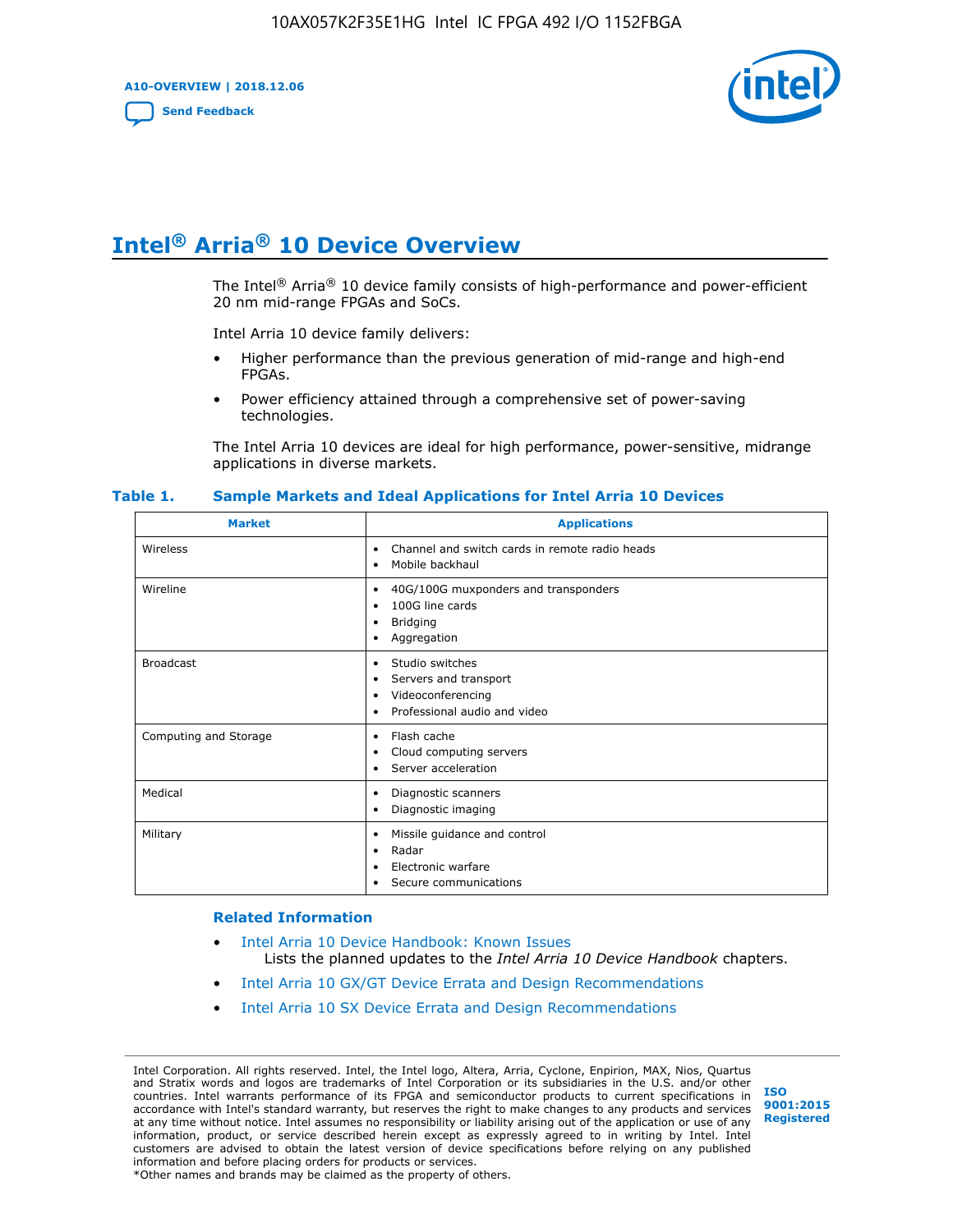# Intel® Arria® 10 Device Overview

The Intel® Arria® 10 device family consists of high-performance and power-efficient 20 nm mid-range FPGAs and SoCs.

Intel Arria 10 device family delivers:

- Higher performance than the previous generation of mid-range and high-end FPGAs.
- Power efficiency attained through a comprehensive set of power-saving technologies.

The Intel Arria 10 devices are ideal for high performance, power-sensitive, midrange applications in diverse markets.

**Table 1. Sample Markets and Ideal Applications for Intel Arria 10 Devices**

| Market | Applications |
|---|---|
| Wireless | • Channel and switch cards in remote radio heads<br>• Mobile backhaul |
| Wireline | • 40G/100G muxponders and transponders<br>• 100G line cards<br>• Bridging<br>• Aggregation |
| Broadcast | • Studio switches<br>• Servers and transport<br>• Videoconferencing<br>• Professional audio and video |
| Computing and Storage | • Flash cache<br>• Cloud computing servers<br>• Server acceleration |
| Medical | • Diagnostic scanners<br>• Diagnostic imaging |
| Military | • Missile guidance and control<br>• Radar<br>• Electronic warfare<br>• Secure communications |

### Related Information

- Intel Arria 10 Device Handbook: Known Issues
  Lists the planned updates to the *Intel Arria 10 Device Handbook* chapters.
- Intel Arria 10 GX/GT Device Errata and Design Recommendations
- Intel Arria 10 SX Device Errata and Design Recommendations

Intel Corporation. All rights reserved. Intel, the Intel logo, Altera, Arria, Cyclone, Enpirion, MAX, Nios, Quartus and Stratix words and logos are trademarks of Intel Corporation or its subsidiaries in the U.S. and/or other countries. Intel warrants performance of its FPGA and semiconductor products to current specifications in accordance with Intel's standard warranty, but reserves the right to make changes to any products and services at any time without notice. Intel assumes no responsibility or liability arising out of the application or use of any information, product, or service described herein except as expressly agreed to in writing by Intel. Intel customers are advised to obtain the latest version of device specifications before relying on any published information and before placing orders for products or services.
*Other names and brands may be claimed as the property of others.

ISO 9001:2015 Registered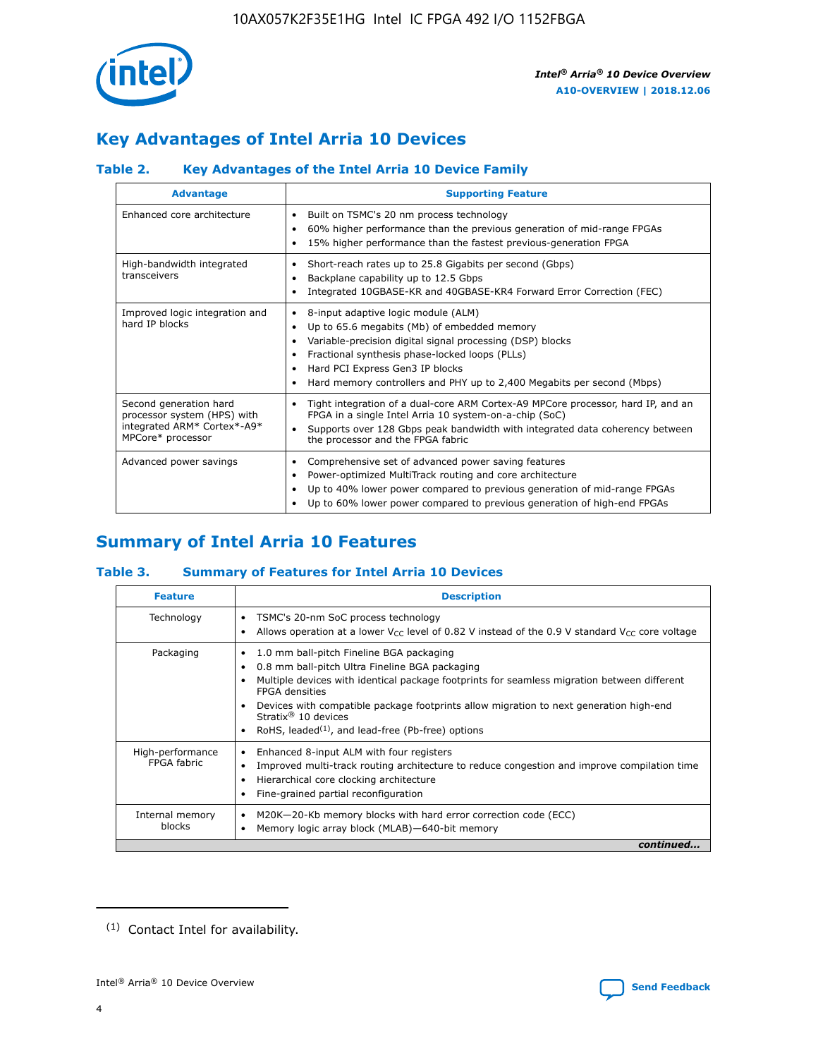## Key Advantages of Intel Arria 10 Devices

### Table 2. Key Advantages of the Intel Arria 10 Device Family

| Advantage | Supporting Feature |
|---|---|
| Enhanced core architecture | • Built on TSMC's 20 nm process technology<br>• 60% higher performance than the previous generation of mid-range FPGAs<br>• 15% higher performance than the fastest previous-generation FPGA |
| High-bandwidth integrated transceivers | • Short-reach rates up to 25.8 Gigabits per second (Gbps)<br>• Backplane capability up to 12.5 Gbps<br>• Integrated 10GBASE-KR and 40GBASE-KR4 Forward Error Correction (FEC) |
| Improved logic integration and hard IP blocks | • 8-input adaptive logic module (ALM)<br>• Up to 65.6 megabits (Mb) of embedded memory<br>• Variable-precision digital signal processing (DSP) blocks<br>• Fractional synthesis phase-locked loops (PLLs)<br>• Hard PCI Express Gen3 IP blocks<br>• Hard memory controllers and PHY up to 2,400 Megabits per second (Mbps) |
| Second generation hard processor system (HPS) with integrated ARM* Cortex*-A9* MPCore* processor | • Tight integration of a dual-core ARM Cortex-A9 MPCore processor, hard IP, and an FPGA in a single Intel Arria 10 system-on-a-chip (SoC)<br>• Supports over 128 Gbps peak bandwidth with integrated data coherency between the processor and the FPGA fabric |
| Advanced power savings | • Comprehensive set of advanced power saving features<br>• Power-optimized MultiTrack routing and core architecture<br>• Up to 40% lower power compared to previous generation of mid-range FPGAs<br>• Up to 60% lower power compared to previous generation of high-end FPGAs |

## Summary of Intel Arria 10 Features

### Table 3. Summary of Features for Intel Arria 10 Devices

| Feature | Description |
|---|---|
| Technology | • TSMC's 20-nm SoC process technology<br>• Allows operation at a lower $V_{CC}$ level of 0.82 V instead of the 0.9 V standard $V_{CC}$ core voltage |
| Packaging | • 1.0 mm ball-pitch Fineline BGA packaging<br>• 0.8 mm ball-pitch Ultra Fineline BGA packaging<br>• Multiple devices with identical package footprints for seamless migration between different FPGA densities<br>• Devices with compatible package footprints allow migration to next generation high-end Stratix® 10 devices<br>• RoHS, leaded[(1)], and lead-free (Pb-free) options |
| High-performance FPGA fabric | • Enhanced 8-input ALM with four registers<br>• Improved multi-track routing architecture to reduce congestion and improve compilation time<br>• Hierarchical core clocking architecture<br>• Fine-grained partial reconfiguration |
| Internal memory blocks | • M20K—20-Kb memory blocks with hard error correction code (ECC)<br>• Memory logic array block (MLAB)—640-bit memory |

*continued...*

(1) Contact Intel for availability.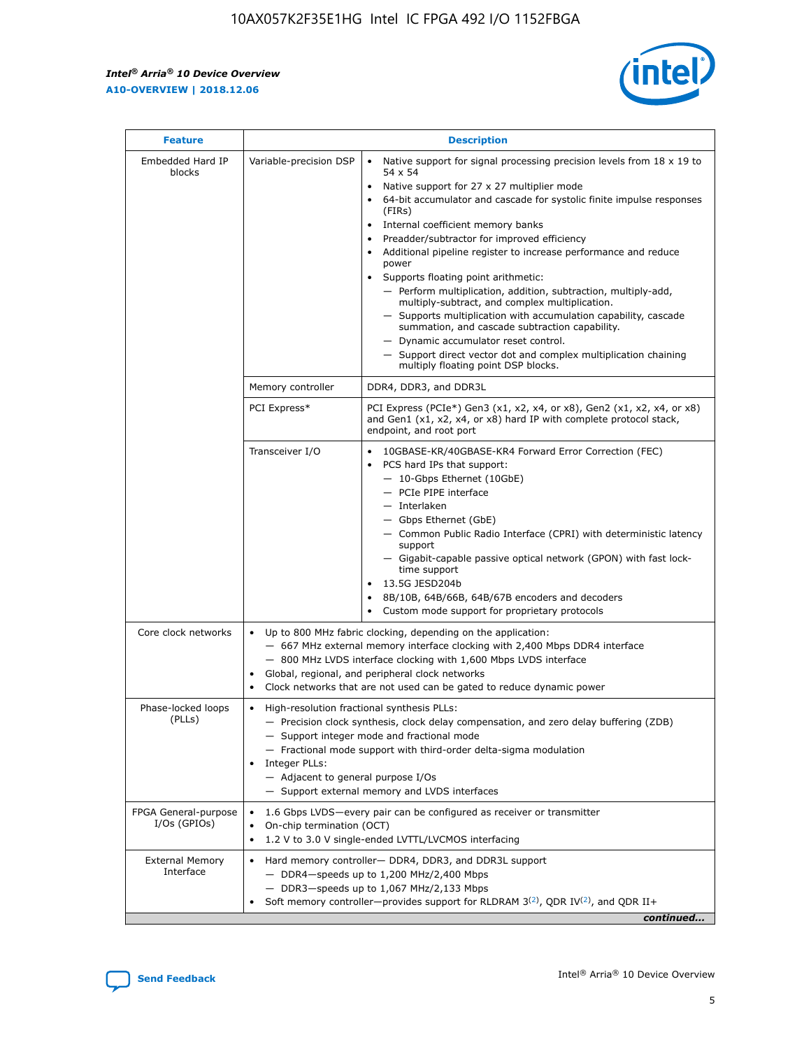| Feature | Description | |
|---|---|---|
| Embedded Hard IP blocks | Variable-precision DSP | • Native support for signal processing precision levels from 18 x 19 to 54 x 54<br>• Native support for 27 x 27 multiplier mode<br>• 64-bit accumulator and cascade for systolic finite impulse responses (FIRs)<br>• Internal coefficient memory banks<br>• Preadder/subtractor for improved efficiency<br>• Additional pipeline register to increase performance and reduce power<br>• Supports floating point arithmetic:<br>— Perform multiplication, addition, subtraction, multiply-add, multiply-subtract, and complex multiplication.<br>— Supports multiplication with accumulation capability, cascade summation, and cascade subtraction capability.<br>— Dynamic accumulator reset control.<br>— Support direct vector dot and complex multiplication chaining multiply floating point DSP blocks. |
| | Memory controller | DDR4, DDR3, and DDR3L |
| | PCI Express* | PCI Express (PCIe*) Gen3 (x1, x2, x4, or x8), Gen2 (x1, x2, x4, or x8) and Gen1 (x1, x2, x4, or x8) hard IP with complete protocol stack, endpoint, and root port |
| | Transceiver I/O | • 10GBASE-KR/40GBASE-KR4 Forward Error Correction (FEC)<br>• PCS hard IPs that support:<br>— 10-Gbps Ethernet (10GbE)<br>— PCIe PIPE interface<br>— Interlaken<br>— Gbps Ethernet (GbE)<br>— Common Public Radio Interface (CPRI) with deterministic latency support<br>— Gigabit-capable passive optical network (GPON) with fast lock-time support<br>• 13.5G JESD204b<br>• 8B/10B, 64B/66B, 64B/67B encoders and decoders<br>• Custom mode support for proprietary protocols |
| Core clock networks | • Up to 800 MHz fabric clocking, depending on the application:<br>— 667 MHz external memory interface clocking with 2,400 Mbps DDR4 interface<br>— 800 MHz LVDS interface clocking with 1,600 Mbps LVDS interface<br>• Global, regional, and peripheral clock networks<br>• Clock networks that are not used can be gated to reduce dynamic power | |
| Phase-locked loops (PLLs) | • High-resolution fractional synthesis PLLs:<br>— Precision clock synthesis, clock delay compensation, and zero delay buffering (ZDB)<br>— Support integer mode and fractional mode<br>— Fractional mode support with third-order delta-sigma modulation<br>• Integer PLLs:<br>— Adjacent to general purpose I/Os<br>— Support external memory and LVDS interfaces | |
| FPGA General-purpose I/Os (GPIOs) | • 1.6 Gbps LVDS—every pair can be configured as receiver or transmitter<br>• On-chip termination (OCT)<br>• 1.2 V to 3.0 V single-ended LVTTL/LVCMOS interfacing | |
| External Memory Interface | • Hard memory controller— DDR4, DDR3, and DDR3L support<br>— DDR4—speeds up to 1,200 MHz/2,400 Mbps<br>— DDR3—speeds up to 1,067 MHz/2,133 Mbps<br>• Soft memory controller—provides support for RLDRAM 3[(2)], QDR IV[(2)], and QDR II+ | |

*continued...*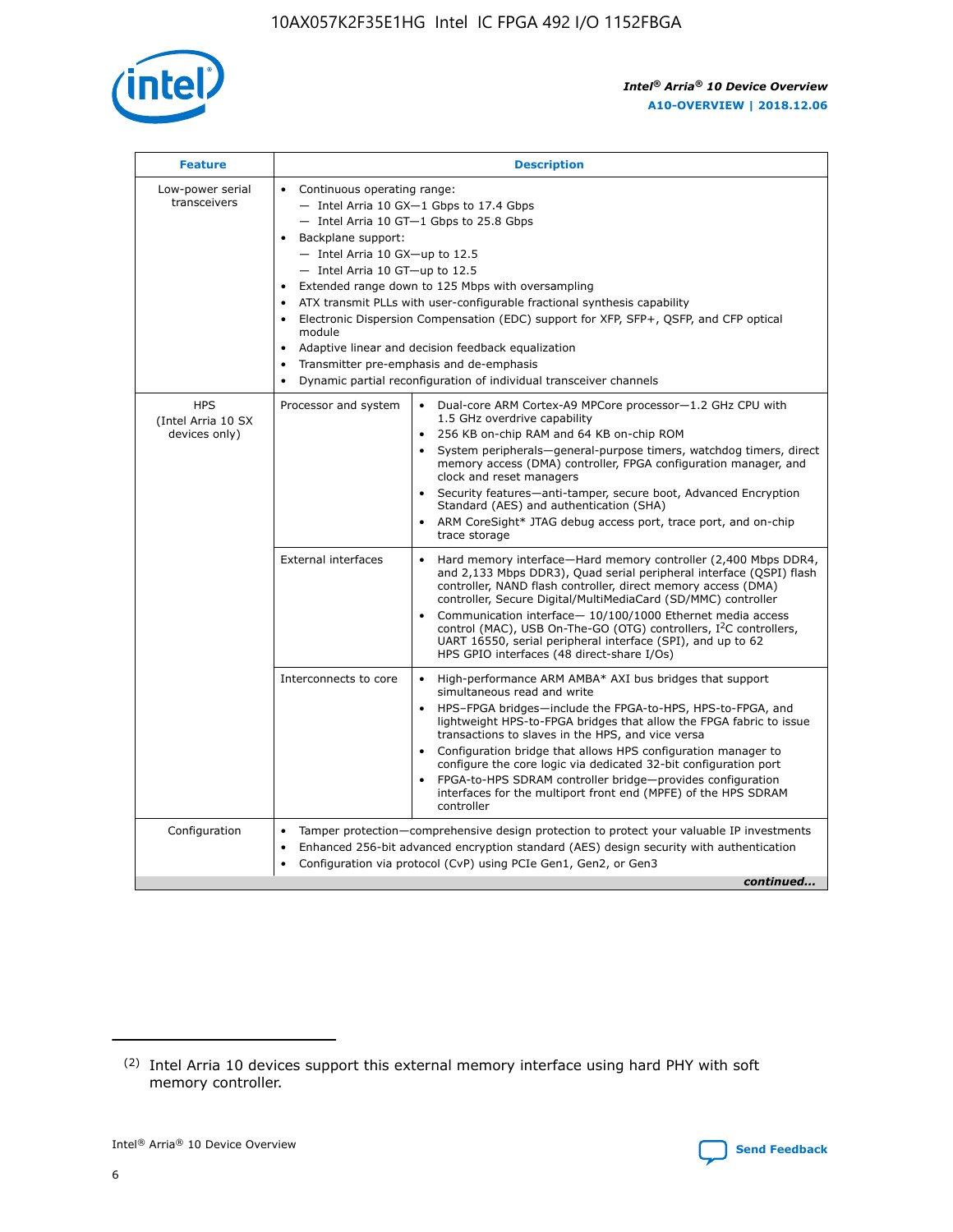| Feature | Description | |
|---|---|---|
| Low-power serial transceivers | • Continuous operating range:<br>— Intel Arria 10 GX—1 Gbps to 17.4 Gbps<br>— Intel Arria 10 GT—1 Gbps to 25.8 Gbps<br>• Backplane support:<br>— Intel Arria 10 GX—up to 12.5<br>— Intel Arria 10 GT—up to 12.5<br>• Extended range down to 125 Mbps with oversampling<br>• ATX transmit PLLs with user-configurable fractional synthesis capability<br>• Electronic Dispersion Compensation (EDC) support for XFP, SFP+, QSFP, and CFP optical module<br>• Adaptive linear and decision feedback equalization<br>• Transmitter pre-emphasis and de-emphasis<br>• Dynamic partial reconfiguration of individual transceiver channels | |
| HPS (Intel Arria 10 SX devices only) | Processor and system | • Dual-core ARM Cortex-A9 MPCore processor—1.2 GHz CPU with 1.5 GHz overdrive capability<br>• 256 KB on-chip RAM and 64 KB on-chip ROM<br>• System peripherals—general-purpose timers, watchdog timers, direct memory access (DMA) controller, FPGA configuration manager, and clock and reset managers<br>• Security features—anti-tamper, secure boot, Advanced Encryption Standard (AES) and authentication (SHA)<br>• ARM CoreSight* JTAG debug access port, trace port, and on-chip trace storage |
| | External interfaces | • Hard memory interface—Hard memory controller (2,400 Mbps DDR4, and 2,133 Mbps DDR3), Quad serial peripheral interface (QSPI) flash controller, NAND flash controller, direct memory access (DMA) controller, Secure Digital/MultiMediaCard (SD/MMC) controller<br>• Communication interface— 10/100/1000 Ethernet media access control (MAC), USB On-The-GO (OTG) controllers, I²C controllers, UART 16550, serial peripheral interface (SPI), and up to 62 HPS GPIO interfaces (48 direct-share I/Os) |
| | Interconnects to core | • High-performance ARM AMBA* AXI bus bridges that support simultaneous read and write<br>• HPS–FPGA bridges—include the FPGA-to-HPS, HPS-to-FPGA, and lightweight HPS-to-FPGA bridges that allow the FPGA fabric to issue transactions to slaves in the HPS, and vice versa<br>• Configuration bridge that allows HPS configuration manager to configure the core logic via dedicated 32-bit configuration port<br>• FPGA-to-HPS SDRAM controller bridge—provides configuration interfaces for the multiport front end (MPFE) of the HPS SDRAM controller |
| Configuration | • Tamper protection—comprehensive design protection to protect your valuable IP investments<br>• Enhanced 256-bit advanced encryption standard (AES) design security with authentication<br>• Configuration via protocol (CvP) using PCIe Gen1, Gen2, or Gen3 | |

*continued...*

(2) Intel Arria 10 devices support this external memory interface using hard PHY with soft memory controller.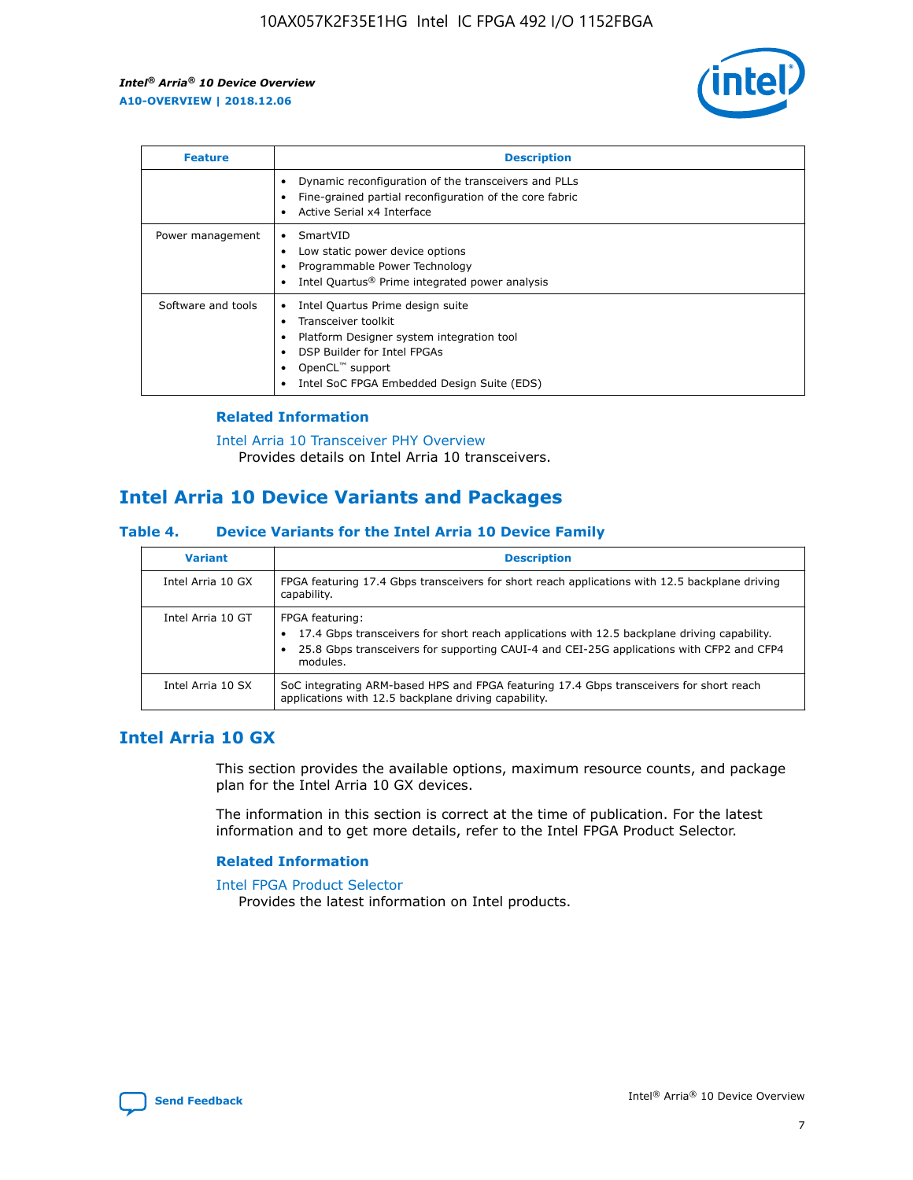| Feature | Description |
| --- | --- |
| | • Dynamic reconfiguration of the transceivers and PLLs<br>• Fine-grained partial reconfiguration of the core fabric<br>• Active Serial x4 Interface |
| Power management | • SmartVID<br>• Low static power device options<br>• Programmable Power Technology<br>• Intel Quartus® Prime integrated power analysis |
| Software and tools | • Intel Quartus Prime design suite<br>• Transceiver toolkit<br>• Platform Designer system integration tool<br>• DSP Builder for Intel FPGAs<br>• OpenCL™ support<br>• Intel SoC FPGA Embedded Design Suite (EDS) |

### Related Information

Intel Arria 10 Transceiver PHY Overview
Provides details on Intel Arria 10 transceivers.

## Intel Arria 10 Device Variants and Packages

#### Table 4. Device Variants for the Intel Arria 10 Device Family

| Variant | Description |
| --- | --- |
| Intel Arria 10 GX | FPGA featuring 17.4 Gbps transceivers for short reach applications with 12.5 backplane driving capability. |
| Intel Arria 10 GT | FPGA featuring:<br>• 17.4 Gbps transceivers for short reach applications with 12.5 backplane driving capability.<br>• 25.8 Gbps transceivers for supporting CAUI-4 and CEI-25G applications with CFP2 and CFP4 modules. |
| Intel Arria 10 SX | SoC integrating ARM-based HPS and FPGA featuring 17.4 Gbps transceivers for short reach applications with 12.5 backplane driving capability. |

## Intel Arria 10 GX

This section provides the available options, maximum resource counts, and package plan for the Intel Arria 10 GX devices.

The information in this section is correct at the time of publication. For the latest information and to get more details, refer to the Intel FPGA Product Selector.

### Related Information

Intel FPGA Product Selector
Provides the latest information on Intel products.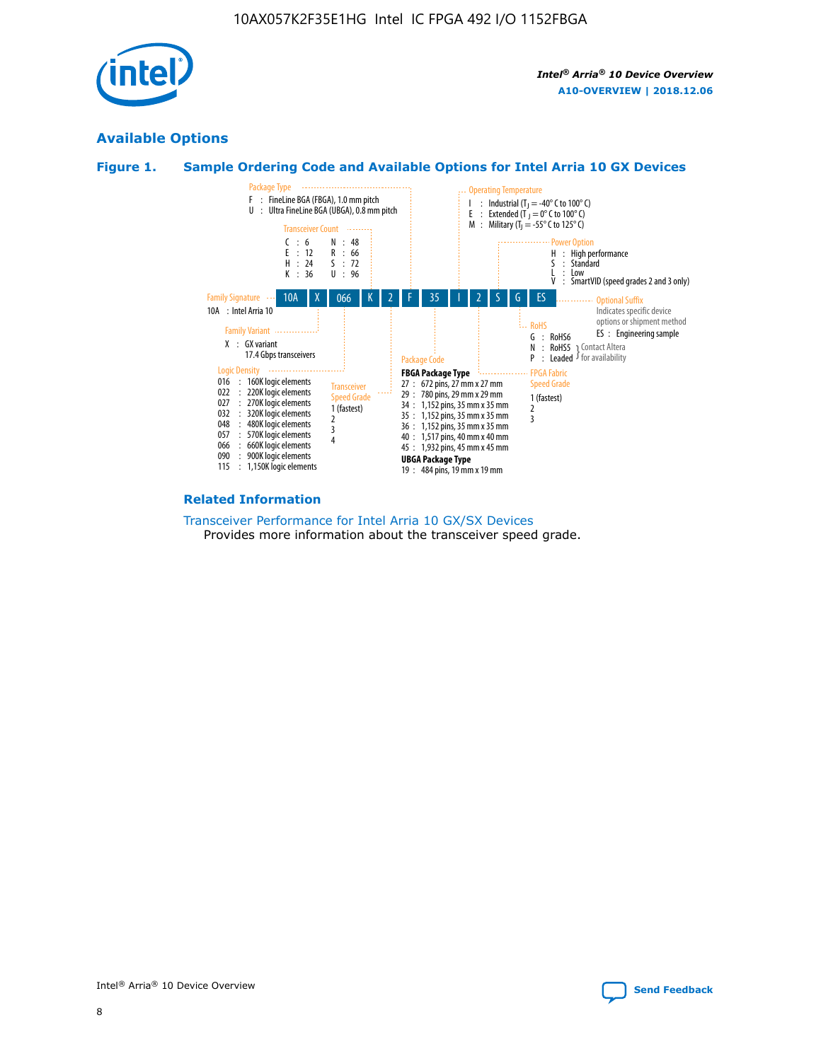## Available Options

### Figure 1. Sample Ordering Code and Available Options for Intel Arria 10 GX Devices

10A X 066 K 2 F 35 I 2 S G ES

Family Signature
10A : Intel Arria 10

Family Variant
X : GX variant
17.4 Gbps transceivers

Logic Density
016 : 160K logic elements
022 : 220K logic elements
027 : 270K logic elements
032 : 320K logic elements
048 : 480K logic elements
057 : 570K logic elements
066 : 660K logic elements
090 : 900K logic elements
115 : 1,150K logic elements

Transceiver Count
C : 6
E : 12
H : 24
K : 36
N : 48
R : 66
S : 72
U : 96

Transceiver Speed Grade
1 (fastest)
2
3
4

Package Type
F : FineLine BGA (FBGA), 1.0 mm pitch
U : Ultra FineLine BGA (UBGA), 0.8 mm pitch

Package Code
**FBGA Package Type**
27 : 672 pins, 27 mm x 27 mm
29 : 780 pins, 29 mm x 29 mm
34 : 1,152 pins, 35 mm x 35 mm
35 : 1,152 pins, 35 mm x 35 mm
36 : 1,152 pins, 35 mm x 35 mm
40 : 1,517 pins, 40 mm x 40 mm
45 : 1,932 pins, 45 mm x 45 mm
**UBGA Package Type**
19 : 484 pins, 19 mm x 19 mm

Operating Temperature
I : Industrial ($T_J$ = -40° C to 100° C)
E : Extended ($T_J$ = 0° C to 100° C)
M : Military ($T_J$ = -55° C to 125° C)

FPGA Fabric Speed Grade
1 (fastest)
2
3

Power Option
H : High performance
S : Standard
L : Low
V : SmartVID (speed grades 2 and 3 only)

RoHS
G : RoHS6
N : RoHS5
P : Leaded
(N, P: Contact Altera for availability)

Optional Suffix
Indicates specific device options or shipment method
ES : Engineering sample

### Related Information

Transceiver Performance for Intel Arria 10 GX/SX Devices
Provides more information about the transceiver speed grade.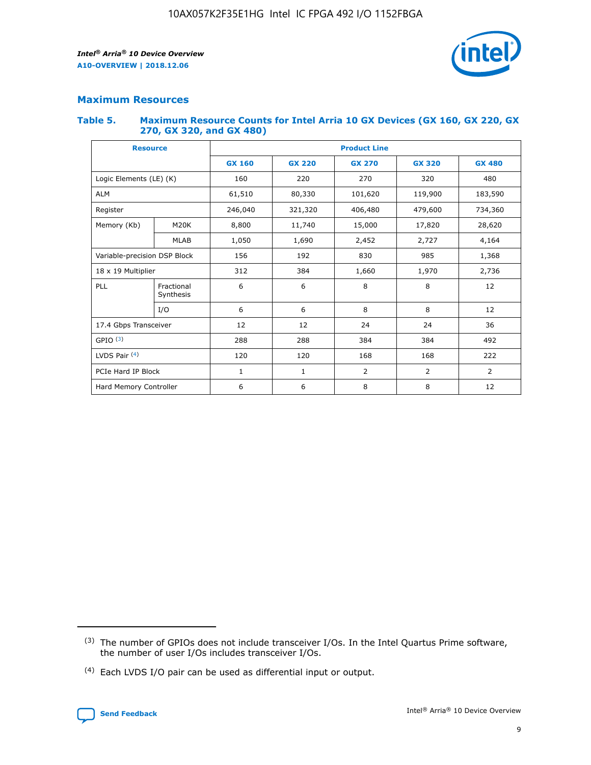## Maximum Resources

### Table 5. Maximum Resource Counts for Intel Arria 10 GX Devices (GX 160, GX 220, GX 270, GX 320, and GX 480)

| Resource | | Product Line | | | | |
|---|---|---|---|---|---|---|
| | | GX 160 | GX 220 | GX 270 | GX 320 | GX 480 |
| Logic Elements (LE) (K) | | 160 | 220 | 270 | 320 | 480 |
| ALM | | 61,510 | 80,330 | 101,620 | 119,900 | 183,590 |
| Register | | 246,040 | 321,320 | 406,480 | 479,600 | 734,360 |
| Memory (Kb) | M20K | 8,800 | 11,740 | 15,000 | 17,820 | 28,620 |
| | MLAB | 1,050 | 1,690 | 2,452 | 2,727 | 4,164 |
| Variable-precision DSP Block | | 156 | 192 | 830 | 985 | 1,368 |
| 18 x 19 Multiplier | | 312 | 384 | 1,660 | 1,970 | 2,736 |
| PLL | Fractional Synthesis | 6 | 6 | 8 | 8 | 12 |
| | I/O | 6 | 6 | 8 | 8 | 12 |
| 17.4 Gbps Transceiver | | 12 | 12 | 24 | 24 | 36 |
| GPIO [3] | | 288 | 288 | 384 | 384 | 492 |
| LVDS Pair [4] | | 120 | 120 | 168 | 168 | 222 |
| PCIe Hard IP Block | | 1 | 1 | 2 | 2 | 2 |
| Hard Memory Controller | | 6 | 6 | 8 | 8 | 12 |

[3] The number of GPIOs does not include transceiver I/Os. In the Intel Quartus Prime software, the number of user I/Os includes transceiver I/Os.

[4] Each LVDS I/O pair can be used as differential input or output.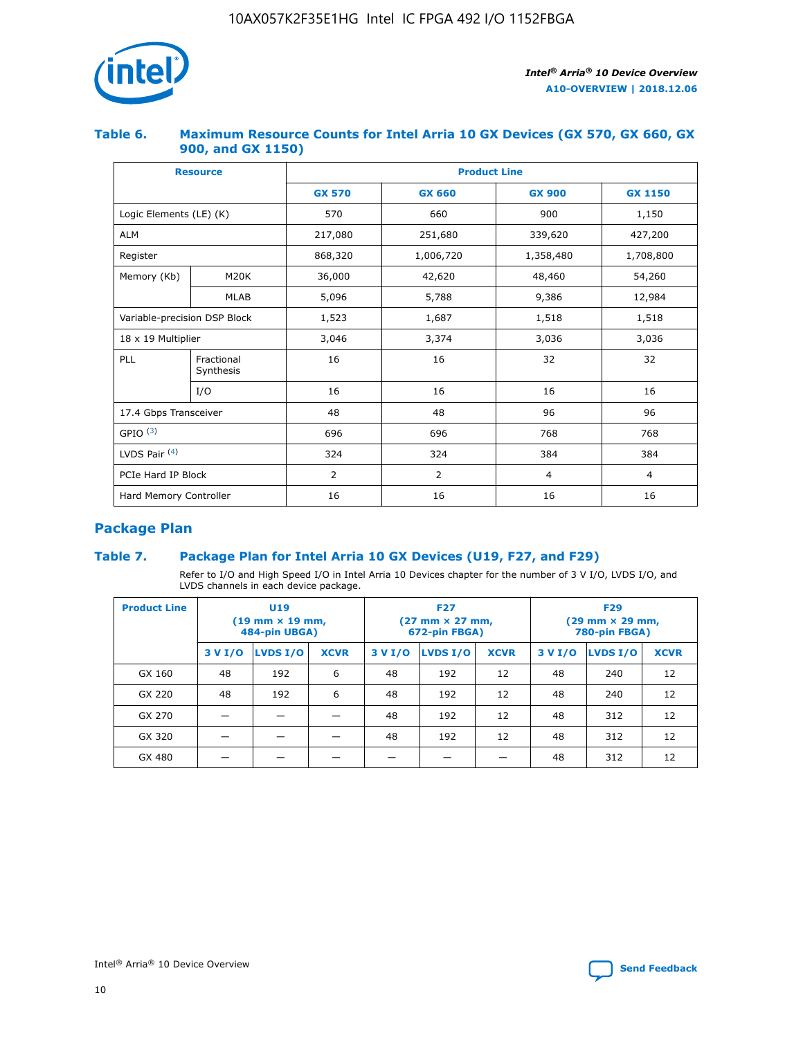### Table 6. Maximum Resource Counts for Intel Arria 10 GX Devices (GX 570, GX 660, GX 900, and GX 1150)

| Resource | | Product Line | | | |
|---|---|---|---|---|---|
| | | GX 570 | GX 660 | GX 900 | GX 1150 |
| Logic Elements (LE) (K) | | 570 | 660 | 900 | 1,150 |
| ALM | | 217,080 | 251,680 | 339,620 | 427,200 |
| Register | | 868,320 | 1,006,720 | 1,358,480 | 1,708,800 |
| Memory (Kb) | M20K | 36,000 | 42,620 | 48,460 | 54,260 |
| | MLAB | 5,096 | 5,788 | 9,386 | 12,984 |
| Variable-precision DSP Block | | 1,523 | 1,687 | 1,518 | 1,518 |
| 18 x 19 Multiplier | | 3,046 | 3,374 | 3,036 | 3,036 |
| PLL | Fractional Synthesis | 16 | 16 | 32 | 32 |
| | I/O | 16 | 16 | 16 | 16 |
| 17.4 Gbps Transceiver | | 48 | 48 | 96 | 96 |
| GPIO [(3)] | | 696 | 696 | 768 | 768 |
| LVDS Pair [(4)] | | 324 | 324 | 384 | 384 |
| PCIe Hard IP Block | | 2 | 2 | 4 | 4 |
| Hard Memory Controller | | 16 | 16 | 16 | 16 |

## Package Plan

### Table 7. Package Plan for Intel Arria 10 GX Devices (U19, F27, and F29)

Refer to I/O and High Speed I/O in Intel Arria 10 Devices chapter for the number of 3 V I/O, LVDS I/O, and LVDS channels in each device package.

| Product Line | U19 (19 mm × 19 mm, 484-pin UBGA) | | | F27 (27 mm × 27 mm, 672-pin FBGA) | | | F29 (29 mm × 29 mm, 780-pin FBGA) | | |
|---|---|---|---|---|---|---|---|---|---|
| | 3 V I/O | LVDS I/O | XCVR | 3 V I/O | LVDS I/O | XCVR | 3 V I/O | LVDS I/O | XCVR |
| GX 160 | 48 | 192 | 6 | 48 | 192 | 12 | 48 | 240 | 12 |
| GX 220 | 48 | 192 | 6 | 48 | 192 | 12 | 48 | 240 | 12 |
| GX 270 | — | — | — | 48 | 192 | 12 | 48 | 312 | 12 |
| GX 320 | — | — | — | 48 | 192 | 12 | 48 | 312 | 12 |
| GX 480 | — | — | — | — | — | — | 48 | 312 | 12 |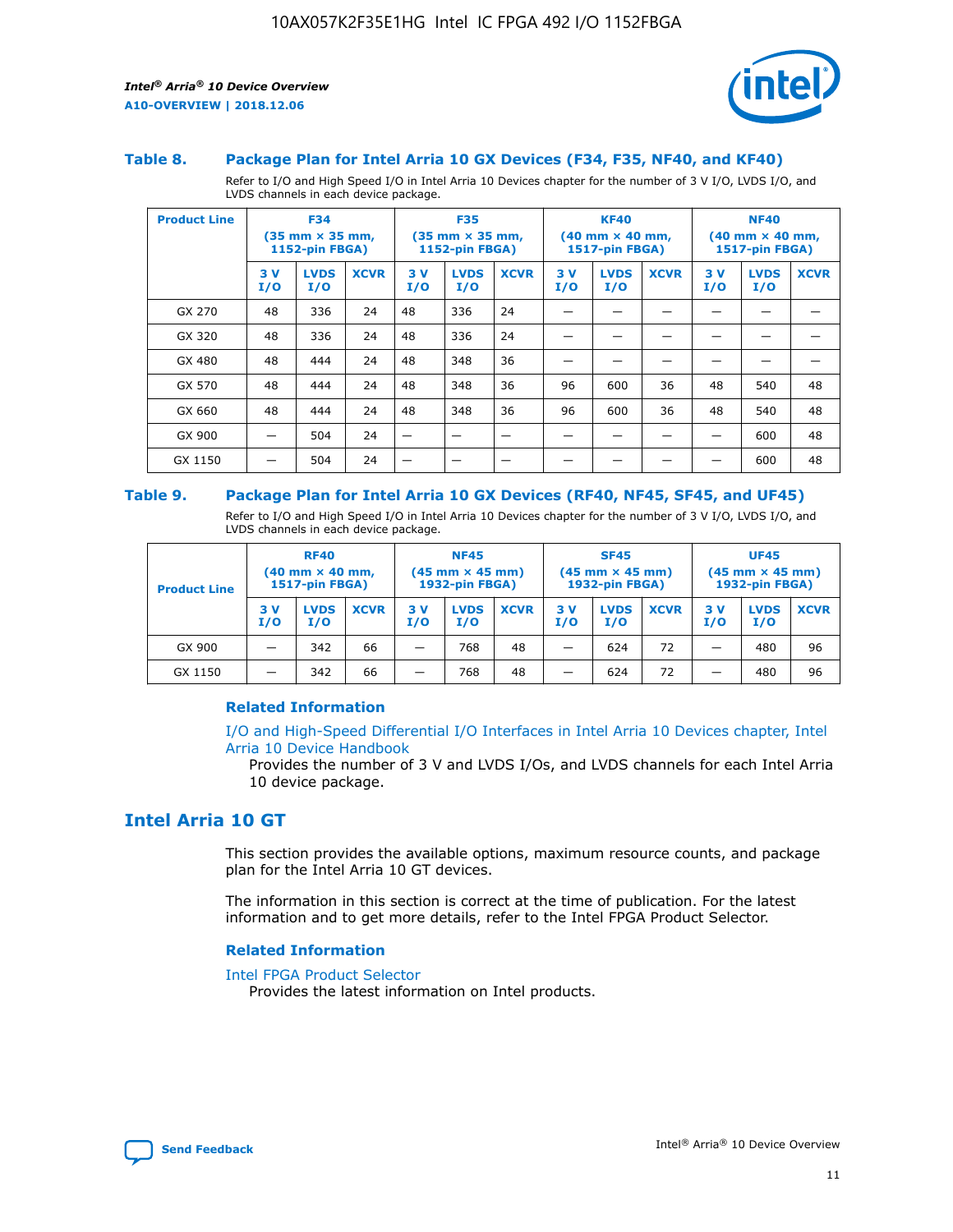### Table 8. Package Plan for Intel Arria 10 GX Devices (F34, F35, NF40, and KF40)

Refer to I/O and High Speed I/O in Intel Arria 10 Devices chapter for the number of 3 V I/O, LVDS I/O, and LVDS channels in each device package.

| Product Line | F34 (35 mm × 35 mm, 1152-pin FBGA) | | | F35 (35 mm × 35 mm, 1152-pin FBGA) | | | KF40 (40 mm × 40 mm, 1517-pin FBGA) | | | NF40 (40 mm × 40 mm, 1517-pin FBGA) | | |
|---|---|---|---|---|---|---|---|---|---|---|---|---|
| | 3 V I/O | LVDS I/O | XCVR | 3 V I/O | LVDS I/O | XCVR | 3 V I/O | LVDS I/O | XCVR | 3 V I/O | LVDS I/O | XCVR |
| GX 270 | 48 | 336 | 24 | 48 | 336 | 24 | — | — | — | — | — | — |
| GX 320 | 48 | 336 | 24 | 48 | 336 | 24 | — | — | — | — | — | — |
| GX 480 | 48 | 444 | 24 | 48 | 348 | 36 | — | — | — | — | — | — |
| GX 570 | 48 | 444 | 24 | 48 | 348 | 36 | 96 | 600 | 36 | 48 | 540 | 48 |
| GX 660 | 48 | 444 | 24 | 48 | 348 | 36 | 96 | 600 | 36 | 48 | 540 | 48 |
| GX 900 | — | 504 | 24 | — | — | — | — | — | — | — | 600 | 48 |
| GX 1150 | — | 504 | 24 | — | — | — | — | — | — | — | 600 | 48 |

### Table 9. Package Plan for Intel Arria 10 GX Devices (RF40, NF45, SF45, and UF45)

Refer to I/O and High Speed I/O in Intel Arria 10 Devices chapter for the number of 3 V I/O, LVDS I/O, and LVDS channels in each device package.

| Product Line | RF40 (40 mm × 40 mm, 1517-pin FBGA) | | | NF45 (45 mm × 45 mm) 1932-pin FBGA) | | | SF45 (45 mm × 45 mm) 1932-pin FBGA) | | | UF45 (45 mm × 45 mm) 1932-pin FBGA) | | |
|---|---|---|---|---|---|---|---|---|---|---|---|---|
| | 3 V I/O | LVDS I/O | XCVR | 3 V I/O | LVDS I/O | XCVR | 3 V I/O | LVDS I/O | XCVR | 3 V I/O | LVDS I/O | XCVR |
| GX 900 | — | 342 | 66 | — | 768 | 48 | — | 624 | 72 | — | 480 | 96 |
| GX 1150 | — | 342 | 66 | — | 768 | 48 | — | 624 | 72 | — | 480 | 96 |

#### Related Information

I/O and High-Speed Differential I/O Interfaces in Intel Arria 10 Devices chapter, Intel Arria 10 Device Handbook

Provides the number of 3 V and LVDS I/Os, and LVDS channels for each Intel Arria 10 device package.

## Intel Arria 10 GT

This section provides the available options, maximum resource counts, and package plan for the Intel Arria 10 GT devices.

The information in this section is correct at the time of publication. For the latest information and to get more details, refer to the Intel FPGA Product Selector.

#### Related Information

Intel FPGA Product Selector

Provides the latest information on Intel products.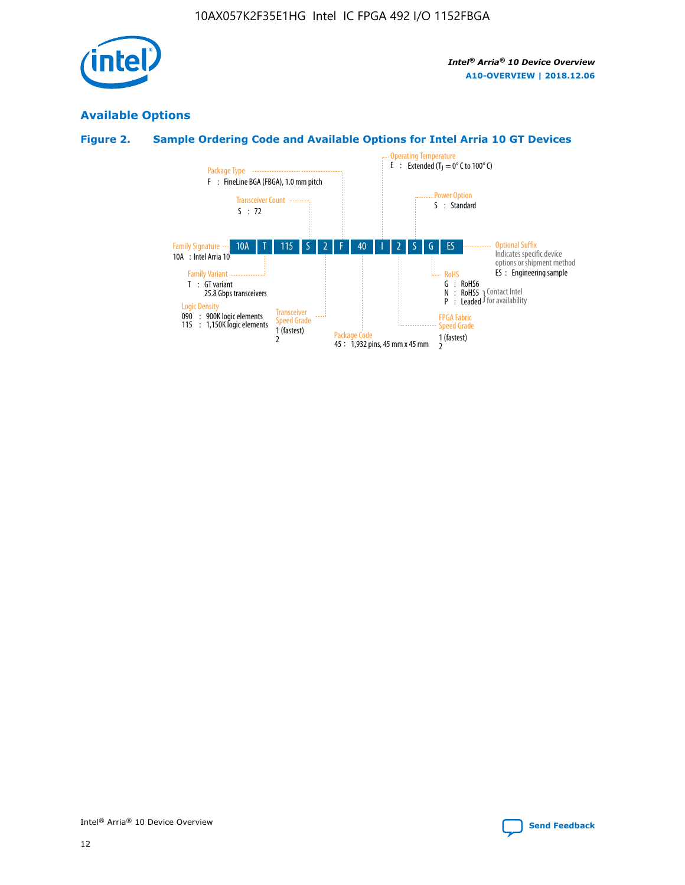## Available Options

### Figure 2. Sample Ordering Code and Available Options for Intel Arria 10 GT Devices

Family Signature
10A : Intel Arria 10

Family Variant
T : GT variant
25.8 Gbps transceivers

Logic Density
090 : 900K logic elements
115 : 1,150K logic elements

Transceiver Count
S : 72

Transceiver Speed Grade
1 (fastest)
2

Package Type
F : FineLine BGA (FBGA), 1.0 mm pitch

Package Code
45 : 1,932 pins, 45 mm x 45 mm

Operating Temperature
E : Extended ($T_J$ = 0° C to 100° C)

FPGA Fabric Speed Grade
1 (fastest)
2

Power Option
S : Standard

RoHS
G : RoHS6
N : RoHS5
P : Leaded
Contact Intel for availability

Optional Suffix
Indicates specific device options or shipment method
ES : Engineering sample

10A | T | 115 | S | 2 | F | 40 | I | 2 | S | G | ES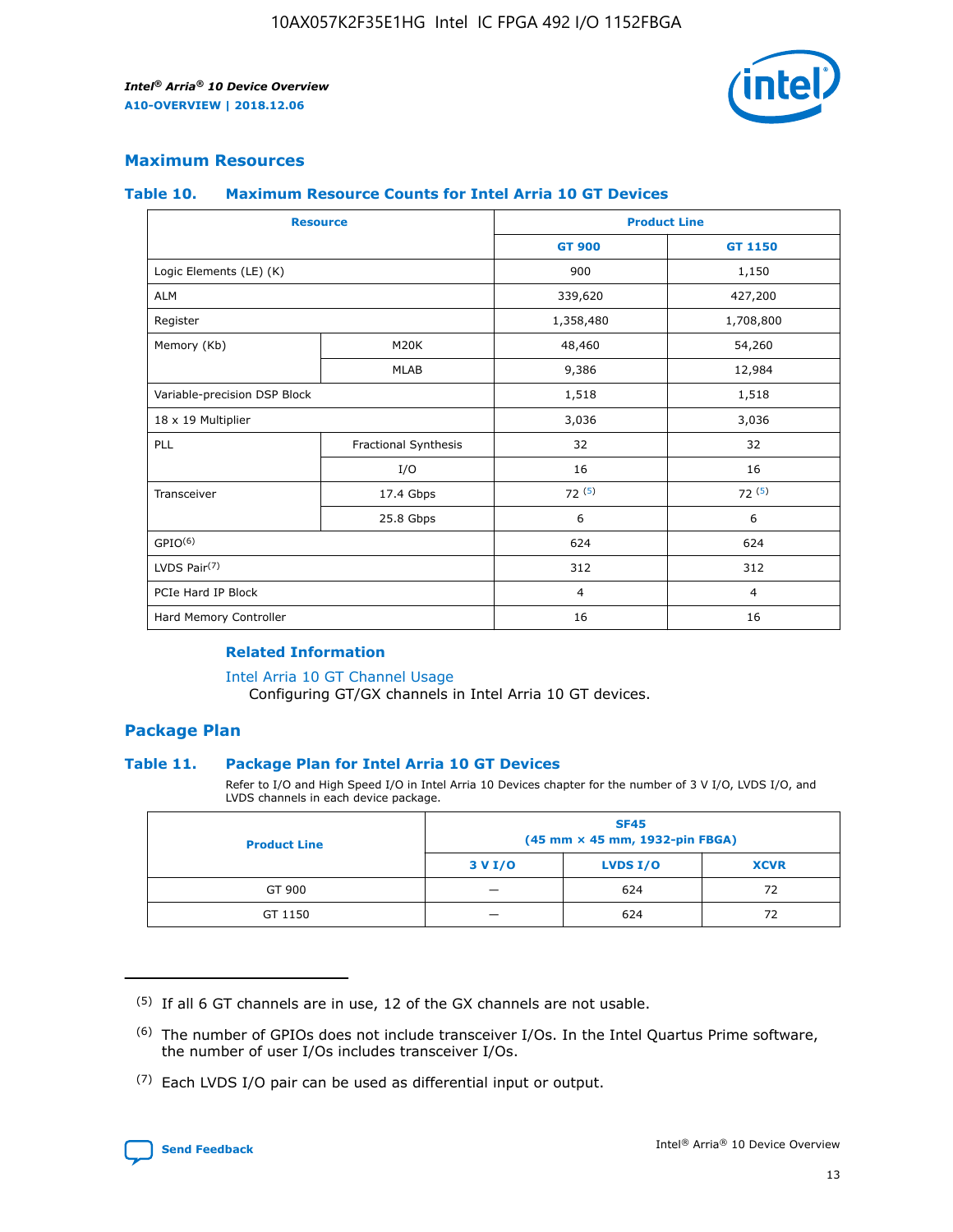## Maximum Resources

### Table 10. Maximum Resource Counts for Intel Arria 10 GT Devices

| Resource | | Product Line | |
|---|---|---|---|
| | | GT 900 | GT 1150 |
| Logic Elements (LE) (K) | | 900 | 1,150 |
| ALM | | 339,620 | 427,200 |
| Register | | 1,358,480 | 1,708,800 |
| Memory (Kb) | M20K | 48,460 | 54,260 |
| | MLAB | 9,386 | 12,984 |
| Variable-precision DSP Block | | 1,518 | 1,518 |
| 18 x 19 Multiplier | | 3,036 | 3,036 |
| PLL | Fractional Synthesis | 32 | 32 |
| | I/O | 16 | 16 |
| Transceiver | 17.4 Gbps | 72 (5) | 72 (5) |
| | 25.8 Gbps | 6 | 6 |
| GPIO(6) | | 624 | 624 |
| LVDS Pair(7) | | 312 | 312 |
| PCIe Hard IP Block | | 4 | 4 |
| Hard Memory Controller | | 16 | 16 |

#### Related Information

Intel Arria 10 GT Channel Usage
Configuring GT/GX channels in Intel Arria 10 GT devices.

## Package Plan

### Table 11. Package Plan for Intel Arria 10 GT Devices

Refer to I/O and High Speed I/O in Intel Arria 10 Devices chapter for the number of 3 V I/O, LVDS I/O, and LVDS channels in each device package.

| Product Line | SF45 (45 mm × 45 mm, 1932-pin FBGA) | | |
|---|---|---|---|
| | 3 V I/O | LVDS I/O | XCVR |
| GT 900 | — | 624 | 72 |
| GT 1150 | — | 624 | 72 |

(5) If all 6 GT channels are in use, 12 of the GX channels are not usable.

(6) The number of GPIOs does not include transceiver I/Os. In the Intel Quartus Prime software, the number of user I/Os includes transceiver I/Os.

(7) Each LVDS I/O pair can be used as differential input or output.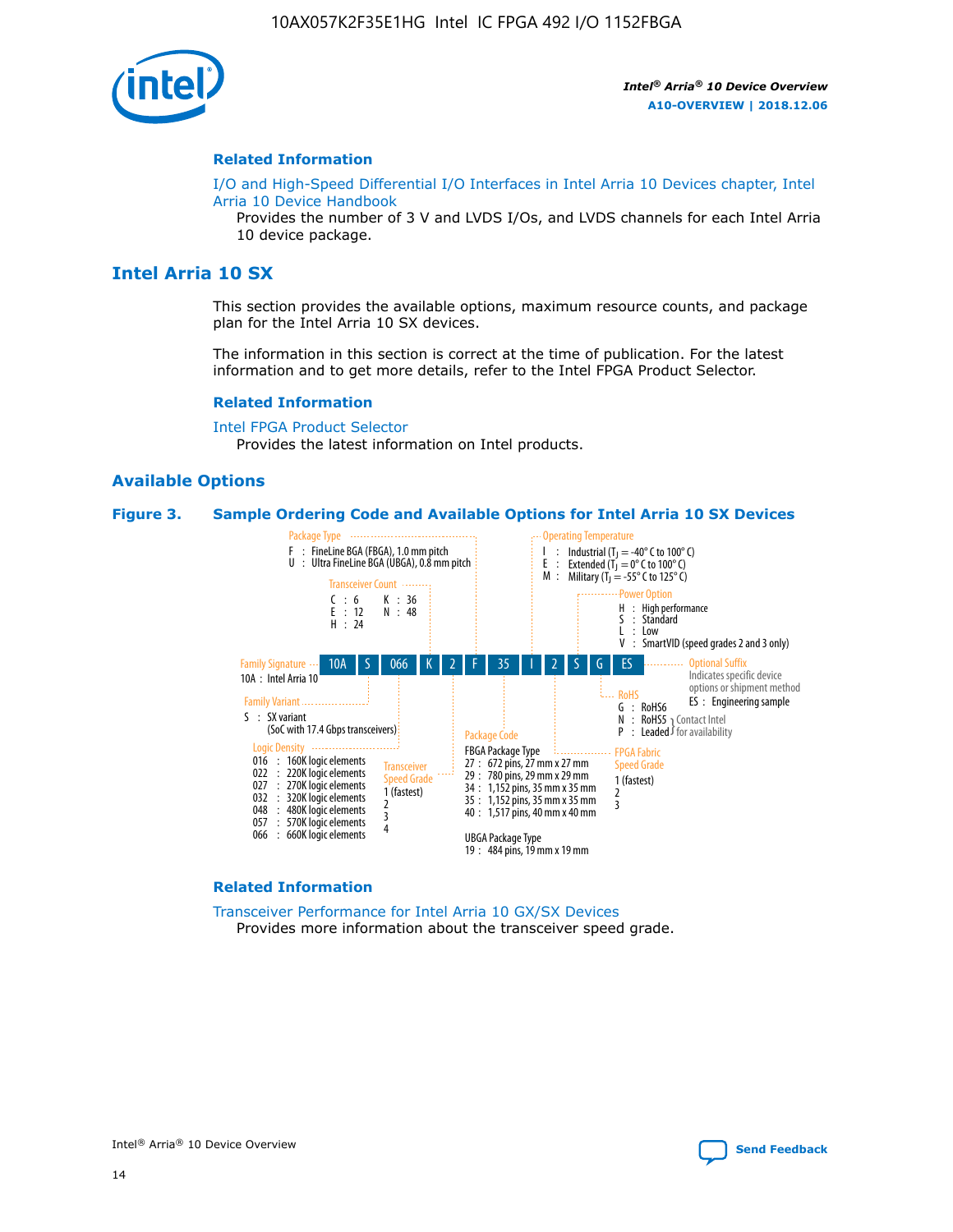## Related Information

I/O and High-Speed Differential I/O Interfaces in Intel Arria 10 Devices chapter, Intel Arria 10 Device Handbook

Provides the number of 3 V and LVDS I/Os, and LVDS channels for each Intel Arria 10 device package.

# Intel Arria 10 SX

This section provides the available options, maximum resource counts, and package plan for the Intel Arria 10 SX devices.

The information in this section is correct at the time of publication. For the latest information and to get more details, refer to the Intel FPGA Product Selector.

## Related Information

Intel FPGA Product Selector

Provides the latest information on Intel products.

## Available Options

**Figure 3. Sample Ordering Code and Available Options for Intel Arria 10 SX Devices**

10A S 066 K 2 F 35 I 2 S G ES

Family Signature
10A : Intel Arria 10

Family Variant
S : SX variant
(SoC with 17.4 Gbps transceivers)

Logic Density
016 : 160K logic elements
022 : 220K logic elements
027 : 270K logic elements
032 : 320K logic elements
048 : 480K logic elements
057 : 570K logic elements
066 : 660K logic elements

Transceiver Count
C : 6
E : 12
H : 24
K : 36
N : 48

Transceiver Speed Grade
1 (fastest)
2
3
4

Package Type
F : FineLine BGA (FBGA), 1.0 mm pitch
U : Ultra FineLine BGA (UBGA), 0.8 mm pitch

Package Code
FBGA Package Type
27 : 672 pins, 27 mm x 27 mm
29 : 780 pins, 29 mm x 29 mm
34 : 1,152 pins, 35 mm x 35 mm
35 : 1,152 pins, 35 mm x 35 mm
40 : 1,517 pins, 40 mm x 40 mm

UBGA Package Type
19 : 484 pins, 19 mm x 19 mm

Operating Temperature
I : Industrial ($T_J$ = -40° C to 100° C)
E : Extended ($T_J$ = 0° C to 100° C)
M : Military ($T_J$ = -55° C to 125° C)

FPGA Fabric Speed Grade
1 (fastest)
2
3

Power Option
H : High performance
S : Standard
L : Low
V : SmartVID (speed grades 2 and 3 only)

RoHS
G : RoHS6
N : RoHS5
P : Leaded
Contact Intel for availability

Optional Suffix
Indicates specific device options or shipment method
ES : Engineering sample

## Related Information

Transceiver Performance for Intel Arria 10 GX/SX Devices

Provides more information about the transceiver speed grade.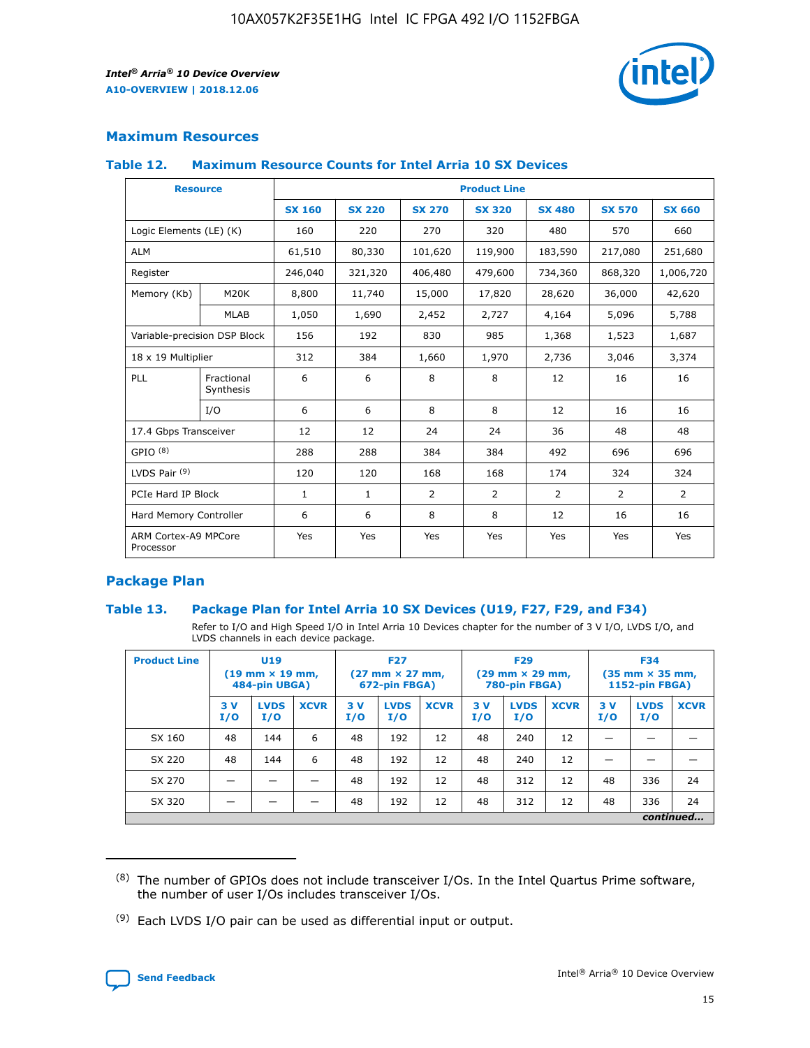## Maximum Resources

### Table 12. Maximum Resource Counts for Intel Arria 10 SX Devices

| Resource | | Product Line | | | | | | |
|---|---|---|---|---|---|---|---|---|
| | | SX 160 | SX 220 | SX 270 | SX 320 | SX 480 | SX 570 | SX 660 |
| Logic Elements (LE) (K) | | 160 | 220 | 270 | 320 | 480 | 570 | 660 |
| ALM | | 61,510 | 80,330 | 101,620 | 119,900 | 183,590 | 217,080 | 251,680 |
| Register | | 246,040 | 321,320 | 406,480 | 479,600 | 734,360 | 868,320 | 1,006,720 |
| Memory (Kb) | M20K | 8,800 | 11,740 | 15,000 | 17,820 | 28,620 | 36,000 | 42,620 |
| | MLAB | 1,050 | 1,690 | 2,452 | 2,727 | 4,164 | 5,096 | 5,788 |
| Variable-precision DSP Block | | 156 | 192 | 830 | 985 | 1,368 | 1,523 | 1,687 |
| 18 x 19 Multiplier | | 312 | 384 | 1,660 | 1,970 | 2,736 | 3,046 | 3,374 |
| PLL | Fractional Synthesis | 6 | 6 | 8 | 8 | 12 | 16 | 16 |
| | I/O | 6 | 6 | 8 | 8 | 12 | 16 | 16 |
| 17.4 Gbps Transceiver | | 12 | 12 | 24 | 24 | 36 | 48 | 48 |
| GPIO [8] | | 288 | 288 | 384 | 384 | 492 | 696 | 696 |
| LVDS Pair [9] | | 120 | 120 | 168 | 168 | 174 | 324 | 324 |
| PCIe Hard IP Block | | 1 | 1 | 2 | 2 | 2 | 2 | 2 |
| Hard Memory Controller | | 6 | 6 | 8 | 8 | 12 | 16 | 16 |
| ARM Cortex-A9 MPCore Processor | | Yes | Yes | Yes | Yes | Yes | Yes | Yes |

## Package Plan

### Table 13. Package Plan for Intel Arria 10 SX Devices (U19, F27, F29, and F34)

Refer to I/O and High Speed I/O in Intel Arria 10 Devices chapter for the number of 3 V I/O, LVDS I/O, and LVDS channels in each device package.

| Product Line | U19 (19 mm × 19 mm, 484-pin UBGA) | | | F27 (27 mm × 27 mm, 672-pin FBGA) | | | F29 (29 mm × 29 mm, 780-pin FBGA) | | | F34 (35 mm × 35 mm, 1152-pin FBGA) | | |
|---|---|---|---|---|---|---|---|---|---|---|---|---|
| | 3 V I/O | LVDS I/O | XCVR | 3 V I/O | LVDS I/O | XCVR | 3 V I/O | LVDS I/O | XCVR | 3 V I/O | LVDS I/O | XCVR |
| SX 160 | 48 | 144 | 6 | 48 | 192 | 12 | 48 | 240 | 12 | — | — | — |
| SX 220 | 48 | 144 | 6 | 48 | 192 | 12 | 48 | 240 | 12 | — | — | — |
| SX 270 | — | — | — | 48 | 192 | 12 | 48 | 312 | 12 | 48 | 336 | 24 |
| SX 320 | — | — | — | 48 | 192 | 12 | 48 | 312 | 12 | 48 | 336 | 24 |

*continued...*

(8) The number of GPIOs does not include transceiver I/Os. In the Intel Quartus Prime software, the number of user I/Os includes transceiver I/Os.

(9) Each LVDS I/O pair can be used as differential input or output.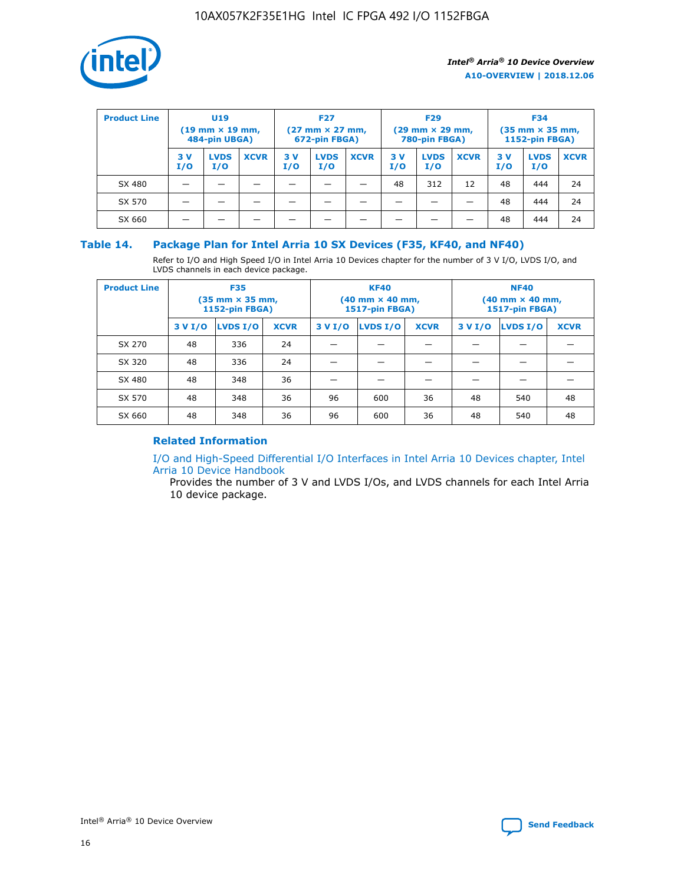| Product Line | U19 (19 mm × 19 mm, 484-pin UBGA) | | | F27 (27 mm × 27 mm, 672-pin FBGA) | | | F29 (29 mm × 29 mm, 780-pin FBGA) | | | F34 (35 mm × 35 mm, 1152-pin FBGA) | | |
|---|---|---|---|---|---|---|---|---|---|---|---|---|
| | 3 V I/O | LVDS I/O | XCVR | 3 V I/O | LVDS I/O | XCVR | 3 V I/O | LVDS I/O | XCVR | 3 V I/O | LVDS I/O | XCVR |
| SX 480 | — | — | — | — | — | — | 48 | 312 | 12 | 48 | 444 | 24 |
| SX 570 | — | — | — | — | — | — | — | — | — | 48 | 444 | 24 |
| SX 660 | — | — | — | — | — | — | — | — | — | 48 | 444 | 24 |

## Table 14. Package Plan for Intel Arria 10 SX Devices (F35, KF40, and NF40)

Refer to I/O and High Speed I/O in Intel Arria 10 Devices chapter for the number of 3 V I/O, LVDS I/O, and LVDS channels in each device package.

| Product Line | F35 (35 mm × 35 mm, 1152-pin FBGA) | | | KF40 (40 mm × 40 mm, 1517-pin FBGA) | | | NF40 (40 mm × 40 mm, 1517-pin FBGA) | | |
|---|---|---|---|---|---|---|---|---|---|
| | 3 V I/O | LVDS I/O | XCVR | 3 V I/O | LVDS I/O | XCVR | 3 V I/O | LVDS I/O | XCVR |
| SX 270 | 48 | 336 | 24 | — | — | — | — | — | — |
| SX 320 | 48 | 336 | 24 | — | — | — | — | — | — |
| SX 480 | 48 | 348 | 36 | — | — | — | — | — | — |
| SX 570 | 48 | 348 | 36 | 96 | 600 | 36 | 48 | 540 | 48 |
| SX 660 | 48 | 348 | 36 | 96 | 600 | 36 | 48 | 540 | 48 |

### Related Information

I/O and High-Speed Differential I/O Interfaces in Intel Arria 10 Devices chapter, Intel Arria 10 Device Handbook

Provides the number of 3 V and LVDS I/Os, and LVDS channels for each Intel Arria 10 device package.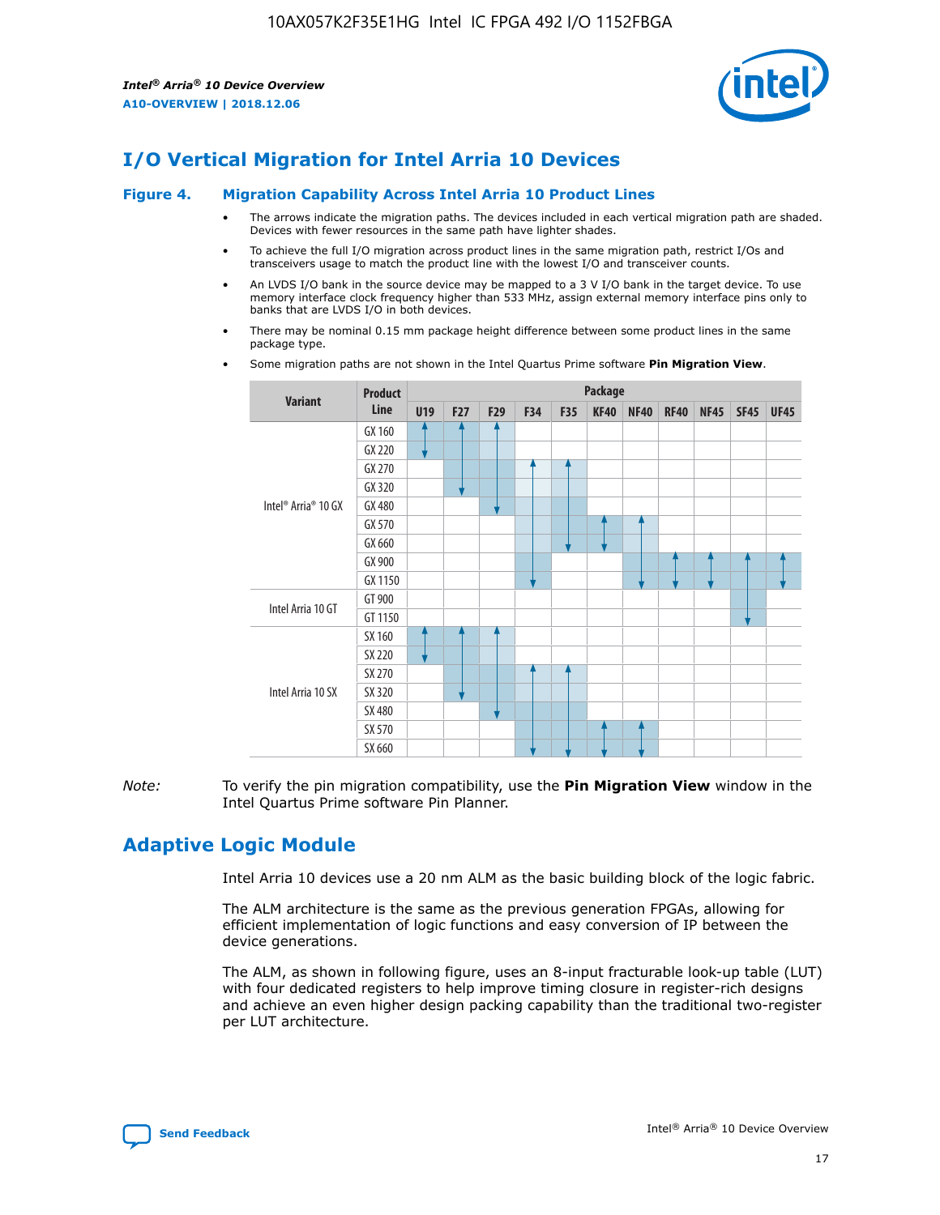## I/O Vertical Migration for Intel Arria 10 Devices

### Figure 4. Migration Capability Across Intel Arria 10 Product Lines

- The arrows indicate the migration paths. The devices included in each vertical migration path are shaded. Devices with fewer resources in the same path have lighter shades.
- To achieve the full I/O migration across product lines in the same migration path, restrict I/Os and transceivers usage to match the product line with the lowest I/O and transceiver counts.
- An LVDS I/O bank in the source device may be mapped to a 3 V I/O bank in the target device. To use memory interface clock frequency higher than 533 MHz, assign external memory interface pins only to banks that are LVDS I/O in both devices.
- There may be nominal 0.15 mm package height difference between some product lines in the same package type.
- Some migration paths are not shown in the Intel Quartus Prime software **Pin Migration View**.

| Variant | Product Line | Package | | | | | | | | | | |
|---|---|---|---|---|---|---|---|---|---|---|---|---|
| | | U19 | F27 | F29 | F34 | F35 | KF40 | NF40 | RF40 | NF45 | SF45 | UF45 |
| Intel® Arria® 10 GX | GX 160 | | | | | | | | | | | |
| | GX 220 | | | | | | | | | | | |
| | GX 270 | | | | | | | | | | | |
| | GX 320 | | | | | | | | | | | |
| | GX 480 | | | | | | | | | | | |
| | GX 570 | | | | | | | | | | | |
| | GX 660 | | | | | | | | | | | |
| | GX 900 | | | | | | | | | | | |
| | GX 1150 | | | | | | | | | | | |
| Intel Arria 10 GT | GT 900 | | | | | | | | | | | |
| | GT 1150 | | | | | | | | | | | |
| Intel Arria 10 SX | SX 160 | | | | | | | | | | | |
| | SX 220 | | | | | | | | | | | |
| | SX 270 | | | | | | | | | | | |
| | SX 320 | | | | | | | | | | | |
| | SX 480 | | | | | | | | | | | |
| | SX 570 | | | | | | | | | | | |
| | SX 660 | | | | | | | | | | | |

*Note:* To verify the pin migration compatibility, use the **Pin Migration View** window in the Intel Quartus Prime software Pin Planner.

## Adaptive Logic Module

Intel Arria 10 devices use a 20 nm ALM as the basic building block of the logic fabric.

The ALM architecture is the same as the previous generation FPGAs, allowing for efficient implementation of logic functions and easy conversion of IP between the device generations.

The ALM, as shown in following figure, uses an 8-input fracturable look-up table (LUT) with four dedicated registers to help improve timing closure in register-rich designs and achieve an even higher design packing capability than the traditional two-register per LUT architecture.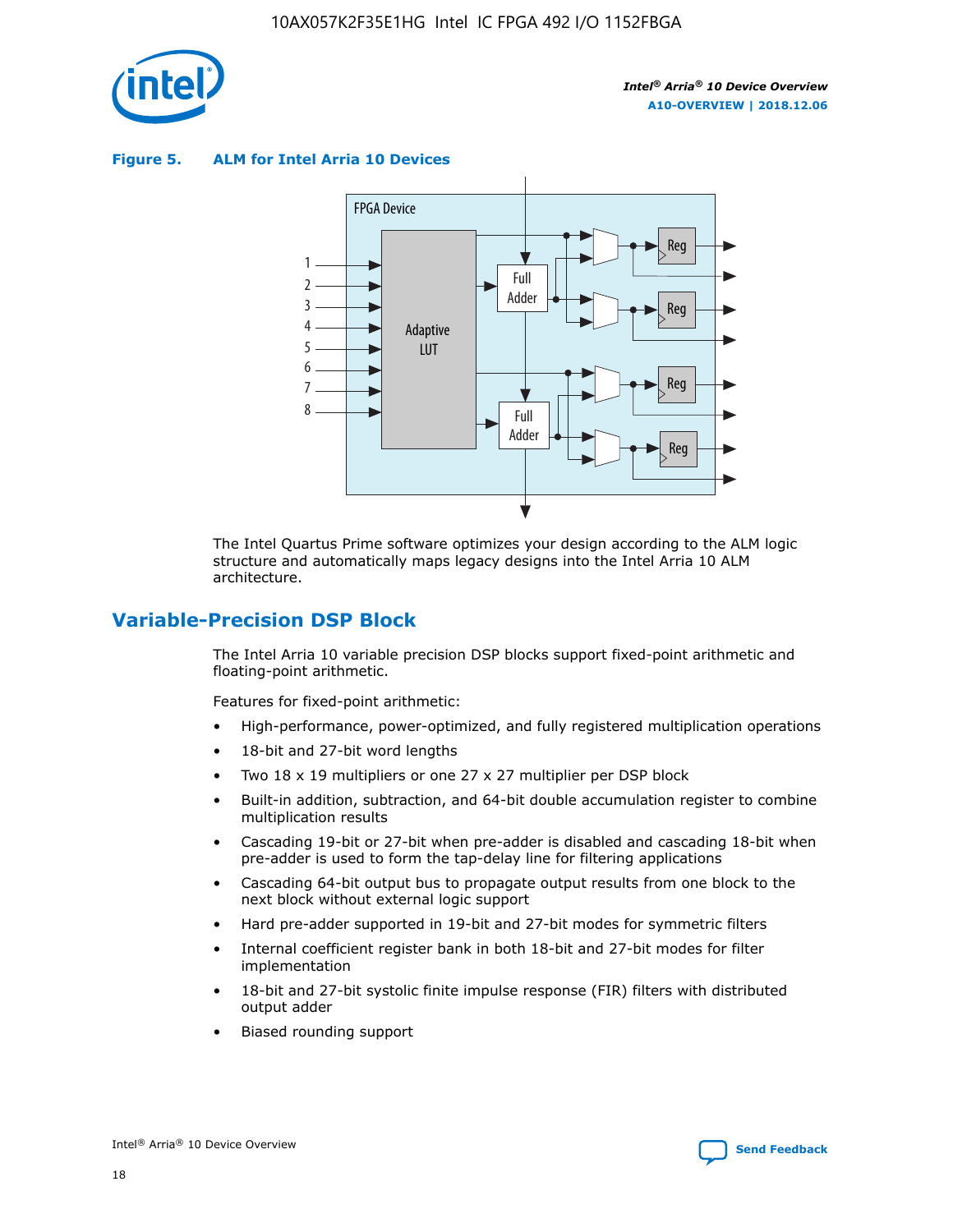**Figure 5. ALM for Intel Arria 10 Devices**

FPGA Device

1
2
3
4
5
6
7
8

Adaptive LUT

Full Adder

Full Adder

Reg

Reg

Reg

Reg

The Intel Quartus Prime software optimizes your design according to the ALM logic structure and automatically maps legacy designs into the Intel Arria 10 ALM architecture.

## Variable-Precision DSP Block

The Intel Arria 10 variable precision DSP blocks support fixed-point arithmetic and floating-point arithmetic.

Features for fixed-point arithmetic:

- High-performance, power-optimized, and fully registered multiplication operations
- 18-bit and 27-bit word lengths
- Two 18 x 19 multipliers or one 27 x 27 multiplier per DSP block
- Built-in addition, subtraction, and 64-bit double accumulation register to combine multiplication results
- Cascading 19-bit or 27-bit when pre-adder is disabled and cascading 18-bit when pre-adder is used to form the tap-delay line for filtering applications
- Cascading 64-bit output bus to propagate output results from one block to the next block without external logic support
- Hard pre-adder supported in 19-bit and 27-bit modes for symmetric filters
- Internal coefficient register bank in both 18-bit and 27-bit modes for filter implementation
- 18-bit and 27-bit systolic finite impulse response (FIR) filters with distributed output adder
- Biased rounding support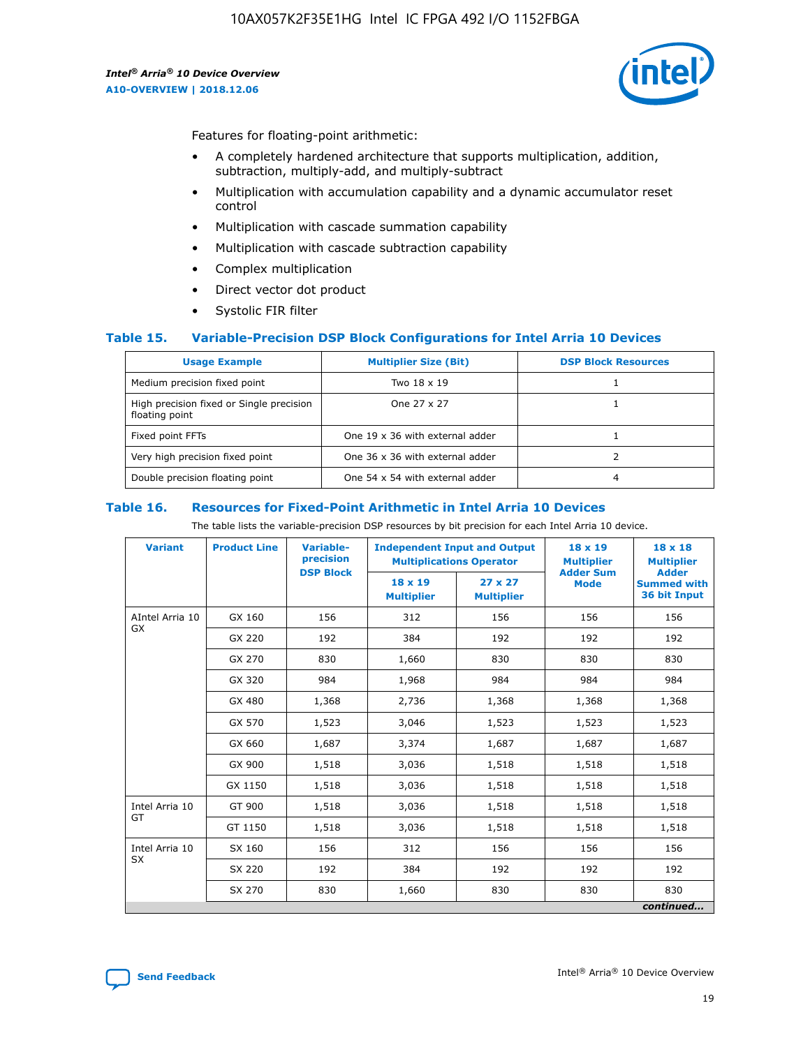Features for floating-point arithmetic:

- A completely hardened architecture that supports multiplication, addition, subtraction, multiply-add, and multiply-subtract
- Multiplication with accumulation capability and a dynamic accumulator reset control
- Multiplication with cascade summation capability
- Multiplication with cascade subtraction capability
- Complex multiplication
- Direct vector dot product
- Systolic FIR filter

### Table 15. Variable-Precision DSP Block Configurations for Intel Arria 10 Devices

| Usage Example | Multiplier Size (Bit) | DSP Block Resources |
|---|---|---|
| Medium precision fixed point | Two 18 x 19 | 1 |
| High precision fixed or Single precision floating point | One 27 x 27 | 1 |
| Fixed point FFTs | One 19 x 36 with external adder | 1 |
| Very high precision fixed point | One 36 x 36 with external adder | 2 |
| Double precision floating point | One 54 x 54 with external adder | 4 |

### Table 16. Resources for Fixed-Point Arithmetic in Intel Arria 10 Devices

The table lists the variable-precision DSP resources by bit precision for each Intel Arria 10 device.

| Variant | Product Line | Variable-precision DSP Block | Independent Input and Output Multiplications Operator | | 18 x 19 Multiplier Adder Sum Mode | 18 x 18 Multiplier Adder Summed with 36 bit Input |
|---|---|---|---|---|---|---|
| | | | 18 x 19 Multiplier | 27 x 27 Multiplier | | |
| AIntel Arria 10 GX | GX 160 | 156 | 312 | 156 | 156 | 156 |
| | GX 220 | 192 | 384 | 192 | 192 | 192 |
| | GX 270 | 830 | 1,660 | 830 | 830 | 830 |
| | GX 320 | 984 | 1,968 | 984 | 984 | 984 |
| | GX 480 | 1,368 | 2,736 | 1,368 | 1,368 | 1,368 |
| | GX 570 | 1,523 | 3,046 | 1,523 | 1,523 | 1,523 |
| | GX 660 | 1,687 | 3,374 | 1,687 | 1,687 | 1,687 |
| | GX 900 | 1,518 | 3,036 | 1,518 | 1,518 | 1,518 |
| | GX 1150 | 1,518 | 3,036 | 1,518 | 1,518 | 1,518 |
| Intel Arria 10 GT | GT 900 | 1,518 | 3,036 | 1,518 | 1,518 | 1,518 |
| | GT 1150 | 1,518 | 3,036 | 1,518 | 1,518 | 1,518 |
| Intel Arria 10 SX | SX 160 | 156 | 312 | 156 | 156 | 156 |
| | SX 220 | 192 | 384 | 192 | 192 | 192 |
| | SX 270 | 830 | 1,660 | 830 | 830 | 830 |

*continued...*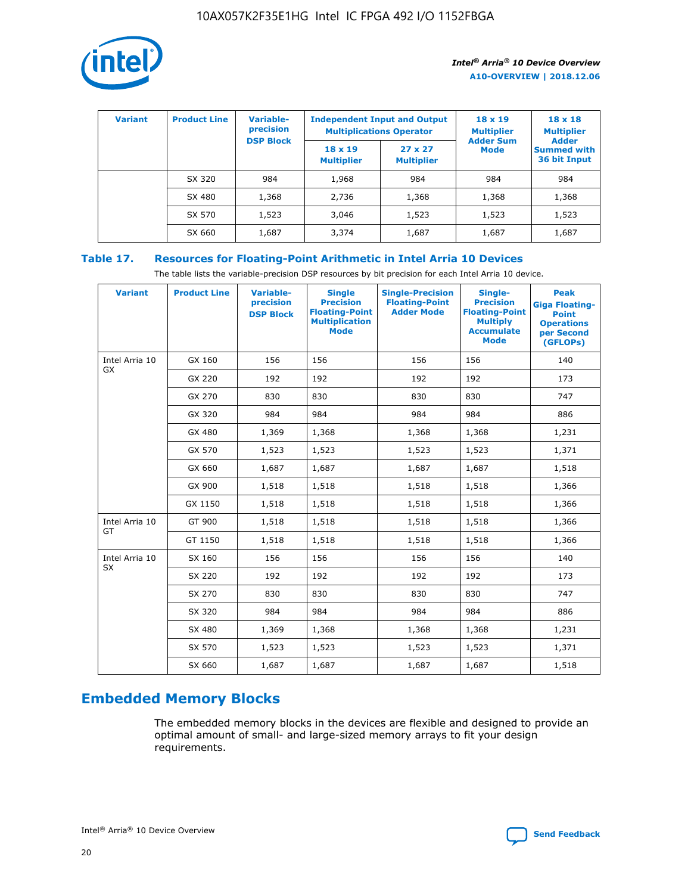| Variant | Product Line | Variable-precision DSP Block | Independent Input and Output Multiplications Operator | | 18 x 19 Multiplier Adder Sum Mode | 18 x 18 Multiplier Adder Summed with 36 bit Input |
|---|---|---|---|---|---|---|
| | | | 18 x 19 Multiplier | 27 x 27 Multiplier | | |
| | SX 320 | 984 | 1,968 | 984 | 984 | 984 |
| | SX 480 | 1,368 | 2,736 | 1,368 | 1,368 | 1,368 |
| | SX 570 | 1,523 | 3,046 | 1,523 | 1,523 | 1,523 |
| | SX 660 | 1,687 | 3,374 | 1,687 | 1,687 | 1,687 |

**Table 17. Resources for Floating-Point Arithmetic in Intel Arria 10 Devices**

The table lists the variable-precision DSP resources by bit precision for each Intel Arria 10 device.

| Variant | Product Line | Variable-precision DSP Block | Single Precision Floating-Point Multiplication Mode | Single-Precision Floating-Point Adder Mode | Single-Precision Floating-Point Multiply Accumulate Mode | Peak Giga Floating-Point Operations per Second (GFLOPs) |
|---|---|---|---|---|---|---|
| Intel Arria 10 GX | GX 160 | 156 | 156 | 156 | 156 | 140 |
| | GX 220 | 192 | 192 | 192 | 192 | 173 |
| | GX 270 | 830 | 830 | 830 | 830 | 747 |
| | GX 320 | 984 | 984 | 984 | 984 | 886 |
| | GX 480 | 1,369 | 1,368 | 1,368 | 1,368 | 1,231 |
| | GX 570 | 1,523 | 1,523 | 1,523 | 1,523 | 1,371 |
| | GX 660 | 1,687 | 1,687 | 1,687 | 1,687 | 1,518 |
| | GX 900 | 1,518 | 1,518 | 1,518 | 1,518 | 1,366 |
| | GX 1150 | 1,518 | 1,518 | 1,518 | 1,518 | 1,366 |
| Intel Arria 10 GT | GT 900 | 1,518 | 1,518 | 1,518 | 1,518 | 1,366 |
| | GT 1150 | 1,518 | 1,518 | 1,518 | 1,518 | 1,366 |
| Intel Arria 10 SX | SX 160 | 156 | 156 | 156 | 156 | 140 |
| | SX 220 | 192 | 192 | 192 | 192 | 173 |
| | SX 270 | 830 | 830 | 830 | 830 | 747 |
| | SX 320 | 984 | 984 | 984 | 984 | 886 |
| | SX 480 | 1,369 | 1,368 | 1,368 | 1,368 | 1,231 |
| | SX 570 | 1,523 | 1,523 | 1,523 | 1,523 | 1,371 |
| | SX 660 | 1,687 | 1,687 | 1,687 | 1,687 | 1,518 |

## Embedded Memory Blocks

The embedded memory blocks in the devices are flexible and designed to provide an optimal amount of small- and large-sized memory arrays to fit your design requirements.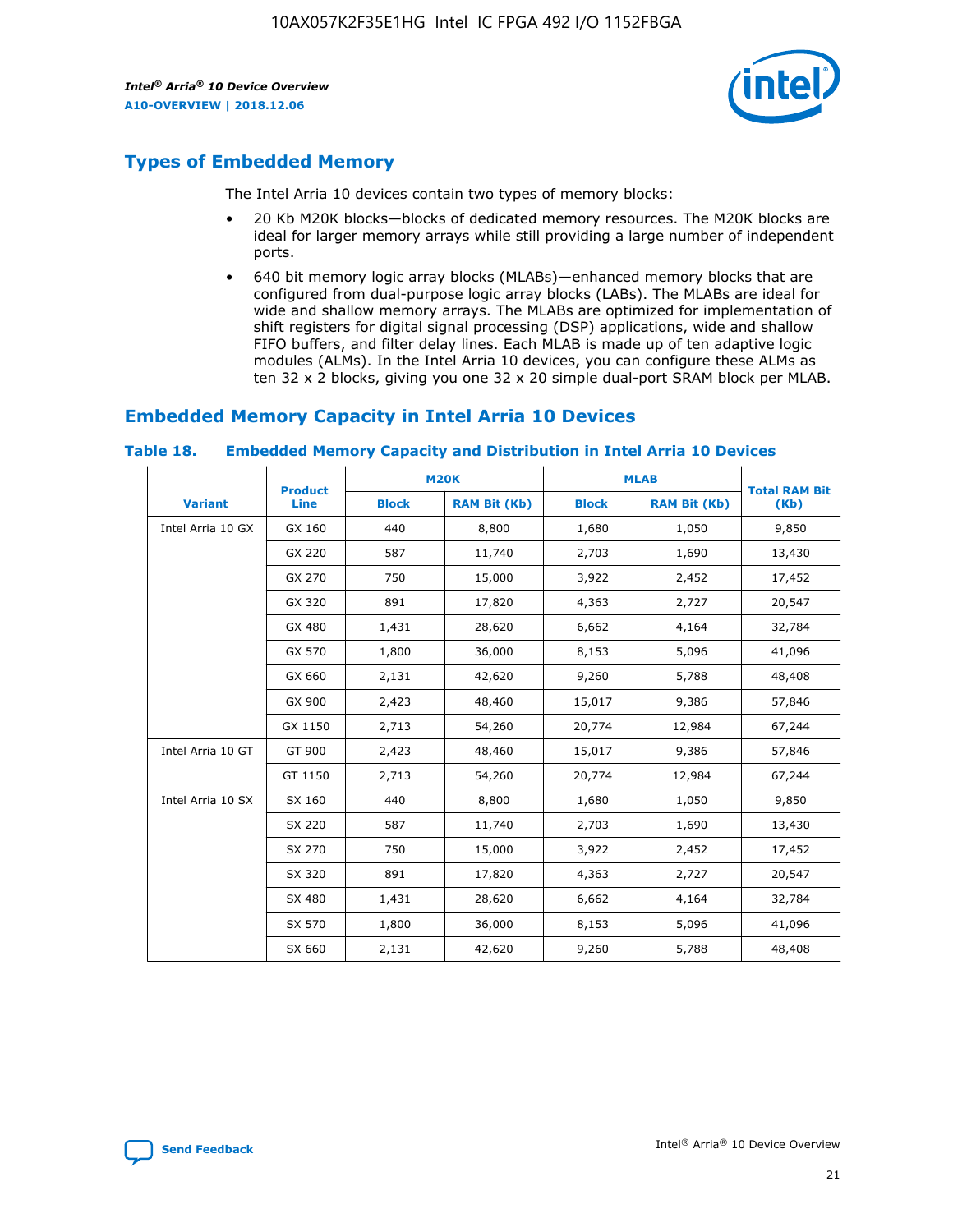## Types of Embedded Memory

The Intel Arria 10 devices contain two types of memory blocks:

- 20 Kb M20K blocks—blocks of dedicated memory resources. The M20K blocks are ideal for larger memory arrays while still providing a large number of independent ports.
- 640 bit memory logic array blocks (MLABs)—enhanced memory blocks that are configured from dual-purpose logic array blocks (LABs). The MLABs are ideal for wide and shallow memory arrays. The MLABs are optimized for implementation of shift registers for digital signal processing (DSP) applications, wide and shallow FIFO buffers, and filter delay lines. Each MLAB is made up of ten adaptive logic modules (ALMs). In the Intel Arria 10 devices, you can configure these ALMs as ten 32 x 2 blocks, giving you one 32 x 20 simple dual-port SRAM block per MLAB.

## Embedded Memory Capacity in Intel Arria 10 Devices

**Table 18. Embedded Memory Capacity and Distribution in Intel Arria 10 Devices**

| Variant | Product Line | M20K | | MLAB | | Total RAM Bit (Kb) |
|---|---|---|---|---|---|---|
| | | Block | RAM Bit (Kb) | Block | RAM Bit (Kb) | |
| Intel Arria 10 GX | GX 160 | 440 | 8,800 | 1,680 | 1,050 | 9,850 |
| | GX 220 | 587 | 11,740 | 2,703 | 1,690 | 13,430 |
| | GX 270 | 750 | 15,000 | 3,922 | 2,452 | 17,452 |
| | GX 320 | 891 | 17,820 | 4,363 | 2,727 | 20,547 |
| | GX 480 | 1,431 | 28,620 | 6,662 | 4,164 | 32,784 |
| | GX 570 | 1,800 | 36,000 | 8,153 | 5,096 | 41,096 |
| | GX 660 | 2,131 | 42,620 | 9,260 | 5,788 | 48,408 |
| | GX 900 | 2,423 | 48,460 | 15,017 | 9,386 | 57,846 |
| | GX 1150 | 2,713 | 54,260 | 20,774 | 12,984 | 67,244 |
| Intel Arria 10 GT | GT 900 | 2,423 | 48,460 | 15,017 | 9,386 | 57,846 |
| | GT 1150 | 2,713 | 54,260 | 20,774 | 12,984 | 67,244 |
| Intel Arria 10 SX | SX 160 | 440 | 8,800 | 1,680 | 1,050 | 9,850 |
| | SX 220 | 587 | 11,740 | 2,703 | 1,690 | 13,430 |
| | SX 270 | 750 | 15,000 | 3,922 | 2,452 | 17,452 |
| | SX 320 | 891 | 17,820 | 4,363 | 2,727 | 20,547 |
| | SX 480 | 1,431 | 28,620 | 6,662 | 4,164 | 32,784 |
| | SX 570 | 1,800 | 36,000 | 8,153 | 5,096 | 41,096 |
| | SX 660 | 2,131 | 42,620 | 9,260 | 5,788 | 48,408 |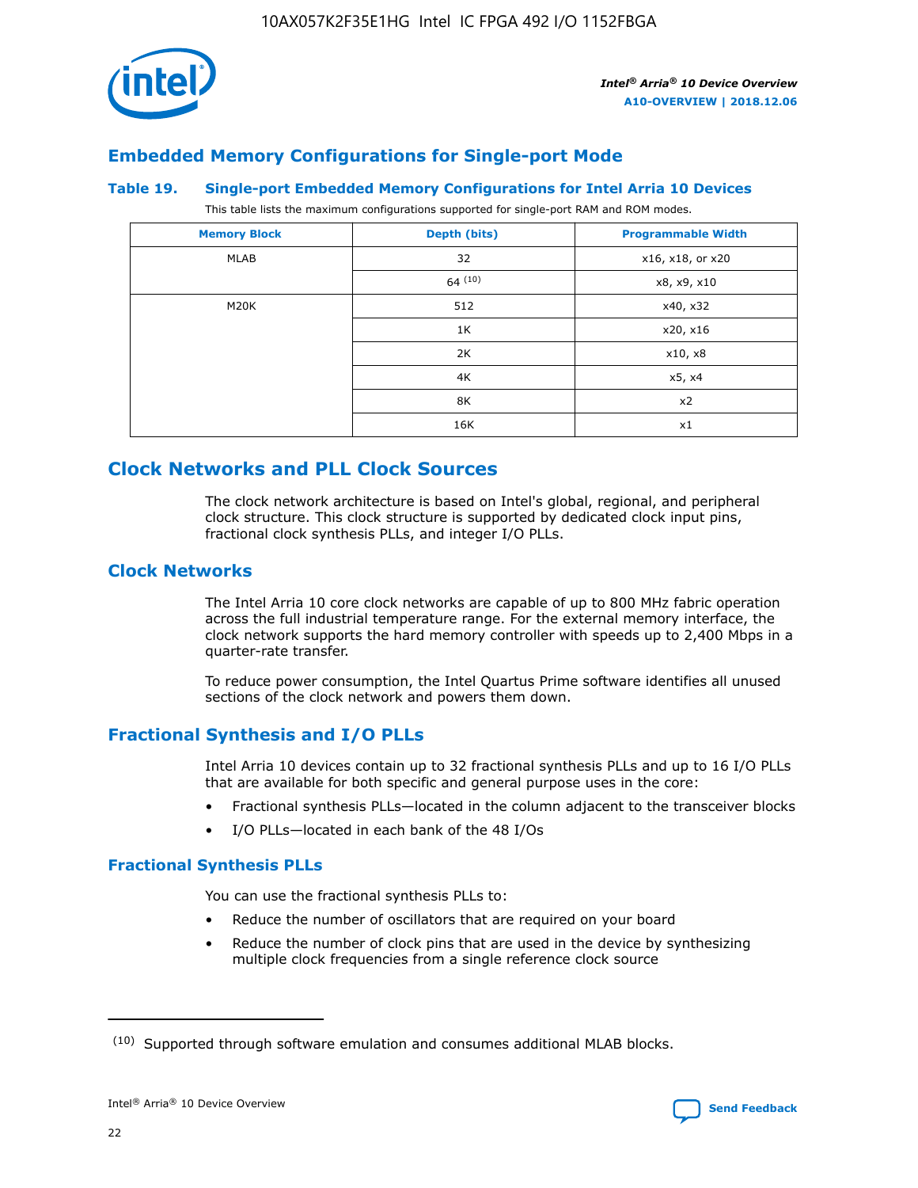## Embedded Memory Configurations for Single-port Mode

### Table 19. Single-port Embedded Memory Configurations for Intel Arria 10 Devices

This table lists the maximum configurations supported for single-port RAM and ROM modes.

| Memory Block | Depth (bits) | Programmable Width |
|---|---|---|
| MLAB | 32 | x16, x18, or x20 |
| | 64 (10) | x8, x9, x10 |
| M20K | 512 | x40, x32 |
| | 1K | x20, x16 |
| | 2K | x10, x8 |
| | 4K | x5, x4 |
| | 8K | x2 |
| | 16K | x1 |

## Clock Networks and PLL Clock Sources

The clock network architecture is based on Intel's global, regional, and peripheral clock structure. This clock structure is supported by dedicated clock input pins, fractional clock synthesis PLLs, and integer I/O PLLs.

## Clock Networks

The Intel Arria 10 core clock networks are capable of up to 800 MHz fabric operation across the full industrial temperature range. For the external memory interface, the clock network supports the hard memory controller with speeds up to 2,400 Mbps in a quarter-rate transfer.

To reduce power consumption, the Intel Quartus Prime software identifies all unused sections of the clock network and powers them down.

## Fractional Synthesis and I/O PLLs

Intel Arria 10 devices contain up to 32 fractional synthesis PLLs and up to 16 I/O PLLs that are available for both specific and general purpose uses in the core:

- Fractional synthesis PLLs—located in the column adjacent to the transceiver blocks
- I/O PLLs—located in each bank of the 48 I/Os

### Fractional Synthesis PLLs

You can use the fractional synthesis PLLs to:

- Reduce the number of oscillators that are required on your board
- Reduce the number of clock pins that are used in the device by synthesizing multiple clock frequencies from a single reference clock source

(10) Supported through software emulation and consumes additional MLAB blocks.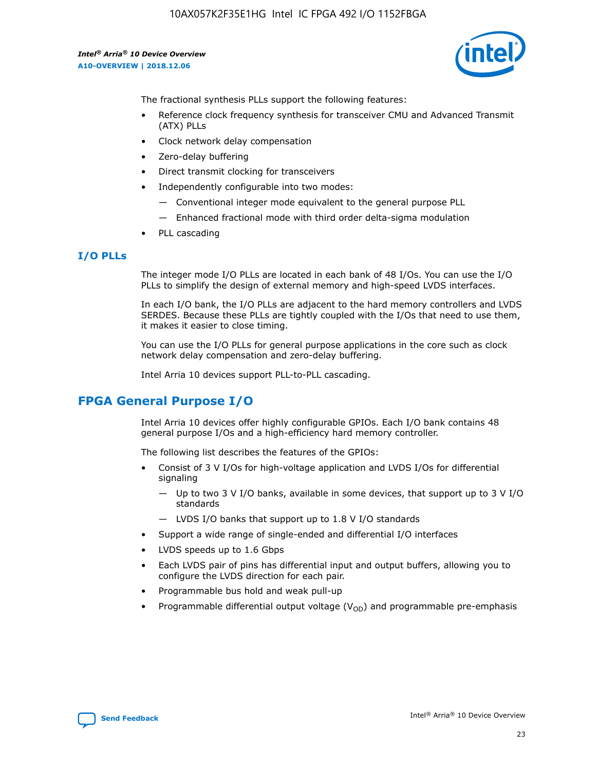The fractional synthesis PLLs support the following features:

- Reference clock frequency synthesis for transceiver CMU and Advanced Transmit (ATX) PLLs
- Clock network delay compensation
- Zero-delay buffering
- Direct transmit clocking for transceivers
- Independently configurable into two modes:
  - Conventional integer mode equivalent to the general purpose PLL
  - Enhanced fractional mode with third order delta-sigma modulation
- PLL cascading

### I/O PLLs

The integer mode I/O PLLs are located in each bank of 48 I/Os. You can use the I/O PLLs to simplify the design of external memory and high-speed LVDS interfaces.

In each I/O bank, the I/O PLLs are adjacent to the hard memory controllers and LVDS SERDES. Because these PLLs are tightly coupled with the I/Os that need to use them, it makes it easier to close timing.

You can use the I/O PLLs for general purpose applications in the core such as clock network delay compensation and zero-delay buffering.

Intel Arria 10 devices support PLL-to-PLL cascading.

## FPGA General Purpose I/O

Intel Arria 10 devices offer highly configurable GPIOs. Each I/O bank contains 48 general purpose I/Os and a high-efficiency hard memory controller.

The following list describes the features of the GPIOs:

- Consist of 3 V I/Os for high-voltage application and LVDS I/Os for differential signaling
  - Up to two 3 V I/O banks, available in some devices, that support up to 3 V I/O standards
  - LVDS I/O banks that support up to 1.8 V I/O standards
- Support a wide range of single-ended and differential I/O interfaces
- LVDS speeds up to 1.6 Gbps
- Each LVDS pair of pins has differential input and output buffers, allowing you to configure the LVDS direction for each pair.
- Programmable bus hold and weak pull-up
- Programmable differential output voltage ($V_{OD}$) and programmable pre-emphasis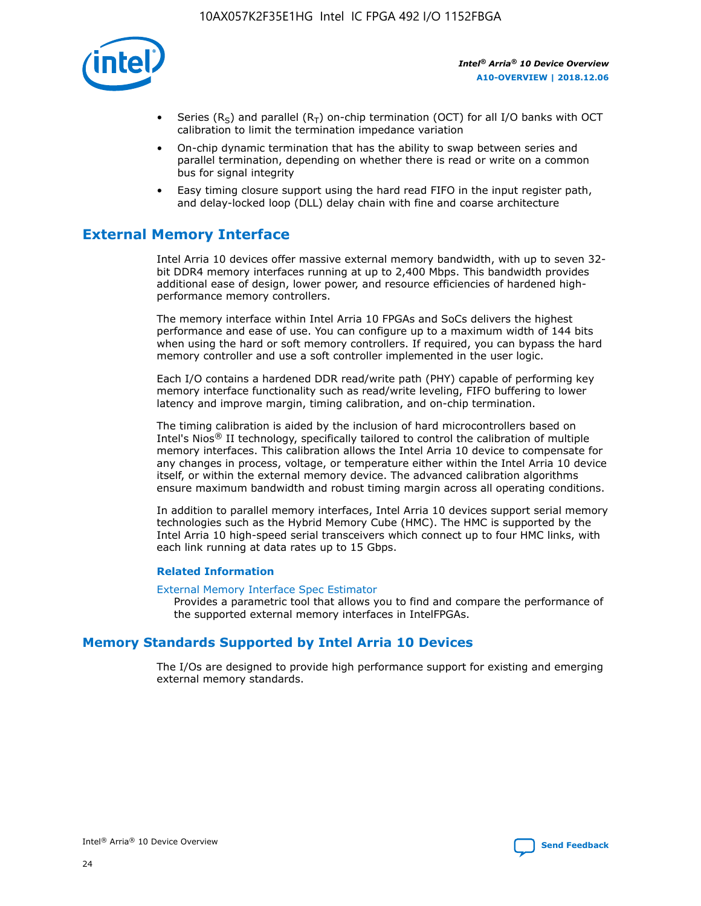- Series ($R_S$) and parallel ($R_T$) on-chip termination (OCT) for all I/O banks with OCT calibration to limit the termination impedance variation
- On-chip dynamic termination that has the ability to swap between series and parallel termination, depending on whether there is read or write on a common bus for signal integrity
- Easy timing closure support using the hard read FIFO in the input register path, and delay-locked loop (DLL) delay chain with fine and coarse architecture

## External Memory Interface

Intel Arria 10 devices offer massive external memory bandwidth, with up to seven 32-bit DDR4 memory interfaces running at up to 2,400 Mbps. This bandwidth provides additional ease of design, lower power, and resource efficiencies of hardened high-performance memory controllers.

The memory interface within Intel Arria 10 FPGAs and SoCs delivers the highest performance and ease of use. You can configure up to a maximum width of 144 bits when using the hard or soft memory controllers. If required, you can bypass the hard memory controller and use a soft controller implemented in the user logic.

Each I/O contains a hardened DDR read/write path (PHY) capable of performing key memory interface functionality such as read/write leveling, FIFO buffering to lower latency and improve margin, timing calibration, and on-chip termination.

The timing calibration is aided by the inclusion of hard microcontrollers based on Intel's Nios® II technology, specifically tailored to control the calibration of multiple memory interfaces. This calibration allows the Intel Arria 10 device to compensate for any changes in process, voltage, or temperature either within the Intel Arria 10 device itself, or within the external memory device. The advanced calibration algorithms ensure maximum bandwidth and robust timing margin across all operating conditions.

In addition to parallel memory interfaces, Intel Arria 10 devices support serial memory technologies such as the Hybrid Memory Cube (HMC). The HMC is supported by the Intel Arria 10 high-speed serial transceivers which connect up to four HMC links, with each link running at data rates up to 15 Gbps.

### Related Information

External Memory Interface Spec Estimator
Provides a parametric tool that allows you to find and compare the performance of the supported external memory interfaces in IntelFPGAs.

## Memory Standards Supported by Intel Arria 10 Devices

The I/Os are designed to provide high performance support for existing and emerging external memory standards.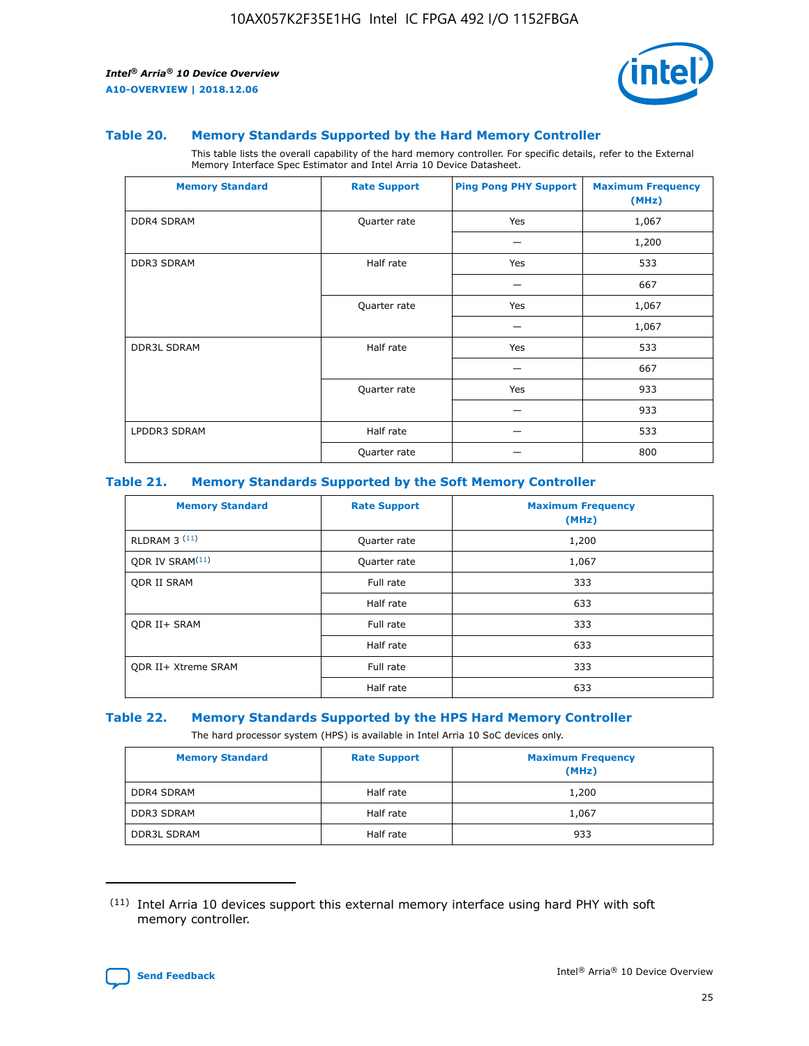### Table 20. Memory Standards Supported by the Hard Memory Controller

This table lists the overall capability of the hard memory controller. For specific details, refer to the External Memory Interface Spec Estimator and Intel Arria 10 Device Datasheet.

| Memory Standard | Rate Support | Ping Pong PHY Support | Maximum Frequency (MHz) |
|---|---|---|---|
| DDR4 SDRAM | Quarter rate | Yes | 1,067 |
| | | — | 1,200 |
| DDR3 SDRAM | Half rate | Yes | 533 |
| | | — | 667 |
| | Quarter rate | Yes | 1,067 |
| | | — | 1,067 |
| DDR3L SDRAM | Half rate | Yes | 533 |
| | | — | 667 |
| | Quarter rate | Yes | 933 |
| | | — | 933 |
| LPDDR3 SDRAM | Half rate | — | 533 |
| | Quarter rate | — | 800 |

### Table 21. Memory Standards Supported by the Soft Memory Controller

| Memory Standard | Rate Support | Maximum Frequency (MHz) |
|---|---|---|
| RLDRAM 3 (11) | Quarter rate | 1,200 |
| QDR IV SRAM(11) | Quarter rate | 1,067 |
| QDR II SRAM | Full rate | 333 |
| | Half rate | 633 |
| QDR II+ SRAM | Full rate | 333 |
| | Half rate | 633 |
| QDR II+ Xtreme SRAM | Full rate | 333 |
| | Half rate | 633 |

### Table 22. Memory Standards Supported by the HPS Hard Memory Controller

The hard processor system (HPS) is available in Intel Arria 10 SoC devices only.

| Memory Standard | Rate Support | Maximum Frequency (MHz) |
|---|---|---|
| DDR4 SDRAM | Half rate | 1,200 |
| DDR3 SDRAM | Half rate | 1,067 |
| DDR3L SDRAM | Half rate | 933 |

(11) Intel Arria 10 devices support this external memory interface using hard PHY with soft memory controller.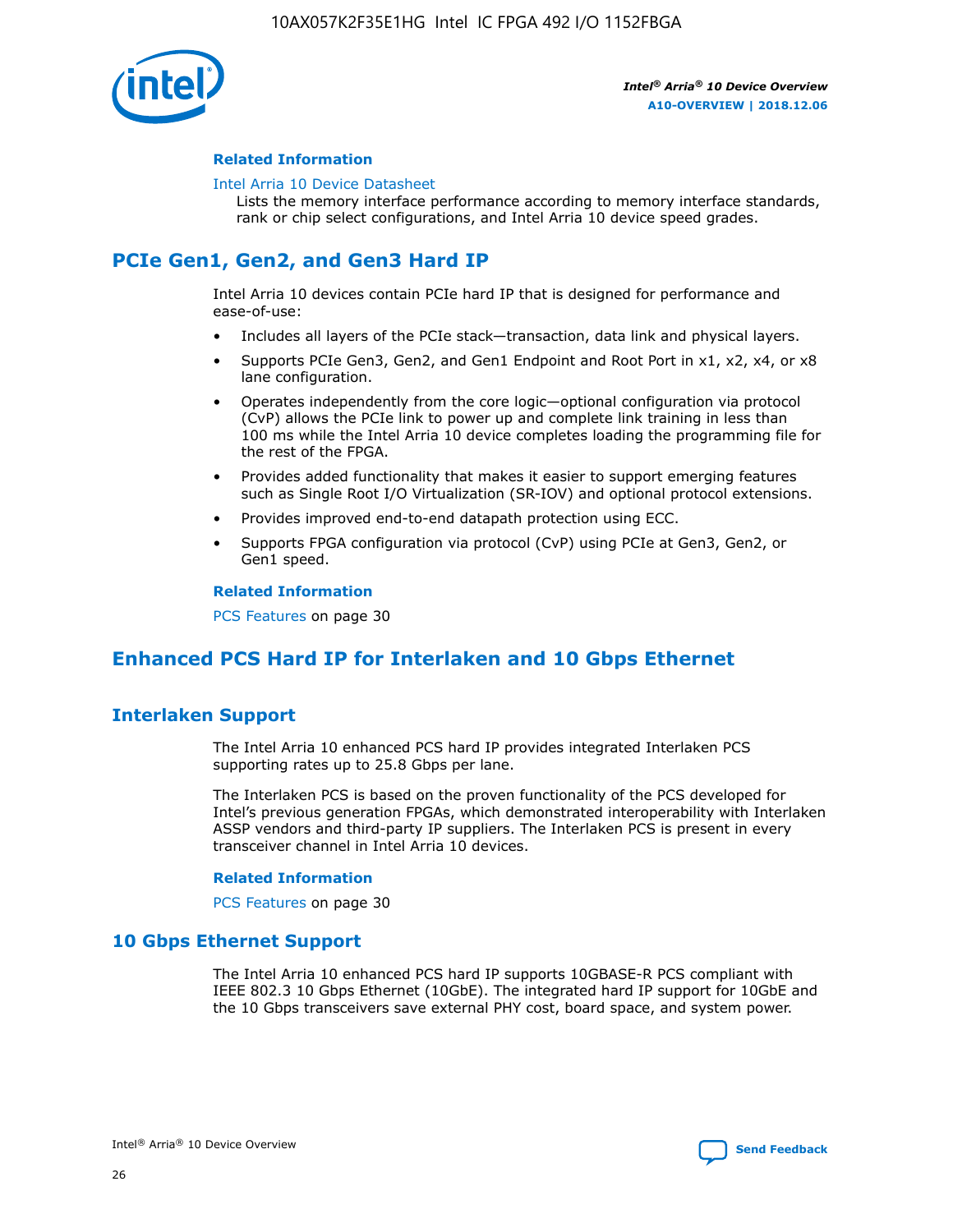### Related Information

Intel Arria 10 Device Datasheet

Lists the memory interface performance according to memory interface standards, rank or chip select configurations, and Intel Arria 10 device speed grades.

## PCIe Gen1, Gen2, and Gen3 Hard IP

Intel Arria 10 devices contain PCIe hard IP that is designed for performance and ease-of-use:

- Includes all layers of the PCIe stack—transaction, data link and physical layers.
- Supports PCIe Gen3, Gen2, and Gen1 Endpoint and Root Port in x1, x2, x4, or x8 lane configuration.
- Operates independently from the core logic—optional configuration via protocol (CvP) allows the PCIe link to power up and complete link training in less than 100 ms while the Intel Arria 10 device completes loading the programming file for the rest of the FPGA.
- Provides added functionality that makes it easier to support emerging features such as Single Root I/O Virtualization (SR-IOV) and optional protocol extensions.
- Provides improved end-to-end datapath protection using ECC.
- Supports FPGA configuration via protocol (CvP) using PCIe at Gen3, Gen2, or Gen1 speed.

### Related Information

PCS Features on page 30

## Enhanced PCS Hard IP for Interlaken and 10 Gbps Ethernet

### Interlaken Support

The Intel Arria 10 enhanced PCS hard IP provides integrated Interlaken PCS supporting rates up to 25.8 Gbps per lane.

The Interlaken PCS is based on the proven functionality of the PCS developed for Intel's previous generation FPGAs, which demonstrated interoperability with Interlaken ASSP vendors and third-party IP suppliers. The Interlaken PCS is present in every transceiver channel in Intel Arria 10 devices.

### Related Information

PCS Features on page 30

### 10 Gbps Ethernet Support

The Intel Arria 10 enhanced PCS hard IP supports 10GBASE-R PCS compliant with IEEE 802.3 10 Gbps Ethernet (10GbE). The integrated hard IP support for 10GbE and the 10 Gbps transceivers save external PHY cost, board space, and system power.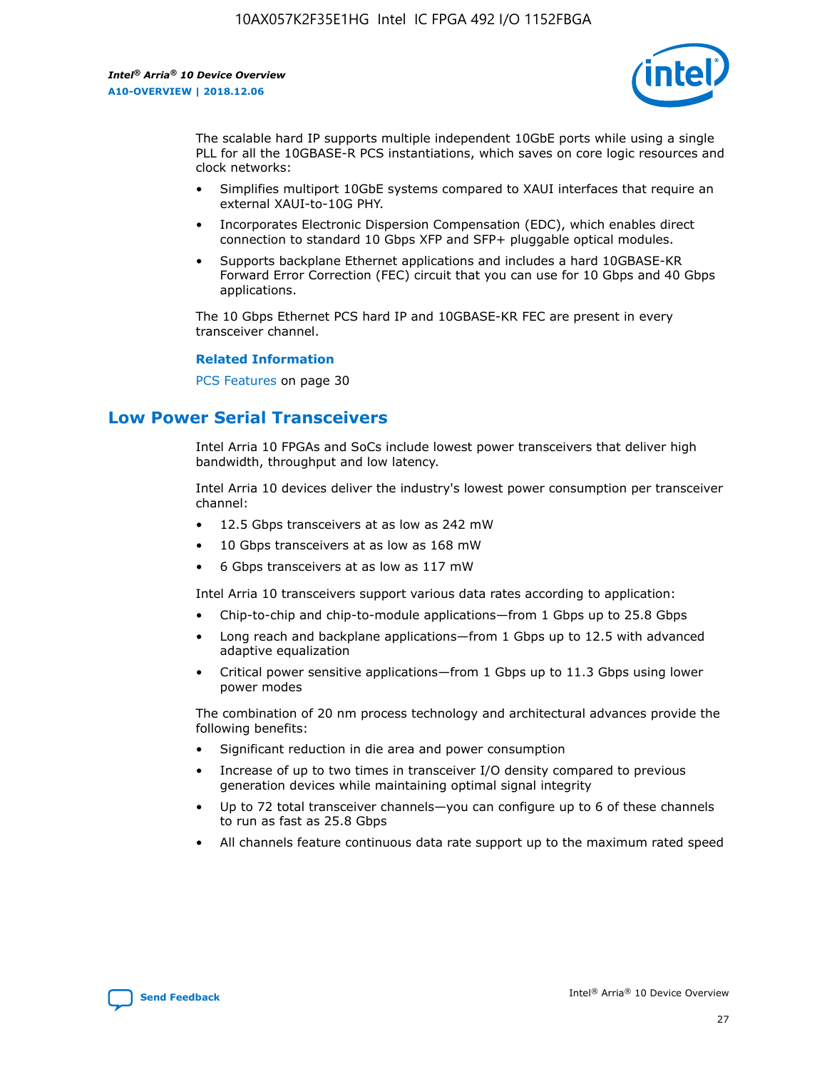The scalable hard IP supports multiple independent 10GbE ports while using a single PLL for all the 10GBASE-R PCS instantiations, which saves on core logic resources and clock networks:

- Simplifies multiport 10GbE systems compared to XAUI interfaces that require an external XAUI-to-10G PHY.
- Incorporates Electronic Dispersion Compensation (EDC), which enables direct connection to standard 10 Gbps XFP and SFP+ pluggable optical modules.
- Supports backplane Ethernet applications and includes a hard 10GBASE-KR Forward Error Correction (FEC) circuit that you can use for 10 Gbps and 40 Gbps applications.

The 10 Gbps Ethernet PCS hard IP and 10GBASE-KR FEC are present in every transceiver channel.

**Related Information**

PCS Features on page 30

## Low Power Serial Transceivers

Intel Arria 10 FPGAs and SoCs include lowest power transceivers that deliver high bandwidth, throughput and low latency.

Intel Arria 10 devices deliver the industry's lowest power consumption per transceiver channel:

- 12.5 Gbps transceivers at as low as 242 mW
- 10 Gbps transceivers at as low as 168 mW
- 6 Gbps transceivers at as low as 117 mW

Intel Arria 10 transceivers support various data rates according to application:

- Chip-to-chip and chip-to-module applications—from 1 Gbps up to 25.8 Gbps
- Long reach and backplane applications—from 1 Gbps up to 12.5 with advanced adaptive equalization
- Critical power sensitive applications—from 1 Gbps up to 11.3 Gbps using lower power modes

The combination of 20 nm process technology and architectural advances provide the following benefits:

- Significant reduction in die area and power consumption
- Increase of up to two times in transceiver I/O density compared to previous generation devices while maintaining optimal signal integrity
- Up to 72 total transceiver channels—you can configure up to 6 of these channels to run as fast as 25.8 Gbps
- All channels feature continuous data rate support up to the maximum rated speed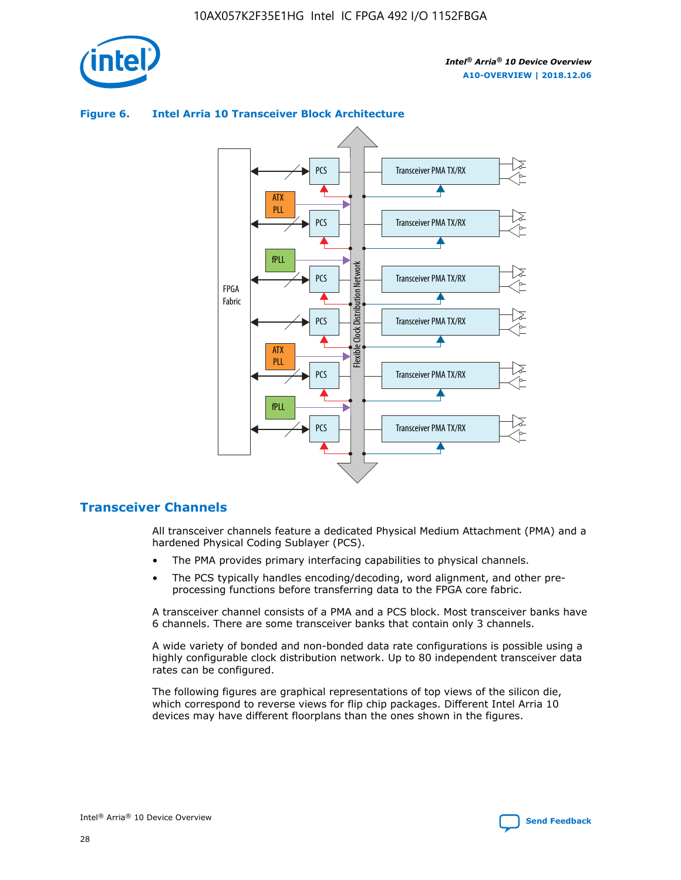**Figure 6. Intel Arria 10 Transceiver Block Architecture**

FPGA Fabric

ATX PLL

fPLL

ATX PLL

fPLL

PCS

PCS

PCS

PCS

PCS

PCS

Flexible Clock Distribution Network

Transceiver PMA TX/RX

Transceiver PMA TX/RX

Transceiver PMA TX/RX

Transceiver PMA TX/RX

Transceiver PMA TX/RX

Transceiver PMA TX/RX

## Transceiver Channels

All transceiver channels feature a dedicated Physical Medium Attachment (PMA) and a hardened Physical Coding Sublayer (PCS).

- The PMA provides primary interfacing capabilities to physical channels.
- The PCS typically handles encoding/decoding, word alignment, and other pre-processing functions before transferring data to the FPGA core fabric.

A transceiver channel consists of a PMA and a PCS block. Most transceiver banks have 6 channels. There are some transceiver banks that contain only 3 channels.

A wide variety of bonded and non-bonded data rate configurations is possible using a highly configurable clock distribution network. Up to 80 independent transceiver data rates can be configured.

The following figures are graphical representations of top views of the silicon die, which correspond to reverse views for flip chip packages. Different Intel Arria 10 devices may have different floorplans than the ones shown in the figures.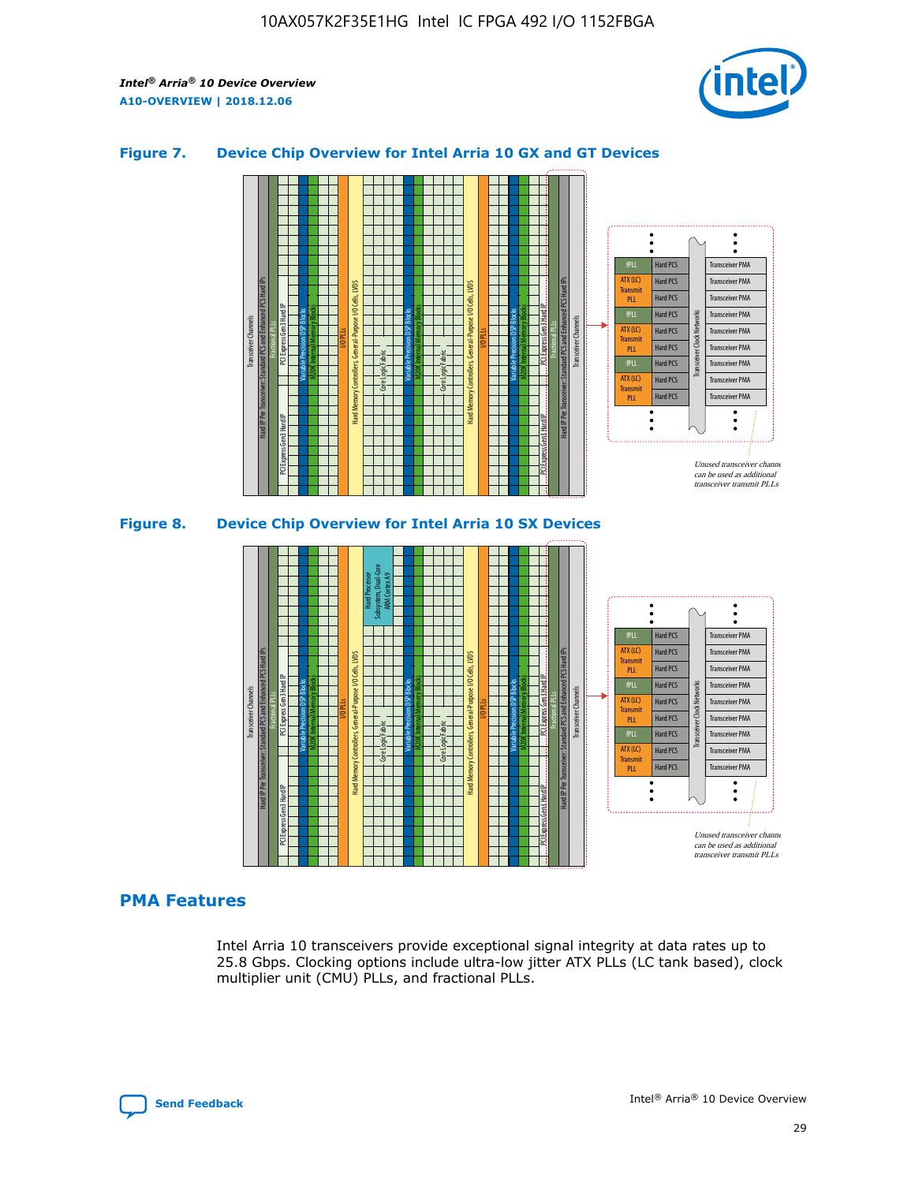**Figure 7. Device Chip Overview for Intel Arria 10 GX and GT Devices**

Transceiver Channels
Hard IP Per Transceiver: Standard PCS and Enhanced PCS Hard IPs
PCI Express Gen3 Hard IP
Fractional PLLs
Variable Precision DSP Blocks
M20K Internal Memory Blocks
I/O PLLs
Hard Memory Controllers, General-Purpose I/O Cells, LVDS
Core Logic Fabric
Transceiver Clock Networks
fPLL
ATX (LC) Transmit PLL
Hard PCS
Transceiver PMA

*Unused transceiver channels can be used as additional transceiver transmit PLLs*

**Figure 8. Device Chip Overview for Intel Arria 10 SX Devices**

Transceiver Channels
Hard IP Per Transceiver: Standard PCS and Enhanced PCS Hard IPs
PCI Express Gen3 Hard IP
Fractional PLLs
Variable Precision DSP Blocks
M20K Internal Memory Blocks
I/O PLLs
Hard Memory Controllers, General-Purpose I/O Cells, LVDS
Hard Processor Subsystem, Dual-Core ARM Cortex A9
Core Logic Fabric
Transceiver Clock Networks
fPLL
ATX (LC) Transmit PLL
Hard PCS
Transceiver PMA

*Unused transceiver channels can be used as additional transceiver transmit PLLs*

## PMA Features

Intel Arria 10 transceivers provide exceptional signal integrity at data rates up to 25.8 Gbps. Clocking options include ultra-low jitter ATX PLLs (LC tank based), clock multiplier unit (CMU) PLLs, and fractional PLLs.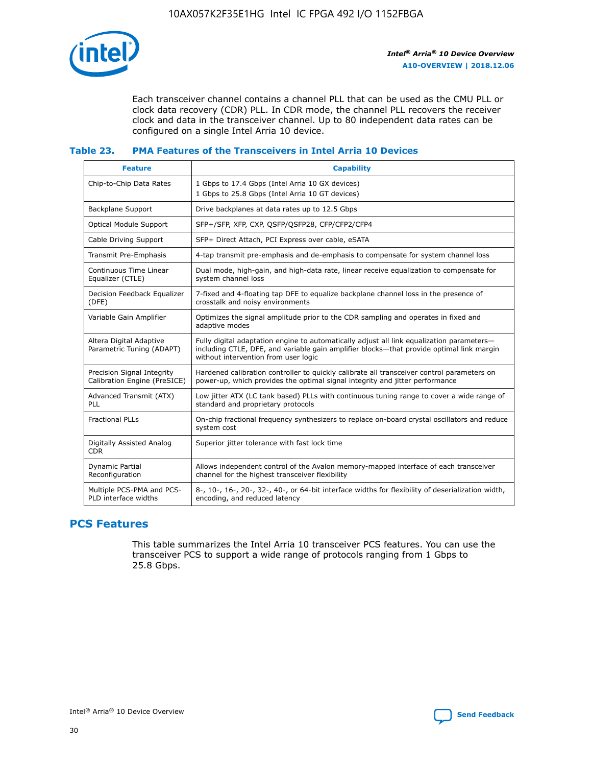Each transceiver channel contains a channel PLL that can be used as the CMU PLL or clock data recovery (CDR) PLL. In CDR mode, the channel PLL recovers the receiver clock and data in the transceiver channel. Up to 80 independent data rates can be configured on a single Intel Arria 10 device.

### Table 23. PMA Features of the Transceivers in Intel Arria 10 Devices

| Feature | Capability |
| --- | --- |
| Chip-to-Chip Data Rates | 1 Gbps to 17.4 Gbps (Intel Arria 10 GX devices)<br>1 Gbps to 25.8 Gbps (Intel Arria 10 GT devices) |
| Backplane Support | Drive backplanes at data rates up to 12.5 Gbps |
| Optical Module Support | SFP+/SFP, XFP, CXP, QSFP/QSFP28, CFP/CFP2/CFP4 |
| Cable Driving Support | SFP+ Direct Attach, PCI Express over cable, eSATA |
| Transmit Pre-Emphasis | 4-tap transmit pre-emphasis and de-emphasis to compensate for system channel loss |
| Continuous Time Linear Equalizer (CTLE) | Dual mode, high-gain, and high-data rate, linear receive equalization to compensate for system channel loss |
| Decision Feedback Equalizer (DFE) | 7-fixed and 4-floating tap DFE to equalize backplane channel loss in the presence of crosstalk and noisy environments |
| Variable Gain Amplifier | Optimizes the signal amplitude prior to the CDR sampling and operates in fixed and adaptive modes |
| Altera Digital Adaptive Parametric Tuning (ADAPT) | Fully digital adaptation engine to automatically adjust all link equalization parameters—including CTLE, DFE, and variable gain amplifier blocks—that provide optimal link margin without intervention from user logic |
| Precision Signal Integrity Calibration Engine (PreSICE) | Hardened calibration controller to quickly calibrate all transceiver control parameters on power-up, which provides the optimal signal integrity and jitter performance |
| Advanced Transmit (ATX) PLL | Low jitter ATX (LC tank based) PLLs with continuous tuning range to cover a wide range of standard and proprietary protocols |
| Fractional PLLs | On-chip fractional frequency synthesizers to replace on-board crystal oscillators and reduce system cost |
| Digitally Assisted Analog CDR | Superior jitter tolerance with fast lock time |
| Dynamic Partial Reconfiguration | Allows independent control of the Avalon memory-mapped interface of each transceiver channel for the highest transceiver flexibility |
| Multiple PCS-PMA and PCS-PLD interface widths | 8-, 10-, 16-, 20-, 32-, 40-, or 64-bit interface widths for flexibility of deserialization width, encoding, and reduced latency |

## PCS Features

This table summarizes the Intel Arria 10 transceiver PCS features. You can use the transceiver PCS to support a wide range of protocols ranging from 1 Gbps to 25.8 Gbps.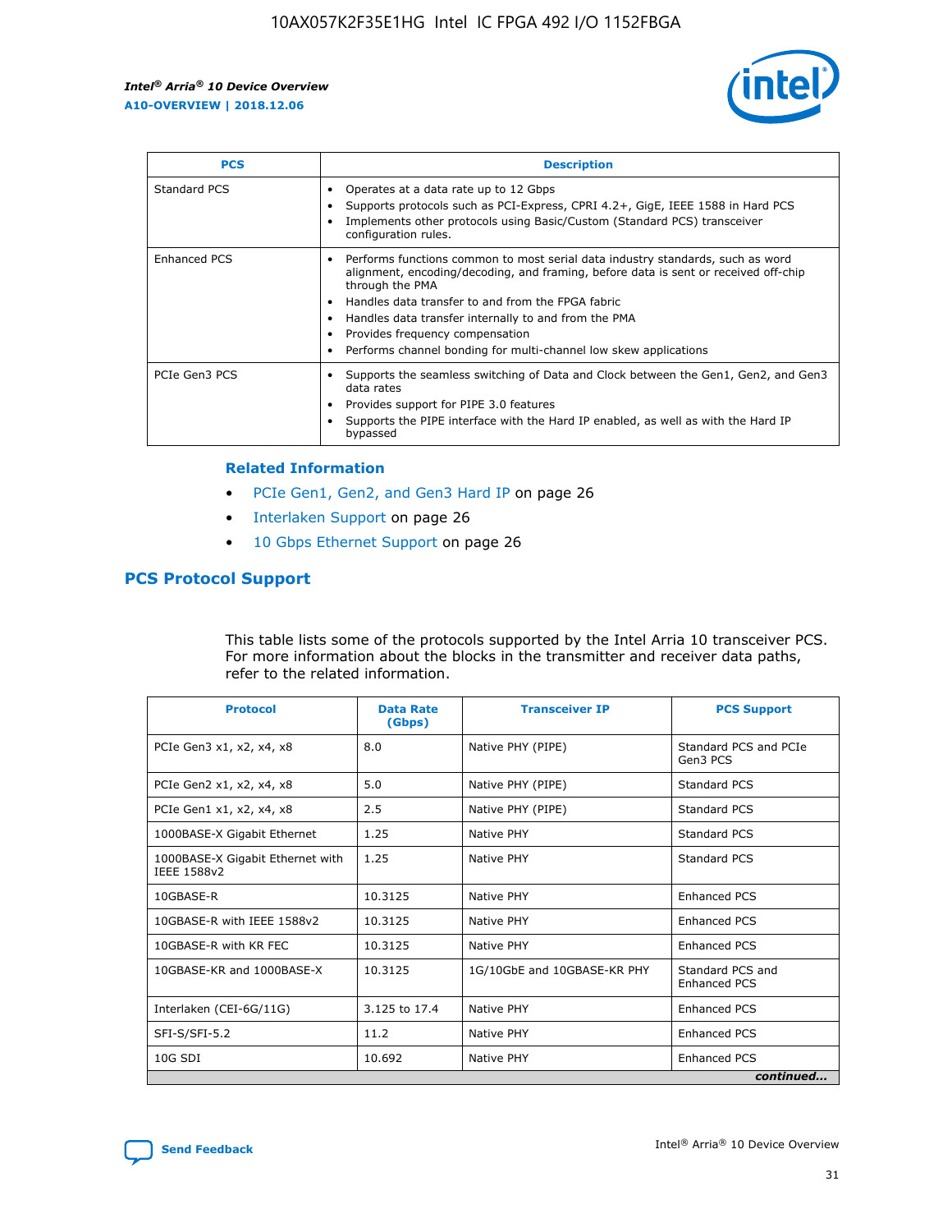| PCS | Description |
| --- | --- |
| Standard PCS | • Operates at a data rate up to 12 Gbps<br>• Supports protocols such as PCI-Express, CPRI 4.2+, GigE, IEEE 1588 in Hard PCS<br>• Implements other protocols using Basic/Custom (Standard PCS) transceiver configuration rules. |
| Enhanced PCS | • Performs functions common to most serial data industry standards, such as word alignment, encoding/decoding, and framing, before data is sent or received off-chip through the PMA<br>• Handles data transfer to and from the FPGA fabric<br>• Handles data transfer internally to and from the PMA<br>• Provides frequency compensation<br>• Performs channel bonding for multi-channel low skew applications |
| PCIe Gen3 PCS | • Supports the seamless switching of Data and Clock between the Gen1, Gen2, and Gen3 data rates<br>• Provides support for PIPE 3.0 features<br>• Supports the PIPE interface with the Hard IP enabled, as well as with the Hard IP bypassed |

### Related Information

- PCIe Gen1, Gen2, and Gen3 Hard IP on page 26
- Interlaken Support on page 26
- 10 Gbps Ethernet Support on page 26

## PCS Protocol Support

This table lists some of the protocols supported by the Intel Arria 10 transceiver PCS. For more information about the blocks in the transmitter and receiver data paths, refer to the related information.

| Protocol | Data Rate (Gbps) | Transceiver IP | PCS Support |
| --- | --- | --- | --- |
| PCIe Gen3 x1, x2, x4, x8 | 8.0 | Native PHY (PIPE) | Standard PCS and PCIe Gen3 PCS |
| PCIe Gen2 x1, x2, x4, x8 | 5.0 | Native PHY (PIPE) | Standard PCS |
| PCIe Gen1 x1, x2, x4, x8 | 2.5 | Native PHY (PIPE) | Standard PCS |
| 1000BASE-X Gigabit Ethernet | 1.25 | Native PHY | Standard PCS |
| 1000BASE-X Gigabit Ethernet with IEEE 1588v2 | 1.25 | Native PHY | Standard PCS |
| 10GBASE-R | 10.3125 | Native PHY | Enhanced PCS |
| 10GBASE-R with IEEE 1588v2 | 10.3125 | Native PHY | Enhanced PCS |
| 10GBASE-R with KR FEC | 10.3125 | Native PHY | Enhanced PCS |
| 10GBASE-KR and 1000BASE-X | 10.3125 | 1G/10GbE and 10GBASE-KR PHY | Standard PCS and Enhanced PCS |
| Interlaken (CEI-6G/11G) | 3.125 to 17.4 | Native PHY | Enhanced PCS |
| SFI-S/SFI-5.2 | 11.2 | Native PHY | Enhanced PCS |
| 10G SDI | 10.692 | Native PHY | Enhanced PCS |

*continued...*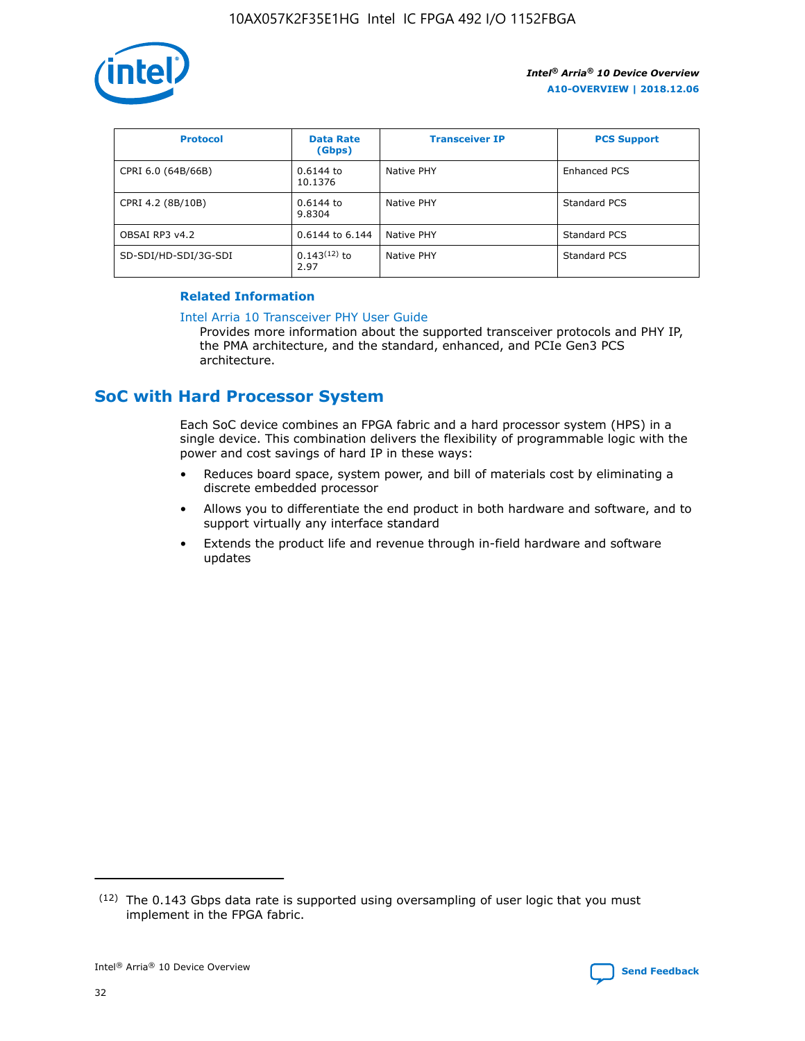| Protocol | Data Rate (Gbps) | Transceiver IP | PCS Support |
| --- | --- | --- | --- |
| CPRI 6.0 (64B/66B) | 0.6144 to 10.1376 | Native PHY | Enhanced PCS |
| CPRI 4.2 (8B/10B) | 0.6144 to 9.8304 | Native PHY | Standard PCS |
| OBSAI RP3 v4.2 | 0.6144 to 6.144 | Native PHY | Standard PCS |
| SD-SDI/HD-SDI/3G-SDI | 0.143[12] to 2.97 | Native PHY | Standard PCS |

**Related Information**

Intel Arria 10 Transceiver PHY User Guide
Provides more information about the supported transceiver protocols and PHY IP, the PMA architecture, and the standard, enhanced, and PCIe Gen3 PCS architecture.

## SoC with Hard Processor System

Each SoC device combines an FPGA fabric and a hard processor system (HPS) in a single device. This combination delivers the flexibility of programmable logic with the power and cost savings of hard IP in these ways:

- Reduces board space, system power, and bill of materials cost by eliminating a discrete embedded processor
- Allows you to differentiate the end product in both hardware and software, and to support virtually any interface standard
- Extends the product life and revenue through in-field hardware and software updates

(12) The 0.143 Gbps data rate is supported using oversampling of user logic that you must implement in the FPGA fabric.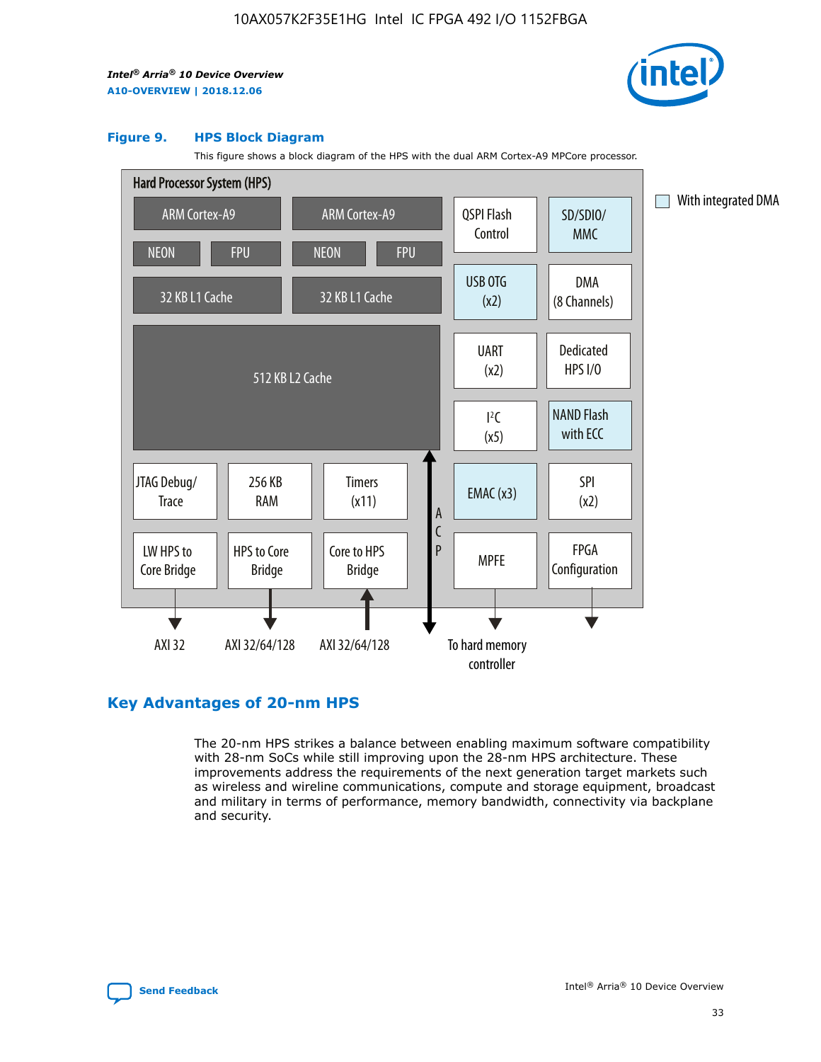**Figure 9. HPS Block Diagram**

This figure shows a block diagram of the HPS with the dual ARM Cortex-A9 MPCore processor.

Hard Processor System (HPS)

ARM Cortex-A9

NEON

FPU

32 KB L1 Cache

ARM Cortex-A9

NEON

FPU

32 KB L1 Cache

512 KB L2 Cache

QSPI Flash Control

SD/SDIO/ MMC

USB OTG (x2)

DMA (8 Channels)

UART (x2)

Dedicated HPS I/O

I²C (x5)

NAND Flash with ECC

JTAG Debug/ Trace

256 KB RAM

Timers (x11)

EMAC (x3)

SPI (x2)

LW HPS to Core Bridge

HPS to Core Bridge

Core to HPS Bridge

ACP

MPFE

FPGA Configuration

With integrated DMA

AXI 32

AXI 32/64/128

AXI 32/64/128

To hard memory controller

## Key Advantages of 20-nm HPS

The 20-nm HPS strikes a balance between enabling maximum software compatibility with 28-nm SoCs while still improving upon the 28-nm HPS architecture. These improvements address the requirements of the next generation target markets such as wireless and wireline communications, compute and storage equipment, broadcast and military in terms of performance, memory bandwidth, connectivity via backplane and security.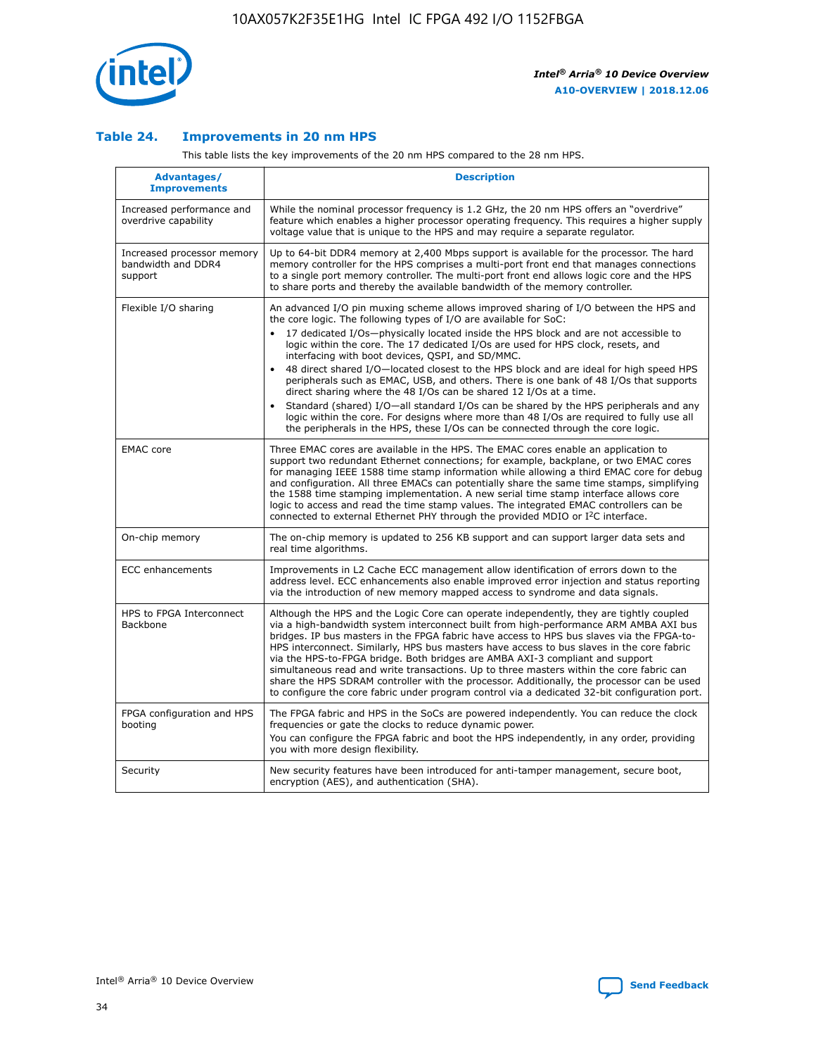### Table 24. Improvements in 20 nm HPS

This table lists the key improvements of the 20 nm HPS compared to the 28 nm HPS.

| Advantages/ Improvements | Description |
| --- | --- |
| Increased performance and overdrive capability | While the nominal processor frequency is 1.2 GHz, the 20 nm HPS offers an "overdrive" feature which enables a higher processor operating frequency. This requires a higher supply voltage value that is unique to the HPS and may require a separate regulator. |
| Increased processor memory bandwidth and DDR4 support | Up to 64-bit DDR4 memory at 2,400 Mbps support is available for the processor. The hard memory controller for the HPS comprises a multi-port front end that manages connections to a single port memory controller. The multi-port front end allows logic core and the HPS to share ports and thereby the available bandwidth of the memory controller. |
| Flexible I/O sharing | An advanced I/O pin muxing scheme allows improved sharing of I/O between the HPS and the core logic. The following types of I/O are available for SoC:<br>• 17 dedicated I/Os—physically located inside the HPS block and are not accessible to logic within the core. The 17 dedicated I/Os are used for HPS clock, resets, and interfacing with boot devices, QSPI, and SD/MMC.<br>• 48 direct shared I/O—located closest to the HPS block and are ideal for high speed HPS peripherals such as EMAC, USB, and others. There is one bank of 48 I/Os that supports direct sharing where the 48 I/Os can be shared 12 I/Os at a time.<br>• Standard (shared) I/O—all standard I/Os can be shared by the HPS peripherals and any logic within the core. For designs where more than 48 I/Os are required to fully use all the peripherals in the HPS, these I/Os can be connected through the core logic. |
| EMAC core | Three EMAC cores are available in the HPS. The EMAC cores enable an application to support two redundant Ethernet connections; for example, backplane, or two EMAC cores for managing IEEE 1588 time stamp information while allowing a third EMAC core for debug and configuration. All three EMACs can potentially share the same time stamps, simplifying the 1588 time stamping implementation. A new serial time stamp interface allows core logic to access and read the time stamp values. The integrated EMAC controllers can be connected to external Ethernet PHY through the provided MDIO or I²C interface. |
| On-chip memory | The on-chip memory is updated to 256 KB support and can support larger data sets and real time algorithms. |
| ECC enhancements | Improvements in L2 Cache ECC management allow identification of errors down to the address level. ECC enhancements also enable improved error injection and status reporting via the introduction of new memory mapped access to syndrome and data signals. |
| HPS to FPGA Interconnect Backbone | Although the HPS and the Logic Core can operate independently, they are tightly coupled via a high-bandwidth system interconnect built from high-performance ARM AMBA AXI bus bridges. IP bus masters in the FPGA fabric have access to HPS bus slaves via the FPGA-to-HPS interconnect. Similarly, HPS bus masters have access to bus slaves in the core fabric via the HPS-to-FPGA bridge. Both bridges are AMBA AXI-3 compliant and support simultaneous read and write transactions. Up to three masters within the core fabric can share the HPS SDRAM controller with the processor. Additionally, the processor can be used to configure the core fabric under program control via a dedicated 32-bit configuration port. |
| FPGA configuration and HPS booting | The FPGA fabric and HPS in the SoCs are powered independently. You can reduce the clock frequencies or gate the clocks to reduce dynamic power.<br>You can configure the FPGA fabric and boot the HPS independently, in any order, providing you with more design flexibility. |
| Security | New security features have been introduced for anti-tamper management, secure boot, encryption (AES), and authentication (SHA). |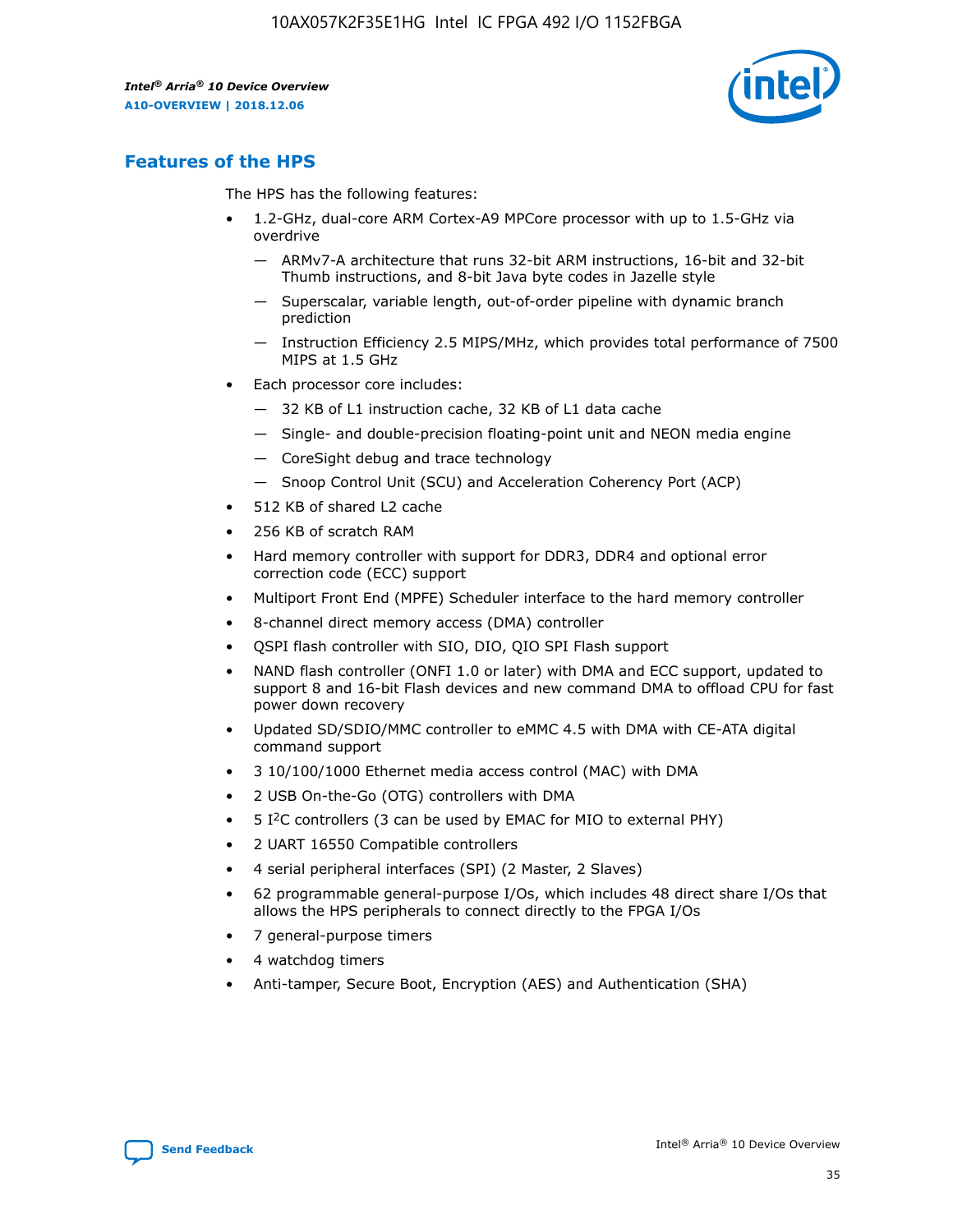## Features of the HPS

The HPS has the following features:

- 1.2-GHz, dual-core ARM Cortex-A9 MPCore processor with up to 1.5-GHz via overdrive
  - — ARMv7-A architecture that runs 32-bit ARM instructions, 16-bit and 32-bit Thumb instructions, and 8-bit Java byte codes in Jazelle style
  - — Superscalar, variable length, out-of-order pipeline with dynamic branch prediction
  - — Instruction Efficiency 2.5 MIPS/MHz, which provides total performance of 7500 MIPS at 1.5 GHz
- Each processor core includes:
  - — 32 KB of L1 instruction cache, 32 KB of L1 data cache
  - — Single- and double-precision floating-point unit and NEON media engine
  - — CoreSight debug and trace technology
  - — Snoop Control Unit (SCU) and Acceleration Coherency Port (ACP)
- 512 KB of shared L2 cache
- 256 KB of scratch RAM
- Hard memory controller with support for DDR3, DDR4 and optional error correction code (ECC) support
- Multiport Front End (MPFE) Scheduler interface to the hard memory controller
- 8-channel direct memory access (DMA) controller
- QSPI flash controller with SIO, DIO, QIO SPI Flash support
- NAND flash controller (ONFI 1.0 or later) with DMA and ECC support, updated to support 8 and 16-bit Flash devices and new command DMA to offload CPU for fast power down recovery
- Updated SD/SDIO/MMC controller to eMMC 4.5 with DMA with CE-ATA digital command support
- 3 10/100/1000 Ethernet media access control (MAC) with DMA
- 2 USB On-the-Go (OTG) controllers with DMA
- 5 I$^2$C controllers (3 can be used by EMAC for MIO to external PHY)
- 2 UART 16550 Compatible controllers
- 4 serial peripheral interfaces (SPI) (2 Master, 2 Slaves)
- 62 programmable general-purpose I/Os, which includes 48 direct share I/Os that allows the HPS peripherals to connect directly to the FPGA I/Os
- 7 general-purpose timers
- 4 watchdog timers
- Anti-tamper, Secure Boot, Encryption (AES) and Authentication (SHA)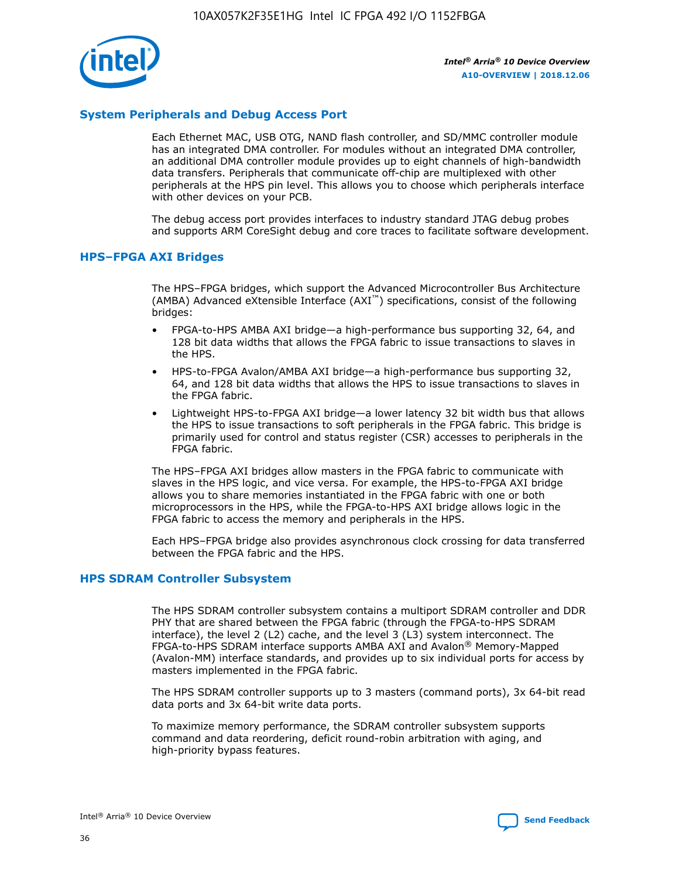## System Peripherals and Debug Access Port

Each Ethernet MAC, USB OTG, NAND flash controller, and SD/MMC controller module has an integrated DMA controller. For modules without an integrated DMA controller, an additional DMA controller module provides up to eight channels of high-bandwidth data transfers. Peripherals that communicate off-chip are multiplexed with other peripherals at the HPS pin level. This allows you to choose which peripherals interface with other devices on your PCB.

The debug access port provides interfaces to industry standard JTAG debug probes and supports ARM CoreSight debug and core traces to facilitate software development.

## HPS–FPGA AXI Bridges

The HPS–FPGA bridges, which support the Advanced Microcontroller Bus Architecture (AMBA) Advanced eXtensible Interface (AXI™) specifications, consist of the following bridges:

- FPGA-to-HPS AMBA AXI bridge—a high-performance bus supporting 32, 64, and 128 bit data widths that allows the FPGA fabric to issue transactions to slaves in the HPS.
- HPS-to-FPGA Avalon/AMBA AXI bridge—a high-performance bus supporting 32, 64, and 128 bit data widths that allows the HPS to issue transactions to slaves in the FPGA fabric.
- Lightweight HPS-to-FPGA AXI bridge—a lower latency 32 bit width bus that allows the HPS to issue transactions to soft peripherals in the FPGA fabric. This bridge is primarily used for control and status register (CSR) accesses to peripherals in the FPGA fabric.

The HPS–FPGA AXI bridges allow masters in the FPGA fabric to communicate with slaves in the HPS logic, and vice versa. For example, the HPS-to-FPGA AXI bridge allows you to share memories instantiated in the FPGA fabric with one or both microprocessors in the HPS, while the FPGA-to-HPS AXI bridge allows logic in the FPGA fabric to access the memory and peripherals in the HPS.

Each HPS–FPGA bridge also provides asynchronous clock crossing for data transferred between the FPGA fabric and the HPS.

## HPS SDRAM Controller Subsystem

The HPS SDRAM controller subsystem contains a multiport SDRAM controller and DDR PHY that are shared between the FPGA fabric (through the FPGA-to-HPS SDRAM interface), the level 2 (L2) cache, and the level 3 (L3) system interconnect. The FPGA-to-HPS SDRAM interface supports AMBA AXI and Avalon® Memory-Mapped (Avalon-MM) interface standards, and provides up to six individual ports for access by masters implemented in the FPGA fabric.

The HPS SDRAM controller supports up to 3 masters (command ports), 3x 64-bit read data ports and 3x 64-bit write data ports.

To maximize memory performance, the SDRAM controller subsystem supports command and data reordering, deficit round-robin arbitration with aging, and high-priority bypass features.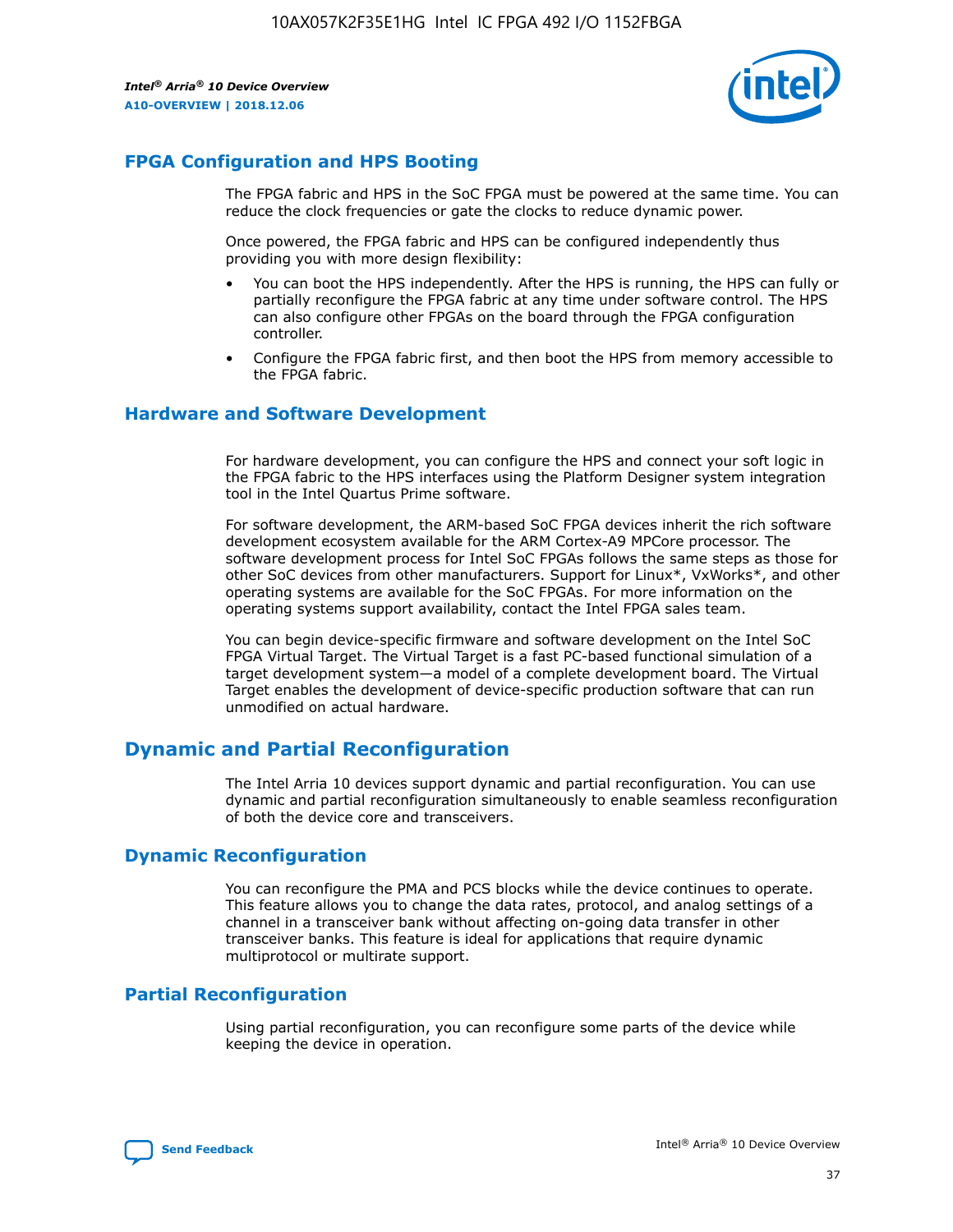## FPGA Configuration and HPS Booting

The FPGA fabric and HPS in the SoC FPGA must be powered at the same time. You can reduce the clock frequencies or gate the clocks to reduce dynamic power.

Once powered, the FPGA fabric and HPS can be configured independently thus providing you with more design flexibility:

- You can boot the HPS independently. After the HPS is running, the HPS can fully or partially reconfigure the FPGA fabric at any time under software control. The HPS can also configure other FPGAs on the board through the FPGA configuration controller.
- Configure the FPGA fabric first, and then boot the HPS from memory accessible to the FPGA fabric.

## Hardware and Software Development

For hardware development, you can configure the HPS and connect your soft logic in the FPGA fabric to the HPS interfaces using the Platform Designer system integration tool in the Intel Quartus Prime software.

For software development, the ARM-based SoC FPGA devices inherit the rich software development ecosystem available for the ARM Cortex-A9 MPCore processor. The software development process for Intel SoC FPGAs follows the same steps as those for other SoC devices from other manufacturers. Support for Linux*, VxWorks*, and other operating systems are available for the SoC FPGAs. For more information on the operating systems support availability, contact the Intel FPGA sales team.

You can begin device-specific firmware and software development on the Intel SoC FPGA Virtual Target. The Virtual Target is a fast PC-based functional simulation of a target development system—a model of a complete development board. The Virtual Target enables the development of device-specific production software that can run unmodified on actual hardware.

# Dynamic and Partial Reconfiguration

The Intel Arria 10 devices support dynamic and partial reconfiguration. You can use dynamic and partial reconfiguration simultaneously to enable seamless reconfiguration of both the device core and transceivers.

## Dynamic Reconfiguration

You can reconfigure the PMA and PCS blocks while the device continues to operate. This feature allows you to change the data rates, protocol, and analog settings of a channel in a transceiver bank without affecting on-going data transfer in other transceiver banks. This feature is ideal for applications that require dynamic multiprotocol or multirate support.

## Partial Reconfiguration

Using partial reconfiguration, you can reconfigure some parts of the device while keeping the device in operation.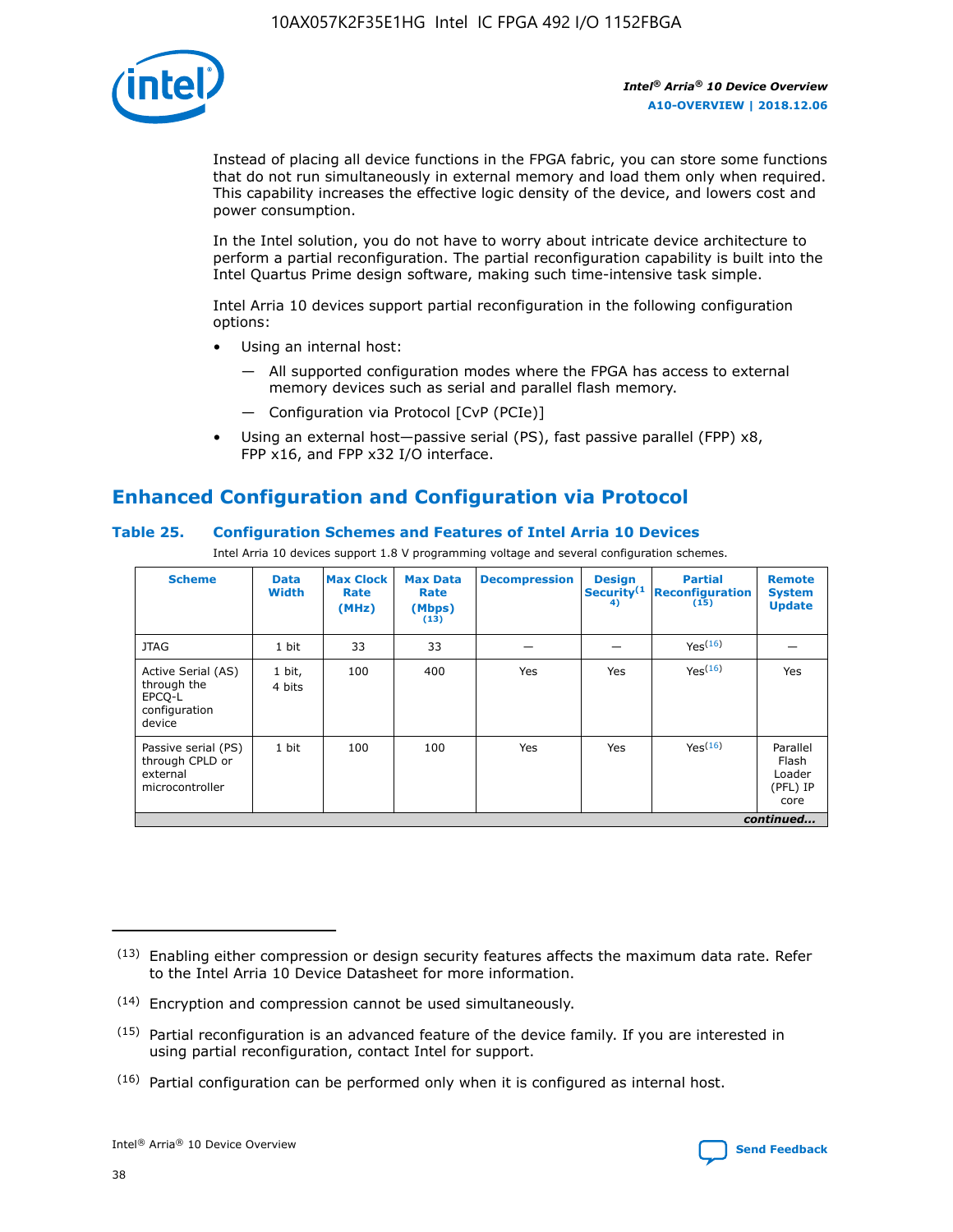Instead of placing all device functions in the FPGA fabric, you can store some functions that do not run simultaneously in external memory and load them only when required. This capability increases the effective logic density of the device, and lowers cost and power consumption.

In the Intel solution, you do not have to worry about intricate device architecture to perform a partial reconfiguration. The partial reconfiguration capability is built into the Intel Quartus Prime design software, making such time-intensive task simple.

Intel Arria 10 devices support partial reconfiguration in the following configuration options:

- Using an internal host:
  - — All supported configuration modes where the FPGA has access to external memory devices such as serial and parallel flash memory.
  - — Configuration via Protocol [CvP (PCIe)]
- Using an external host—passive serial (PS), fast passive parallel (FPP) x8, FPP x16, and FPP x32 I/O interface.

## Enhanced Configuration and Configuration via Protocol

### Table 25. Configuration Schemes and Features of Intel Arria 10 Devices

Intel Arria 10 devices support 1.8 V programming voltage and several configuration schemes.

| Scheme | Data Width | Max Clock Rate (MHz) | Max Data Rate (Mbps) [13] | Decompression | Design Security [14] | Partial Reconfiguration [15] | Remote System Update |
|---|---|---|---|---|---|---|---|
| JTAG | 1 bit | 33 | 33 | — | — | Yes[16] | — |
| Active Serial (AS) through the EPCQ-L configuration device | 1 bit, 4 bits | 100 | 400 | Yes | Yes | Yes[16] | Yes |
| Passive serial (PS) through CPLD or external microcontroller | 1 bit | 100 | 100 | Yes | Yes | Yes[16] | Parallel Flash Loader (PFL) IP core |

*continued...*

(13) Enabling either compression or design security features affects the maximum data rate. Refer to the Intel Arria 10 Device Datasheet for more information.

(14) Encryption and compression cannot be used simultaneously.

(15) Partial reconfiguration is an advanced feature of the device family. If you are interested in using partial reconfiguration, contact Intel for support.

(16) Partial configuration can be performed only when it is configured as internal host.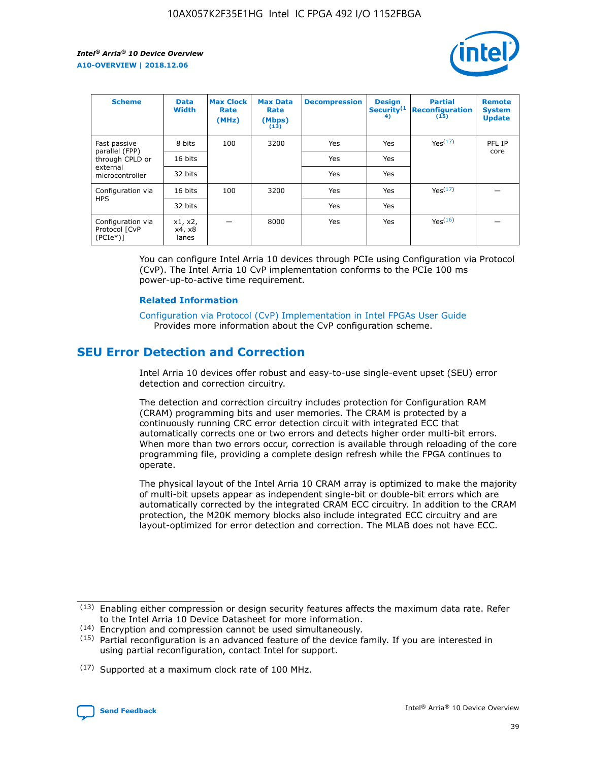| Scheme | Data Width | Max Clock Rate (MHz) | Max Data Rate (Mbps) (13) | Decompression | Design Security(14) | Partial Reconfiguration (15) | Remote System Update |
| --- | --- | --- | --- | --- | --- | --- | --- |
| Fast passive parallel (FPP) through CPLD or external microcontroller | 8 bits | 100 | 3200 | Yes | Yes | Yes(17) | PFL IP core |
| | 16 bits | | | Yes | Yes | | |
| | 32 bits | | | Yes | Yes | | |
| Configuration via HPS | 16 bits | 100 | 3200 | Yes | Yes | Yes(17) | — |
| | 32 bits | | | Yes | Yes | | |
| Configuration via Protocol [CvP (PCIe*)] | x1, x2, x4, x8 lanes | — | 8000 | Yes | Yes | Yes(16) | — |

You can configure Intel Arria 10 devices through PCIe using Configuration via Protocol (CvP). The Intel Arria 10 CvP implementation conforms to the PCIe 100 ms power-up-to-active time requirement.

### Related Information

Configuration via Protocol (CvP) Implementation in Intel FPGAs User Guide
Provides more information about the CvP configuration scheme.

## SEU Error Detection and Correction

Intel Arria 10 devices offer robust and easy-to-use single-event upset (SEU) error detection and correction circuitry.

The detection and correction circuitry includes protection for Configuration RAM (CRAM) programming bits and user memories. The CRAM is protected by a continuously running CRC error detection circuit with integrated ECC that automatically corrects one or two errors and detects higher order multi-bit errors. When more than two errors occur, correction is available through reloading of the core programming file, providing a complete design refresh while the FPGA continues to operate.

The physical layout of the Intel Arria 10 CRAM array is optimized to make the majority of multi-bit upsets appear as independent single-bit or double-bit errors which are automatically corrected by the integrated CRAM ECC circuitry. In addition to the CRAM protection, the M20K memory blocks also include integrated ECC circuitry and are layout-optimized for error detection and correction. The MLAB does not have ECC.

(13) Enabling either compression or design security features affects the maximum data rate. Refer to the Intel Arria 10 Device Datasheet for more information.

(14) Encryption and compression cannot be used simultaneously.

(15) Partial reconfiguration is an advanced feature of the device family. If you are interested in using partial reconfiguration, contact Intel for support.

(17) Supported at a maximum clock rate of 100 MHz.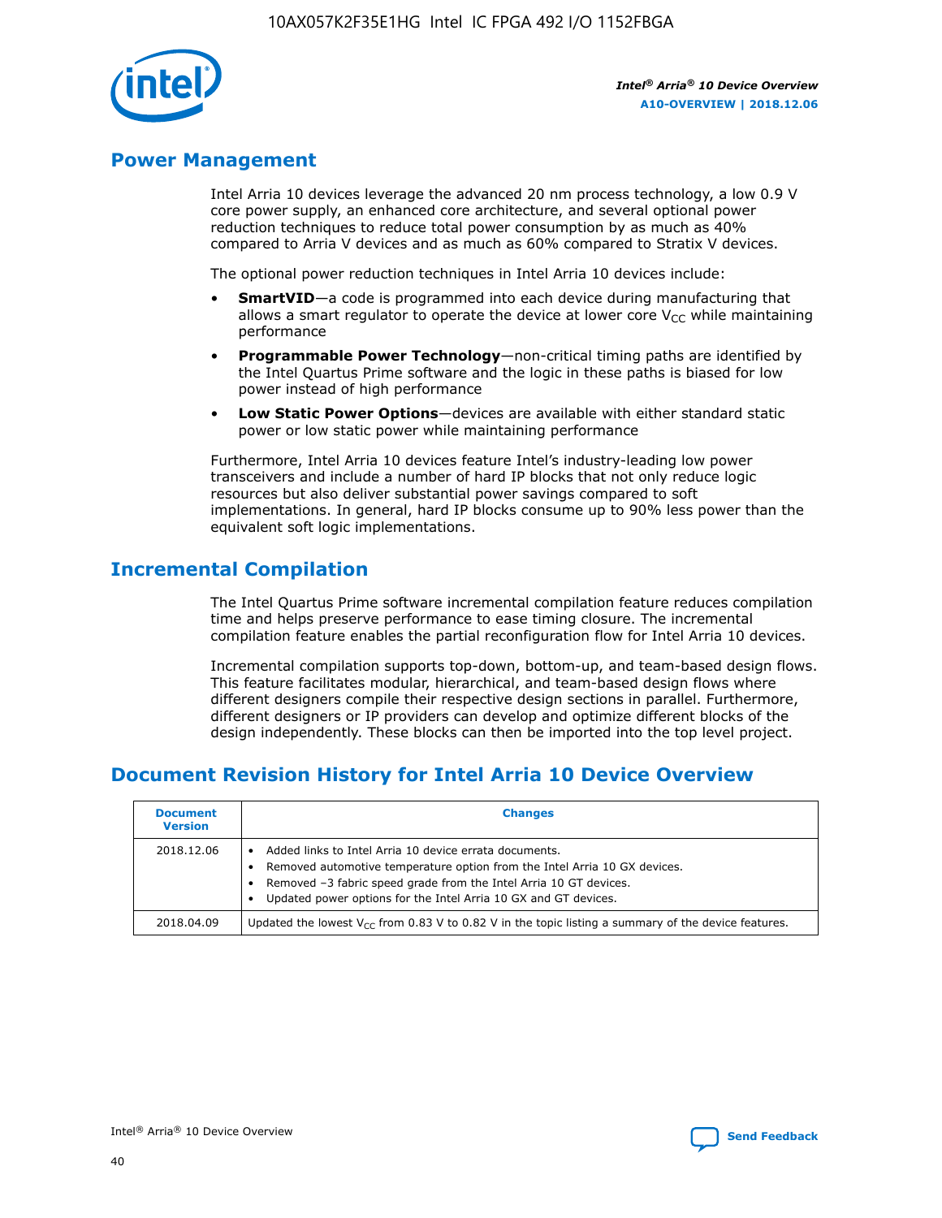## Power Management

Intel Arria 10 devices leverage the advanced 20 nm process technology, a low 0.9 V core power supply, an enhanced core architecture, and several optional power reduction techniques to reduce total power consumption by as much as 40% compared to Arria V devices and as much as 60% compared to Stratix V devices.

The optional power reduction techniques in Intel Arria 10 devices include:

- **SmartVID**—a code is programmed into each device during manufacturing that allows a smart regulator to operate the device at lower core $V_{CC}$ while maintaining performance
- **Programmable Power Technology**—non-critical timing paths are identified by the Intel Quartus Prime software and the logic in these paths is biased for low power instead of high performance
- **Low Static Power Options**—devices are available with either standard static power or low static power while maintaining performance

Furthermore, Intel Arria 10 devices feature Intel's industry-leading low power transceivers and include a number of hard IP blocks that not only reduce logic resources but also deliver substantial power savings compared to soft implementations. In general, hard IP blocks consume up to 90% less power than the equivalent soft logic implementations.

## Incremental Compilation

The Intel Quartus Prime software incremental compilation feature reduces compilation time and helps preserve performance to ease timing closure. The incremental compilation feature enables the partial reconfiguration flow for Intel Arria 10 devices.

Incremental compilation supports top-down, bottom-up, and team-based design flows. This feature facilitates modular, hierarchical, and team-based design flows where different designers compile their respective design sections in parallel. Furthermore, different designers or IP providers can develop and optimize different blocks of the design independently. These blocks can then be imported into the top level project.

## Document Revision History for Intel Arria 10 Device Overview

| Document Version | Changes |
|---|---|
| 2018.12.06 | • Added links to Intel Arria 10 device errata documents.<br>• Removed automotive temperature option from the Intel Arria 10 GX devices.<br>• Removed –3 fabric speed grade from the Intel Arria 10 GT devices.<br>• Updated power options for the Intel Arria 10 GX and GT devices. |
| 2018.04.09 | Updated the lowest $V_{CC}$ from 0.83 V to 0.82 V in the topic listing a summary of the device features. |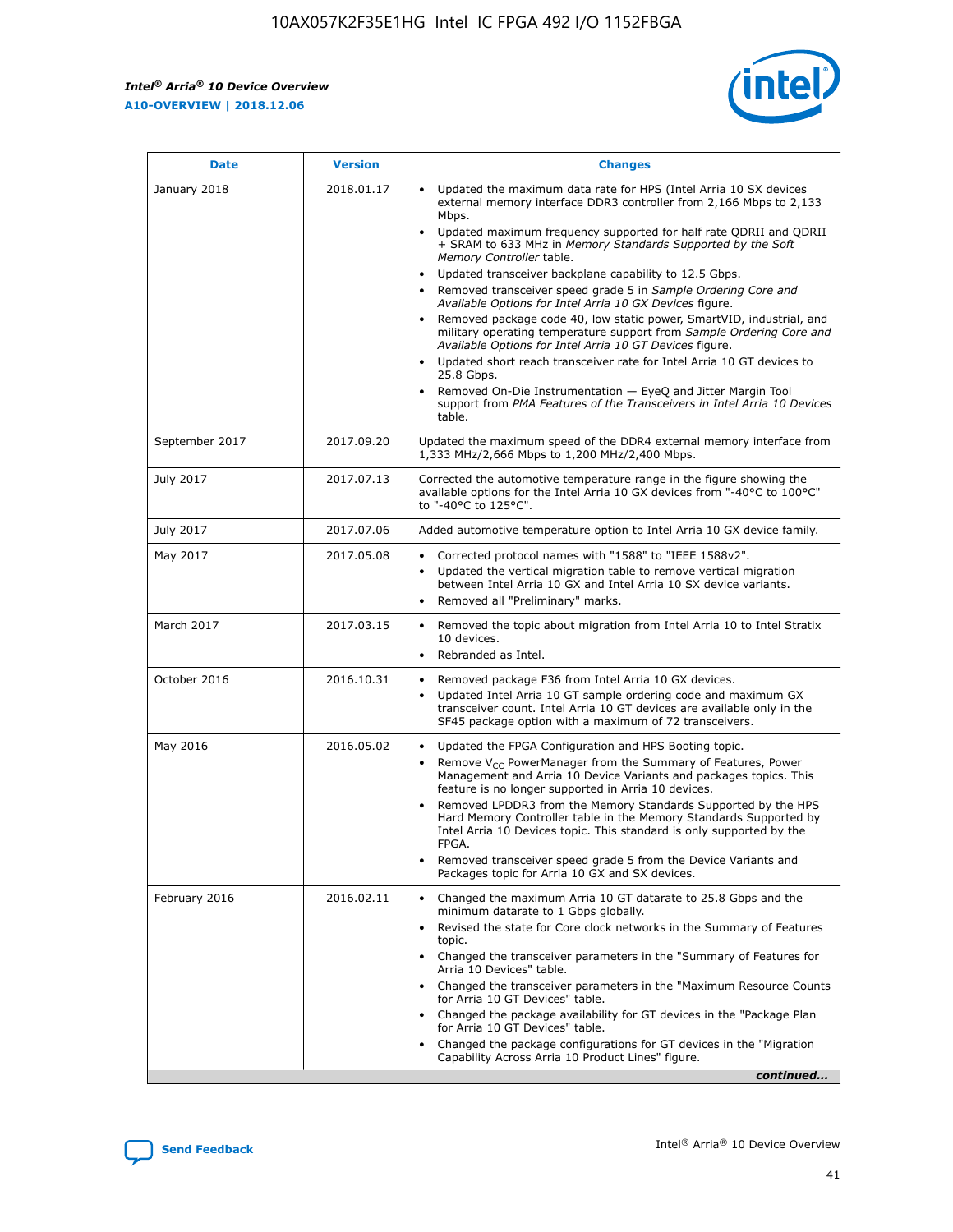| Date | Version | Changes |
| --- | --- | --- |
| January 2018 | 2018.01.17 | • Updated the maximum data rate for HPS (Intel Arria 10 SX devices external memory interface DDR3 controller from 2,166 Mbps to 2,133 Mbps.<br>• Updated maximum frequency supported for half rate QDRII and QDRII + SRAM to 633 MHz in *Memory Standards Supported by the Soft Memory Controller* table.<br>• Updated transceiver backplane capability to 12.5 Gbps.<br>• Removed transceiver speed grade 5 in *Sample Ordering Core and Available Options for Intel Arria 10 GX Devices* figure.<br>• Removed package code 40, low static power, SmartVID, industrial, and military operating temperature support from *Sample Ordering Core and Available Options for Intel Arria 10 GT Devices* figure.<br>• Updated short reach transceiver rate for Intel Arria 10 GT devices to 25.8 Gbps.<br>• Removed On-Die Instrumentation — EyeQ and Jitter Margin Tool support from *PMA Features of the Transceivers in Intel Arria 10 Devices* table. |
| September 2017 | 2017.09.20 | Updated the maximum speed of the DDR4 external memory interface from 1,333 MHz/2,666 Mbps to 1,200 MHz/2,400 Mbps. |
| July 2017 | 2017.07.13 | Corrected the automotive temperature range in the figure showing the available options for the Intel Arria 10 GX devices from "-40°C to 100°C" to "-40°C to 125°C". |
| July 2017 | 2017.07.06 | Added automotive temperature option to Intel Arria 10 GX device family. |
| May 2017 | 2017.05.08 | • Corrected protocol names with "1588" to "IEEE 1588v2".<br>• Updated the vertical migration table to remove vertical migration between Intel Arria 10 GX and Intel Arria 10 SX device variants.<br>• Removed all "Preliminary" marks. |
| March 2017 | 2017.03.15 | • Removed the topic about migration from Intel Arria 10 to Intel Stratix 10 devices.<br>• Rebranded as Intel. |
| October 2016 | 2016.10.31 | • Removed package F36 from Intel Arria 10 GX devices.<br>• Updated Intel Arria 10 GT sample ordering code and maximum GX transceiver count. Intel Arria 10 GT devices are available only in the SF45 package option with a maximum of 72 transceivers. |
| May 2016 | 2016.05.02 | • Updated the FPGA Configuration and HPS Booting topic.<br>• Remove $V_{CC}$ PowerManager from the Summary of Features, Power Management and Arria 10 Device Variants and packages topics. This feature is no longer supported in Arria 10 devices.<br>• Removed LPDDR3 from the Memory Standards Supported by the HPS Hard Memory Controller table in the Memory Standards Supported by Intel Arria 10 Devices topic. This standard is only supported by the FPGA.<br>• Removed transceiver speed grade 5 from the Device Variants and Packages topic for Arria 10 GX and SX devices. |
| February 2016 | 2016.02.11 | • Changed the maximum Arria 10 GT datarate to 25.8 Gbps and the minimum datarate to 1 Gbps globally.<br>• Revised the state for Core clock networks in the Summary of Features topic.<br>• Changed the transceiver parameters in the "Summary of Features for Arria 10 Devices" table.<br>• Changed the transceiver parameters in the "Maximum Resource Counts for Arria 10 GT Devices" table.<br>• Changed the package availability for GT devices in the "Package Plan for Arria 10 GT Devices" table.<br>• Changed the package configurations for GT devices in the "Migration Capability Across Arria 10 Product Lines" figure. |

*continued...*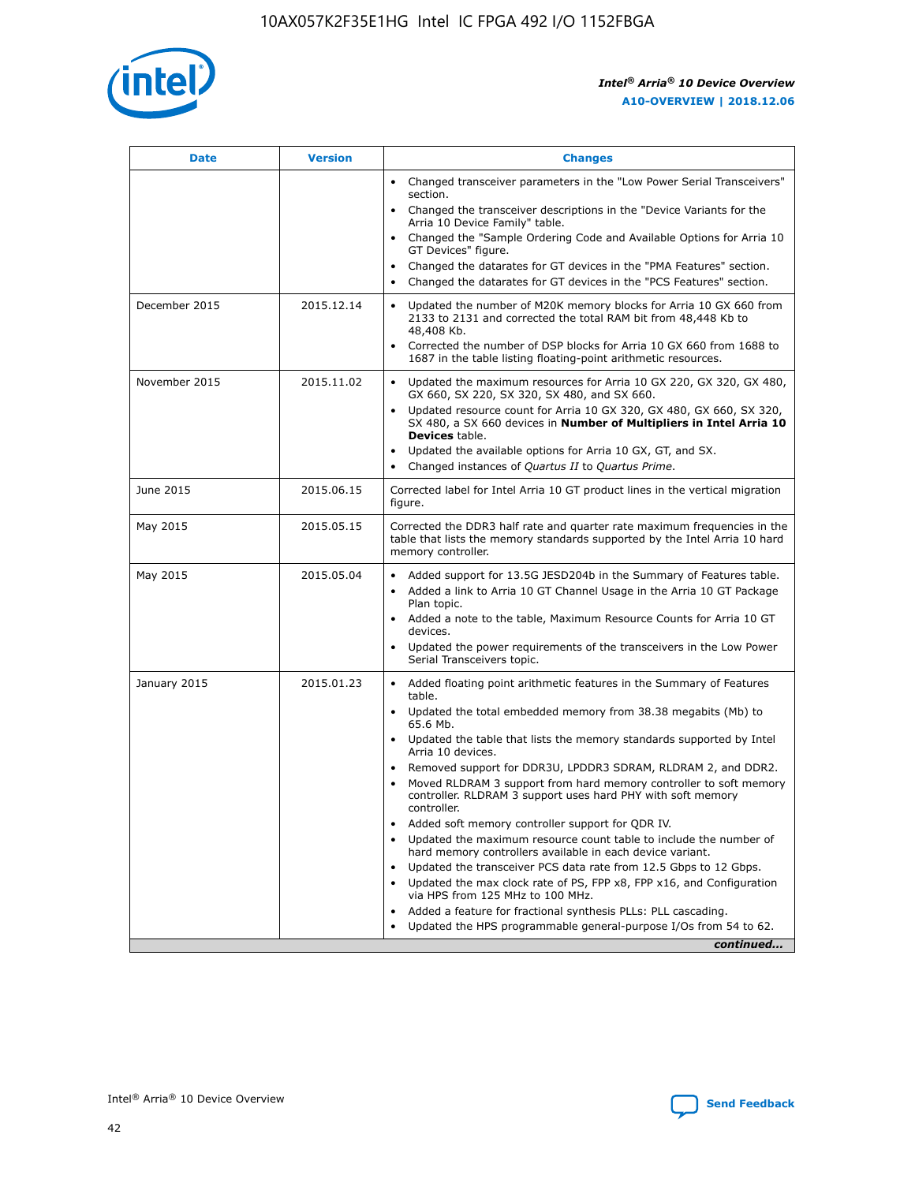| Date | Version | Changes |
| --- | --- | --- |
| | | • Changed transceiver parameters in the "Low Power Serial Transceivers" section.<br>• Changed the transceiver descriptions in the "Device Variants for the Arria 10 Device Family" table.<br>• Changed the "Sample Ordering Code and Available Options for Arria 10 GT Devices" figure.<br>• Changed the datarates for GT devices in the "PMA Features" section.<br>• Changed the datarates for GT devices in the "PCS Features" section. |
| December 2015 | 2015.12.14 | • Updated the number of M20K memory blocks for Arria 10 GX 660 from 2133 to 2131 and corrected the total RAM bit from 48,448 Kb to 48,408 Kb.<br>• Corrected the number of DSP blocks for Arria 10 GX 660 from 1688 to 1687 in the table listing floating-point arithmetic resources. |
| November 2015 | 2015.11.02 | • Updated the maximum resources for Arria 10 GX 220, GX 320, GX 480, GX 660, SX 220, SX 320, SX 480, and SX 660.<br>• Updated resource count for Arria 10 GX 320, GX 480, GX 660, SX 320, SX 480, a SX 660 devices in **Number of Multipliers in Intel Arria 10 Devices** table.<br>• Updated the available options for Arria 10 GX, GT, and SX.<br>• Changed instances of *Quartus II* to *Quartus Prime*. |
| June 2015 | 2015.06.15 | Corrected label for Intel Arria 10 GT product lines in the vertical migration figure. |
| May 2015 | 2015.05.15 | Corrected the DDR3 half rate and quarter rate maximum frequencies in the table that lists the memory standards supported by the Intel Arria 10 hard memory controller. |
| May 2015 | 2015.05.04 | • Added support for 13.5G JESD204b in the Summary of Features table.<br>• Added a link to Arria 10 GT Channel Usage in the Arria 10 GT Package Plan topic.<br>• Added a note to the table, Maximum Resource Counts for Arria 10 GT devices.<br>• Updated the power requirements of the transceivers in the Low Power Serial Transceivers topic. |
| January 2015 | 2015.01.23 | • Added floating point arithmetic features in the Summary of Features table.<br>• Updated the total embedded memory from 38.38 megabits (Mb) to 65.6 Mb.<br>• Updated the table that lists the memory standards supported by Intel Arria 10 devices.<br>• Removed support for DDR3U, LPDDR3 SDRAM, RLDRAM 2, and DDR2.<br>• Moved RLDRAM 3 support from hard memory controller to soft memory controller. RLDRAM 3 support uses hard PHY with soft memory controller.<br>• Added soft memory controller support for QDR IV.<br>• Updated the maximum resource count table to include the number of hard memory controllers available in each device variant.<br>• Updated the transceiver PCS data rate from 12.5 Gbps to 12 Gbps.<br>• Updated the max clock rate of PS, FPP x8, FPP x16, and Configuration via HPS from 125 MHz to 100 MHz.<br>• Added a feature for fractional synthesis PLLs: PLL cascading.<br>• Updated the HPS programmable general-purpose I/Os from 54 to 62. |

*continued...*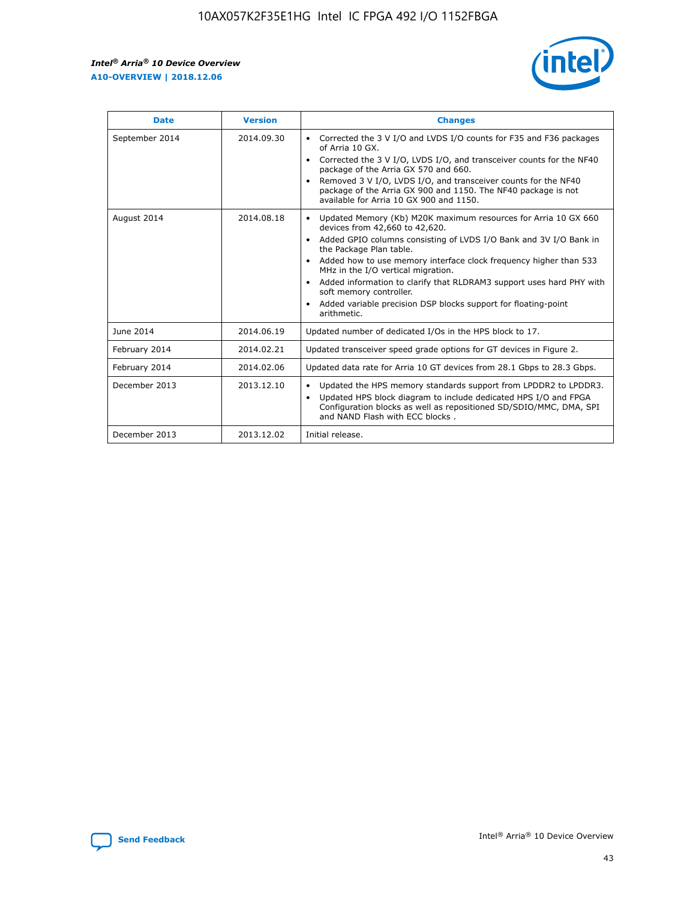| Date | Version | Changes |
| --- | --- | --- |
| September 2014 | 2014.09.30 | • Corrected the 3 V I/O and LVDS I/O counts for F35 and F36 packages of Arria 10 GX.<br>• Corrected the 3 V I/O, LVDS I/O, and transceiver counts for the NF40 package of the Arria GX 570 and 660.<br>• Removed 3 V I/O, LVDS I/O, and transceiver counts for the NF40 package of the Arria GX 900 and 1150. The NF40 package is not available for Arria 10 GX 900 and 1150. |
| August 2014 | 2014.08.18 | • Updated Memory (Kb) M20K maximum resources for Arria 10 GX 660 devices from 42,660 to 42,620.<br>• Added GPIO columns consisting of LVDS I/O Bank and 3V I/O Bank in the Package Plan table.<br>• Added how to use memory interface clock frequency higher than 533 MHz in the I/O vertical migration.<br>• Added information to clarify that RLDRAM3 support uses hard PHY with soft memory controller.<br>• Added variable precision DSP blocks support for floating-point arithmetic. |
| June 2014 | 2014.06.19 | Updated number of dedicated I/Os in the HPS block to 17. |
| February 2014 | 2014.02.21 | Updated transceiver speed grade options for GT devices in Figure 2. |
| February 2014 | 2014.02.06 | Updated data rate for Arria 10 GT devices from 28.1 Gbps to 28.3 Gbps. |
| December 2013 | 2013.12.10 | • Updated the HPS memory standards support from LPDDR2 to LPDDR3.<br>• Updated HPS block diagram to include dedicated HPS I/O and FPGA Configuration blocks as well as repositioned SD/SDIO/MMC, DMA, SPI and NAND Flash with ECC blocks . |
| December 2013 | 2013.12.02 | Initial release. |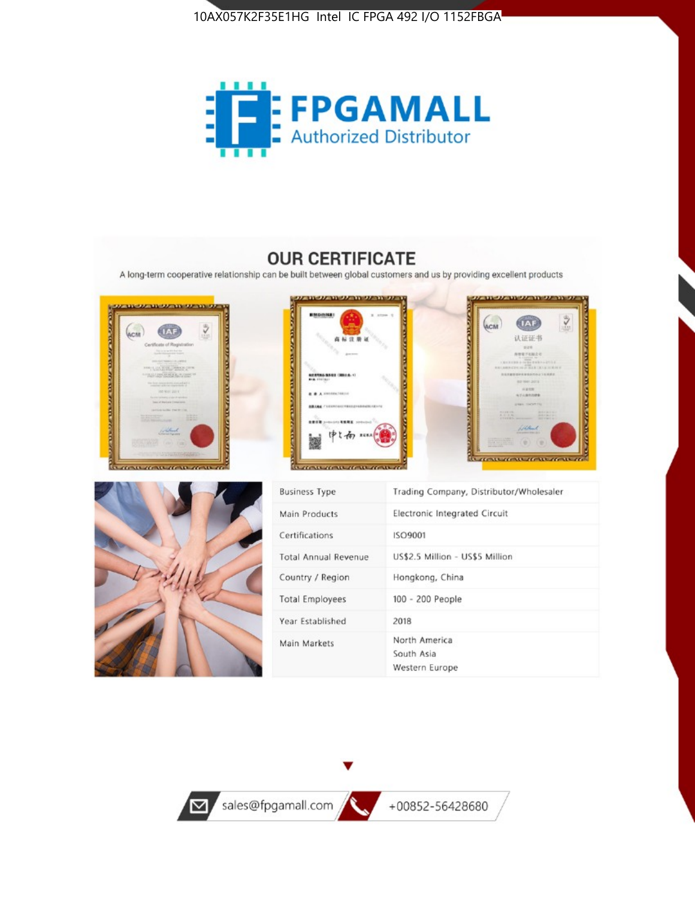FPGAMALL
Authorized Distributor

## OUR CERTIFICATE

A long-term cooperative relationship can be built between global customers and us by providing excellent products

| | |
|---|---|
| Business Type | Trading Company, Distributor/Wholesaler |
| Main Products | Electronic Integrated Circuit |
| Certifications | ISO9001 |
| Total Annual Revenue | US$2.5 Million - US$5 Million |
| Country / Region | Hongkong, China |
| Total Employees | 100 - 200 People |
| Year Established | 2018 |
| Main Markets | North America<br>South Asia<br>Western Europe |

sales@fpgamall.com

+00852-56428680